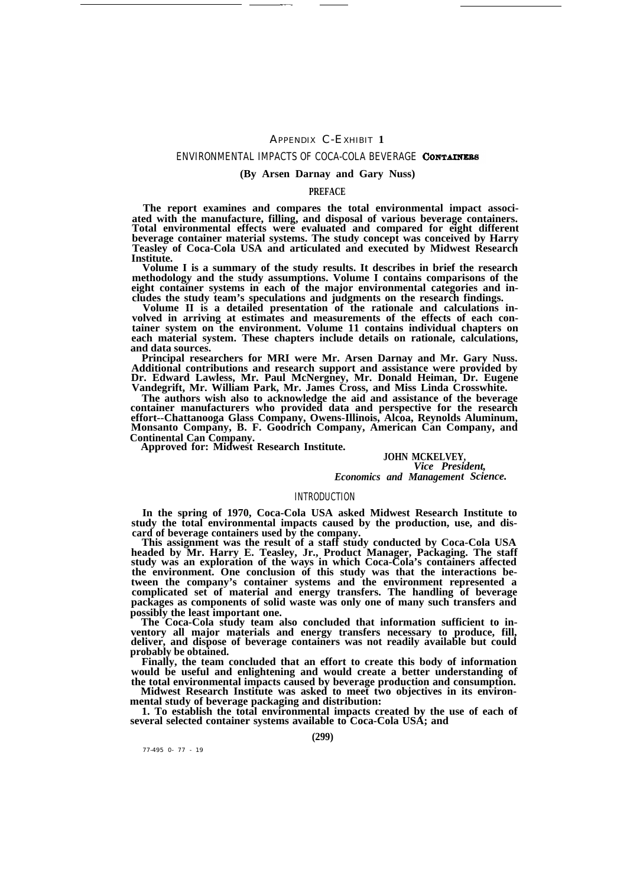# APPENDIX C-EXHIBIT 1

## ENVIRONMENTAL IMPACTS OF COCA-COLA BEVERAGE CONTAINERS

**(By Arsen Darnay and Gary Nuss)**

### PREFACE

**The report examines and compares the total environmental impact associated with the manufacture, filling, and disposal of various beverage containers. Total environmental effects were evaluated and compared for eight different beverage container material systems. The study concept was conceived by Harry Teasley of Coca-Cola USA and articulated and executed by Midwest Research Institute.**

**Volume I is a summary of the study results. It describes in brief the research methodology and the study assumptions. Volume I contains comparisons of the eight container systems in each of the major environmental categories and includes the study team's speculations and judgments on the research findings.**

**Volume II is a detailed presentation of the rationale and calculations involved in arriving at estimates and measurements of the effects of each container system on the environment. Volume 11 contains individual chapters on each material system. These chapters include details on rationale, calculations, and data sources.**

**Principal researchers for MRI were Mr. Arsen Darnay and Mr. Gary Nuss. Additional contributions and research support and assistance were provided by Dr. Edward Lawless, Mr. Paul McNergney, Mr. Donald Heiman, Dr. Eugene Vandegrift, Mr. William Park, Mr. James Cross, and Miss Linda Crosswhite.**

**The authors wish also to acknowledge the aid and assistance of the beverage container manufacturers who provided data and perspective for the research effort--Chattanooga Glass Company, Owens-Illinois, Alcoa, Reynolds Aluminum, Monsanto Company, B. F. Goodrich Company, American Can Company, and Continental Can Company.**

**Approved for: Midwest Research Institute.**

**JOHN MCKELVEY,**
***Vice President,***
***Economics and Management Science.***

### INTRODUCTION

**In the spring of 1970, Coca-Cola USA asked Midwest Research Institute to study the total environmental impacts caused by the production, use, and discard of beverage containers used by the company.**

**This assignment was the result of a staff study conducted by Coca-Cola USA headed by Mr. Harry E. Teasley, Jr., Product Manager, Packaging. The staff study was an exploration of the ways in which Coca-Cola's containers affected the environment. One conclusion of this study was that the interactions between the company's container systems and the environment represented a complicated set of material and energy transfers. The handling of beverage packages as components of solid waste was only one of many such transfers and possibly the least important one.**

**The Coca-Cola study team also concluded that information sufficient to inventory all major materials and energy transfers necessary to produce, fill, deliver, and dispose of beverage containers was not readily available but could probably be obtained.**

**Finally, the team concluded that an effort to create this body of information would be useful and enlightening and would create a better understanding of the total environmental impacts caused by beverage production and consumption.**

**Midwest Research Institute was asked to meet two objectives in its environmental study of beverage packaging and distribution:**

**1. To establish the total environmental impacts created by the use of each of several selected container systems available to Coca-Cola USA; and**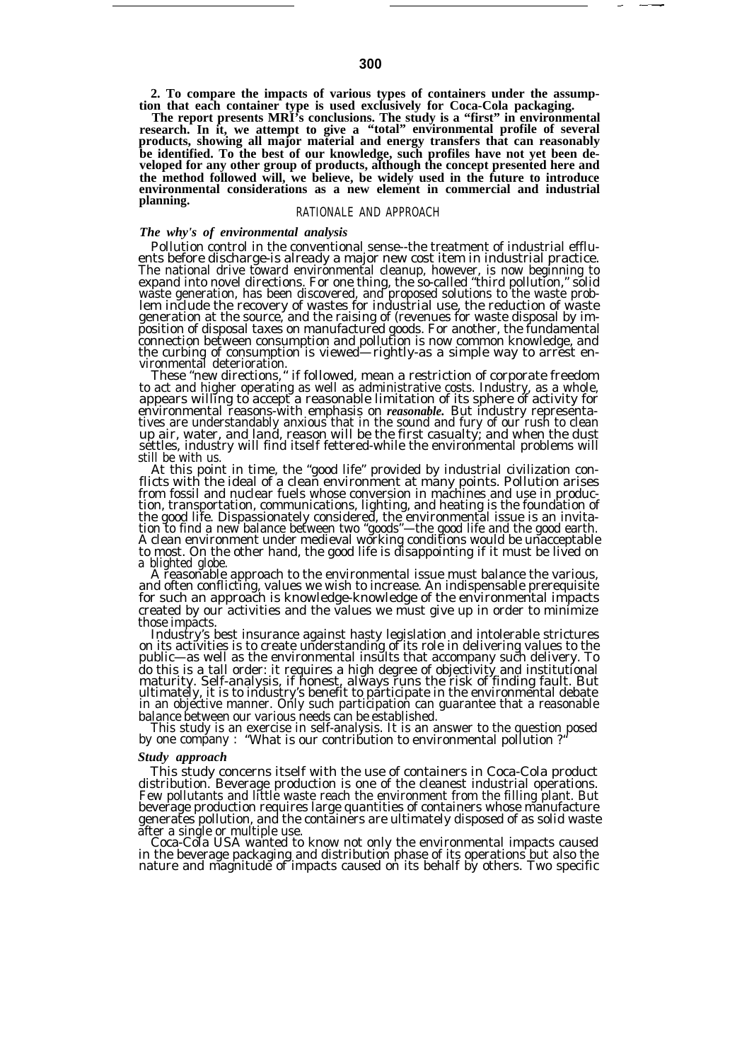**2. To compare the impacts of various types of containers under the assumption that each container type is used exclusively for Coca-Cola packaging.**

**The report presents MRI's conclusions. The study is a "first" in environmental research. In it, we attempt to give a "total" environmental profile of several products, showing all major material and energy transfers that can reasonably be identified. To the best of our knowledge, such profiles have not yet been developed for any other group of products, although the concept presented here and the method followed will, we believe, be widely used in the future to introduce environmental considerations as a new element in commercial and industrial planning.**

## RATIONALE AND APPROACH

### *The why's of environmental analysis*

Pollution control in the conventional sense--the treatment of industrial effluents before discharge-is already a major new cost item in industrial practice. The national drive toward environmental cleanup, however, is now beginning to expand into novel directions. For one thing, the so-called "third pollution," solid waste generation, has been discovered, and proposed solutions to the waste problem include the recovery of wastes for industrial use, the reduction of waste generation at the source, and the raising of (revenues for waste disposal by imposition of disposal taxes on manufactured goods. For another, the fundamental connection between consumption and pollution is now common knowledge, and the curbing of consumption is viewed—rightly-as a simple way to arrest environmental deterioration.

These "new directions," if followed, mean a restriction of corporate freedom to act and higher operating as well as administrative costs. Industry, as a whole, appears willing to accept a reasonable limitation of its sphere of activity for environmental reasons-with emphasis on ***reasonable***. But industry representatives are understandably anxious that in the sound and fury of our rush to clean up air, water, and land, reason will be the first casualty; and when the dust settles, industry will find itself fettered-while the environmental problems will still be with us.

At this point in time, the "good life" provided by industrial civilization conflicts with the ideal of a clean environment at many points. Pollution arises from fossil and nuclear fuels whose conversion in machines and use in production, transportation, communications, lighting, and heating is the foundation of the good life. Dispassionately considered, the environmental issue is an invitation to find a new balance between two "goods"—the good life and the good earth. A clean environment under medieval working conditions would be unacceptable to most. On the other hand, the good life is disappointing if it must be lived on a blighted globe.

A reasonable approach to the environmental issue must balance the various, and often conflicting, values we wish to increase. An indispensable prerequisite for such an approach is knowledge-knowledge of the environmental impacts created by our activities and the values we must give up in order to minimize those impacts.

Industry's best insurance against hasty legislation and intolerable strictures on its activities is to create understanding of its role in delivering values to the public—as well as the environmental insults that accompany such delivery. To do this is a tall order: it requires a high degree of objectivity and institutional maturity. Self-analysis, if honest, always runs the risk of finding fault. But ultimately, it is to industry's benefit to participate in the environmental debate in an objective manner. Only such participation can guarantee that a reasonable balance between our various needs can be established.

This study is an exercise in self-analysis. It is an answer to the question posed by one company : "What is our contribution to environmental pollution ?"

### *Study approach*

This study concerns itself with the use of containers in Coca-Cola product distribution. Beverage production is one of the cleanest industrial operations. Few pollutants and little waste reach the environment from the filling plant. But beverage production requires large quantities of containers whose manufacture generates pollution, and the containers are ultimately disposed of as solid waste after a single or multiple use.

Coca-Cola USA wanted to know not only the environmental impacts caused in the beverage packaging and distribution phase of its operations but also the nature and magnitude of impacts caused on its behalf by others. Two specific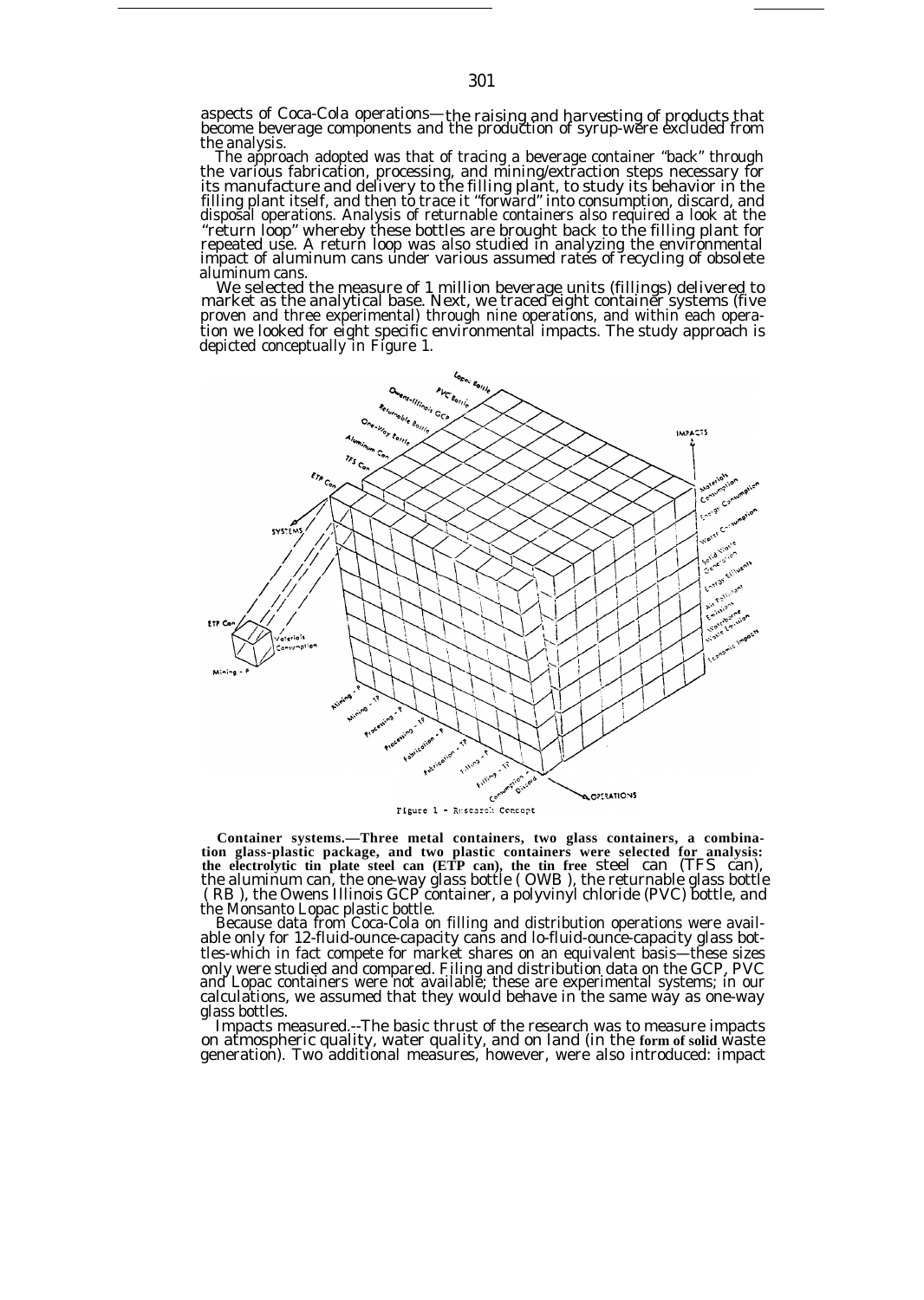aspects of Coca-Cola operations—the raising and harvesting of products that become beverage components and the production of syrup-were excluded from the analysis.

The approach adopted was that of tracing a beverage container "back" through the various fabrication, processing, and mining/extraction steps necessary for its manufacture and delivery to the filling plant, to study its behavior in the filling plant itself, and then to trace it "forward" into consumption, discard, and disposal operations. Analysis of returnable containers also required a look at the "return loop" whereby these bottles are brought back to the filling plant for repeated use. A return loop was also studied in analyzing the environmental impact of aluminum cans under various assumed rates of recycling of obsolete aluminum cans.

We selected the measure of 1 million beverage units (fillings) delivered to market as the analytical base. Next, we traced eight container systems (five proven and three experimental) through nine operations, and within each operation we looked for eight specific environmental impacts. The study approach is depicted conceptually in Figure 1.

Figure 1 - Research Concept

**Container systems.—Three metal containers, two glass containers, a combination glass-plastic package, and two plastic containers were selected for analysis: the electrolytic tin plate steel can (ETP can), the tin free** steel can (TFS can), the aluminum can, the one-way glass bottle ( OWB ), the returnable glass bottle ( RB ), the Owens Illinois GCP container, a polyvinyl chloride (PVC) bottle, and the Monsanto Lopac plastic bottle.

Because data from Coca-Cola on filling and distribution operations were available only for 12-fluid-ounce-capacity cans and lo-fluid-ounce-capacity glass bottles-which in fact compete for market shares on an equivalent basis—these sizes only were studied and compared. Filing and distribution data on the GCP, PVC and Lopac containers were not available; these are experimental systems; in our calculations, we assumed that they would behave in the same way as one-way glass bottles.

Impacts measured.--The basic thrust of the research was to measure impacts on atmospheric quality, water quality, and on land (in the **form of solid** waste generation). Two additional measures, however, were also introduced: impact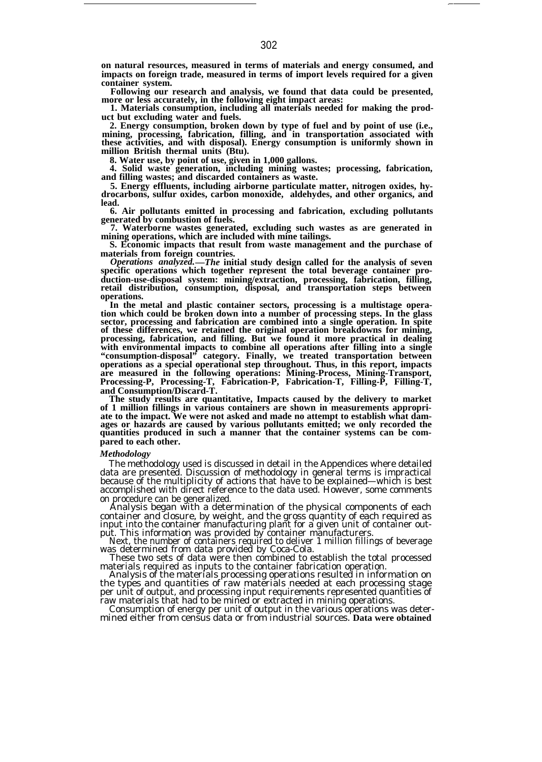on natural resources, measured in terms of materials and energy consumed, and impacts on foreign trade, measured in terms of import levels required for a given container system.

Following our research and analysis, we found that data could be presented, more or less accurately, in the following eight impact areas:

1. Materials consumption, including all materials needed for making the product but excluding water and fuels.

2. Energy consumption, broken down by type of fuel and by point of use (i.e., mining, processing, fabrication, filling, and in transportation associated with these activities, and with disposal). Energy consumption is uniformly shown in million British thermal units (Btu).

8. Water use, by point of use, given in 1,000 gallons.

4. Solid waste generation, including mining wastes; processing, fabrication, and filling wastes; and discarded containers as waste.

5. Energy effluents, including airborne particulate matter, nitrogen oxides, hydrocarbons, sulfur oxides, carbon monoxide, aldehydes, and other organics, and lead.

6. Air pollutants emitted in processing and fabrication, excluding pollutants generated by combustion of fuels.

7. Waterborne wastes generated, excluding such wastes as are generated in mining operations, which are included with mine tailings.

S. Economic impacts that result from waste management and the purchase of materials from foreign countries.

*Operations analyzed.—The* initial study design called for the analysis of seven specific operations which together represent the total beverage container production-use-disposal system: mining/extraction, processing, fabrication, filling, retail distribution, consumption, disposal, and transportation steps between operations.

In the metal and plastic container sectors, processing is a multistage operation which could be broken down into a number of processing steps. In the glass sector, processing and fabrication are combined into a single operation. In spite of these differences, we retained the original operation breakdowns for mining, processing, fabrication, and filling. But we found it more practical in dealing with environmental impacts to combine all operations after filling into a single "consumption-disposal" category. Finally, we treated transportation between operations as a special operational step throughout. Thus, in this report, impacts are measured in the following operations: Mining-Process, Mining-Transport, Processing-P, Processing-T, Fabrication-P, Fabrication-T, Filling-P, Filling-T, and Consumption/Discard-T.

The study results are quantitative, Impacts caused by the delivery to market of 1 million fillings in various containers are shown in measurements appropriate to the impact. We were not asked and made no attempt to establish what damages or hazards are caused by various pollutants emitted; we only recorded the quantities produced in such a manner that the container systems can be compared to each other.

### *Methodology*

The methodology used is discussed in detail in the Appendices where detailed data are presented. Discussion of methodology in general terms is impractical because of the multiplicity of actions that have to be explained—which is best accomplished with direct reference to the data used. However, some comments on procedure can be generalized.

Analysis began with a determination of the physical components of each container and closure, by weight, and the gross quantity of each required as input into the container manufacturing plant for a given unit of container output. This information was provided by container manufacturers.

Next, the number of containers required to deliver 1 million fillings of beverage was determined from data provided by Coca-Cola.

These two sets of data were then combined to establish the total processed materials required as inputs to the container fabrication operation.

Analysis of the materials processing operations resulted in information on the types and quantities of raw materials needed at each processing stage per unit of output, and processing input requirements represented quantities of raw materials that had to be mined or extracted in mining operations.

Consumption of energy per unit of output in the various operations was determined either from census data or from industrial sources. **Data were obtained**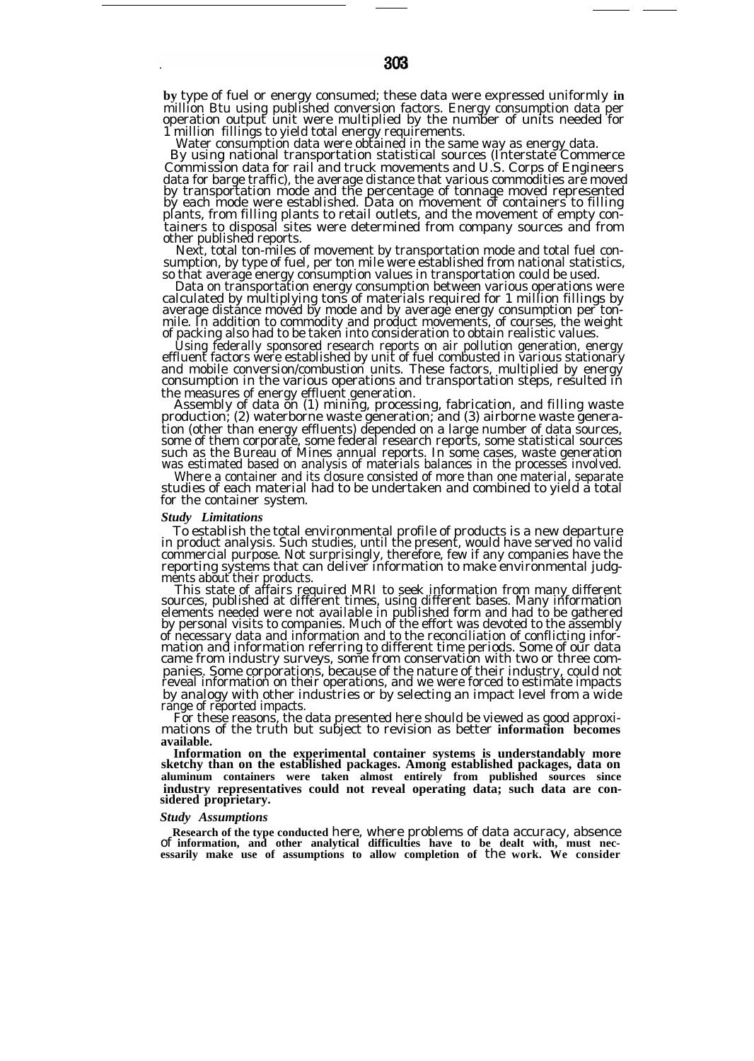by type of fuel or energy consumed; these data were expressed uniformly in million Btu using published conversion factors. Energy consumption data per operation output unit were multiplied by the number of units needed for 1 million fillings to yield total energy requirements.

Water consumption data were obtained in the same way as energy data.

By using national transportation statistical sources (Interstate Commerce Commission data for rail and truck movements and U.S. Corps of Engineers data for barge traffic), the average distance that various commodities are moved by transportation mode and the percentage of tonnage moved represented by each mode were established. Data on movement of containers to filling plants, from filling plants to retail outlets, and the movement of empty containers to disposal sites were determined from company sources and from other published reports.

Next, total ton-miles of movement by transportation mode and total fuel consumption, by type of fuel, per ton mile were established from national statistics, so that average energy consumption values in transportation could be used.

Data on transportation energy consumption between various operations were calculated by multiplying tons of materials required for 1 million fillings by average distance moved by mode and by average energy consumption per ton-mile. In addition to commodity and product movements, of courses, the weight of packing also had to be taken into consideration to obtain realistic values.

Using federally sponsored research reports on air pollution generation, energy effluent factors were established by unit of fuel combusted in various stationary and mobile conversion/combustion units. These factors, multiplied by energy consumption in the various operations and transportation steps, resulted in the measures of energy effluent generation.

Assembly of data on (1) mining, processing, fabrication, and filling waste production; (2) waterborne waste generation; and (3) airborne waste generation (other than energy effluents) depended on a large number of data sources, some of them corporate, some federal research reports, some statistical sources such as the Bureau of Mines annual reports. In some cases, waste generation was estimated based on analysis of materials balances in the processes involved.

Where a container and its closure consisted of more than one material, separate studies of each material had to be undertaken and combined to yield a total for the container system.

### *Study Limitations*

To establish the total environmental profile of products is a new departure in product analysis. Such studies, until the present, would have served no valid commercial purpose. Not surprisingly, therefore, few if any companies have the reporting systems that can deliver information to make environmental judgments about their products.

This state of affairs required MRI to seek information from many different sources, published at different times, using different bases. Many information elements needed were not available in published form and had to be gathered by personal visits to companies. Much of the effort was devoted to the assembly of necessary data and information and to the reconciliation of conflicting information and information referring to different time periods. Some of our data came from industry surveys, some from conservation with two or three companies. Some corporations, because of the nature of their industry, could not reveal information on their operations, and we were forced to estimate impacts by analogy with other industries or by selecting an impact level from a wide range of reported impacts.

For these reasons, the data presented here should be viewed as good approximations of the truth but subject to revision as better information becomes available.

Information on the experimental container systems is understandably more sketchy than on the established packages. Among established packages, data on aluminum containers were taken almost entirely from published sources since industry representatives could not reveal operating data; such data are considered proprietary.

### *Study Assumptions*

Research of the type conducted here, where problems of data accuracy, absence of information, and other analytical difficulties have to be dealt with, must necessarily make use of assumptions to allow completion of the work. We consider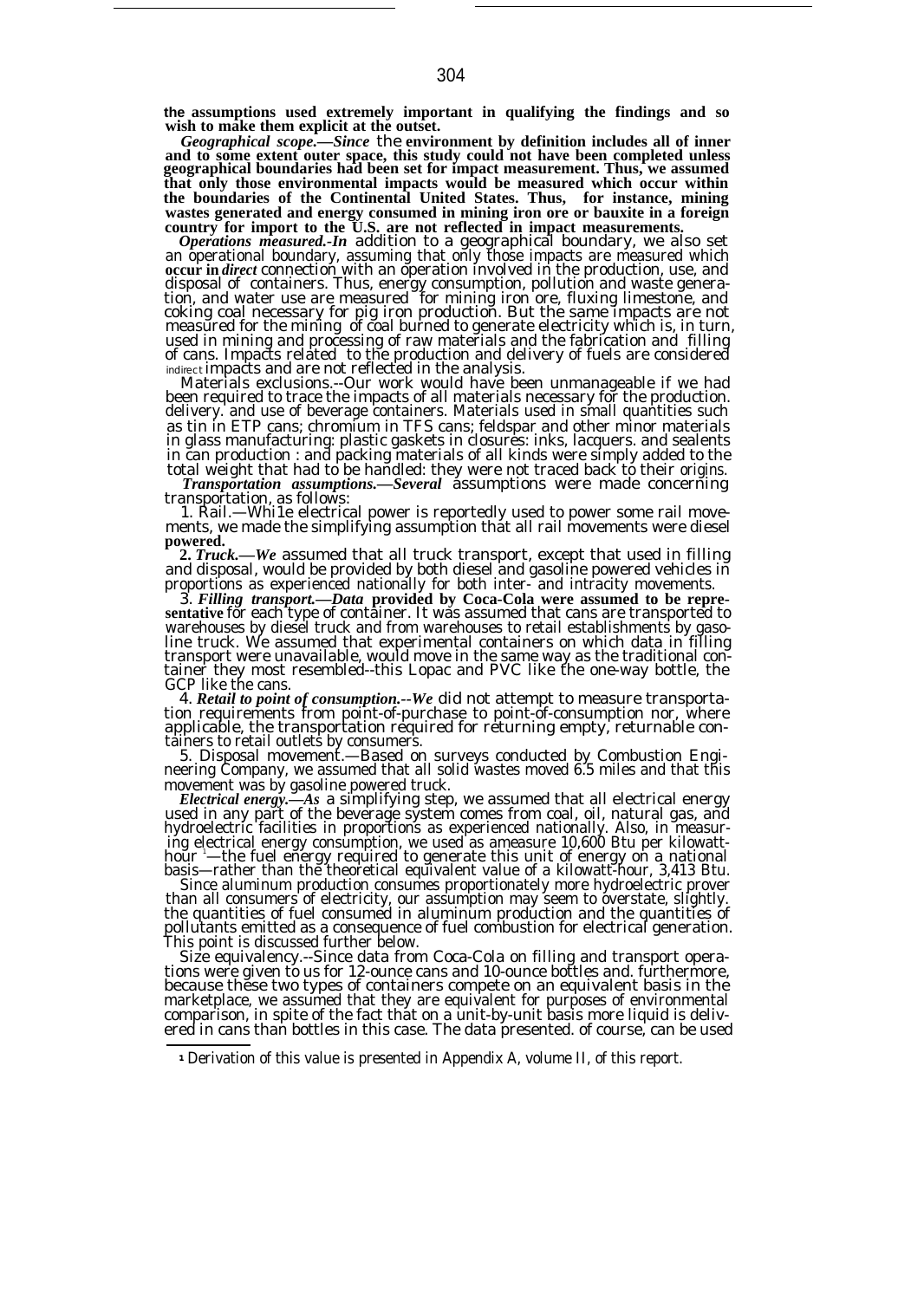the assumptions used extremely important in qualifying the findings and so wish to make them explicit at the outset.

*Geographical scope.*—Since the environment by definition includes all of inner and to some extent outer space, this study could not have been completed unless geographical boundaries had been set for impact measurement. Thus, we assumed that only those environmental impacts would be measured which occur within the boundaries of the Continental United States. Thus, for instance, mining wastes generated and energy consumed in mining iron ore or bauxite in a foreign country for import to the U.S. are not reflected in impact measurements.

*Operations measured.*-In addition to a geographical boundary, we also set an operational boundary, assuming that only those impacts are measured which occur in *direct* connection with an operation involved in the production, use, and disposal of containers. Thus, energy consumption, pollution and waste generation, and water use are measured for mining iron ore, fluxing limestone, and coking coal necessary for pig iron production. But the same impacts are not measured for the mining of coal burned to generate electricity which is, in turn, used in mining and processing of raw materials and the fabrication and filling of cans. Impacts related to the production and delivery of fuels are considered indirect impacts and are not reflected in the analysis.

Materials exclusions.--Our work would have been unmanageable if we had been required to trace the impacts of all materials necessary for the production. delivery. and use of beverage containers. Materials used in small quantities such as tin in ETP cans; chromium in TFS cans; feldspar and other minor materials in glass manufacturing: plastic gaskets in closures: inks, lacquers. and sealents in can production : and packing materials of all kinds were simply added to the total weight that had to be handled: they were not traced back to their origins.

*Transportation assumptions.*—Several assumptions were made concerning transportation, as follows:

1. Rail.—While electrical power is reportedly used to power some rail movements, we made the simplifying assumption that all rail movements were diesel powered.

2. *Truck.*—We assumed that all truck transport, except that used in filling and disposal, would be provided by both diesel and gasoline powered vehicles in proportions as experienced nationally for both inter- and intracity movements.

3. *Filling transport.*—Data provided by Coca-Cola were assumed to be representative for each type of container. It was assumed that cans are transported to warehouses by diesel truck and from warehouses to retail establishments by gasoline truck. We assumed that experimental containers on which data in filling transport were unavailable, would move in the same way as the traditional container they most resembled--this Lopac and PVC like the one-way bottle, the GCP like the cans.

4. *Retail to point of consumption.*--We did not attempt to measure transportation requirements from point-of-purchase to point-of-consumption nor, where applicable, the transportation required for returning empty, returnable containers to retail outlets by consumers.

5. Disposal movement.—Based on surveys conducted by Combustion Engineering Company, we assumed that all solid wastes moved 6.5 miles and that this movement was by gasoline powered truck.

*Electrical energy.*—As a simplifying step, we assumed that all electrical energy used in any part of the beverage system comes from coal, oil, natural gas, and hydroelectric facilities in proportions as experienced nationally. Also, in measuring electrical energy consumption, we used as ameasure 10,600 Btu per kilowatt-hour [1]—the fuel energy required to generate this unit of energy on a national basis—rather than the theoretical equivalent value of a kilowatt-hour, 3,413 Btu.

Since aluminum production consumes proportionately more hydroelectric prover than all consumers of electricity, our assumption may seem to overstate, slightly. the quantities of fuel consumed in aluminum production and the quantities of pollutants emitted as a consequence of fuel combustion for electrical generation. This point is discussed further below.

Size equivalency.--Since data from Coca-Cola on filling and transport operations were given to us for 12-ounce cans and 10-ounce bottles and. furthermore, because these two types of containers compete on an equivalent basis in the marketplace, we assumed that they are equivalent for purposes of environmental comparison, in spite of the fact that on a unit-by-unit basis more liquid is delivered in cans than bottles in this case. The data presented. of course, can be used

---

[1] Derivation of this value is presented in Appendix A, volume II, of this report.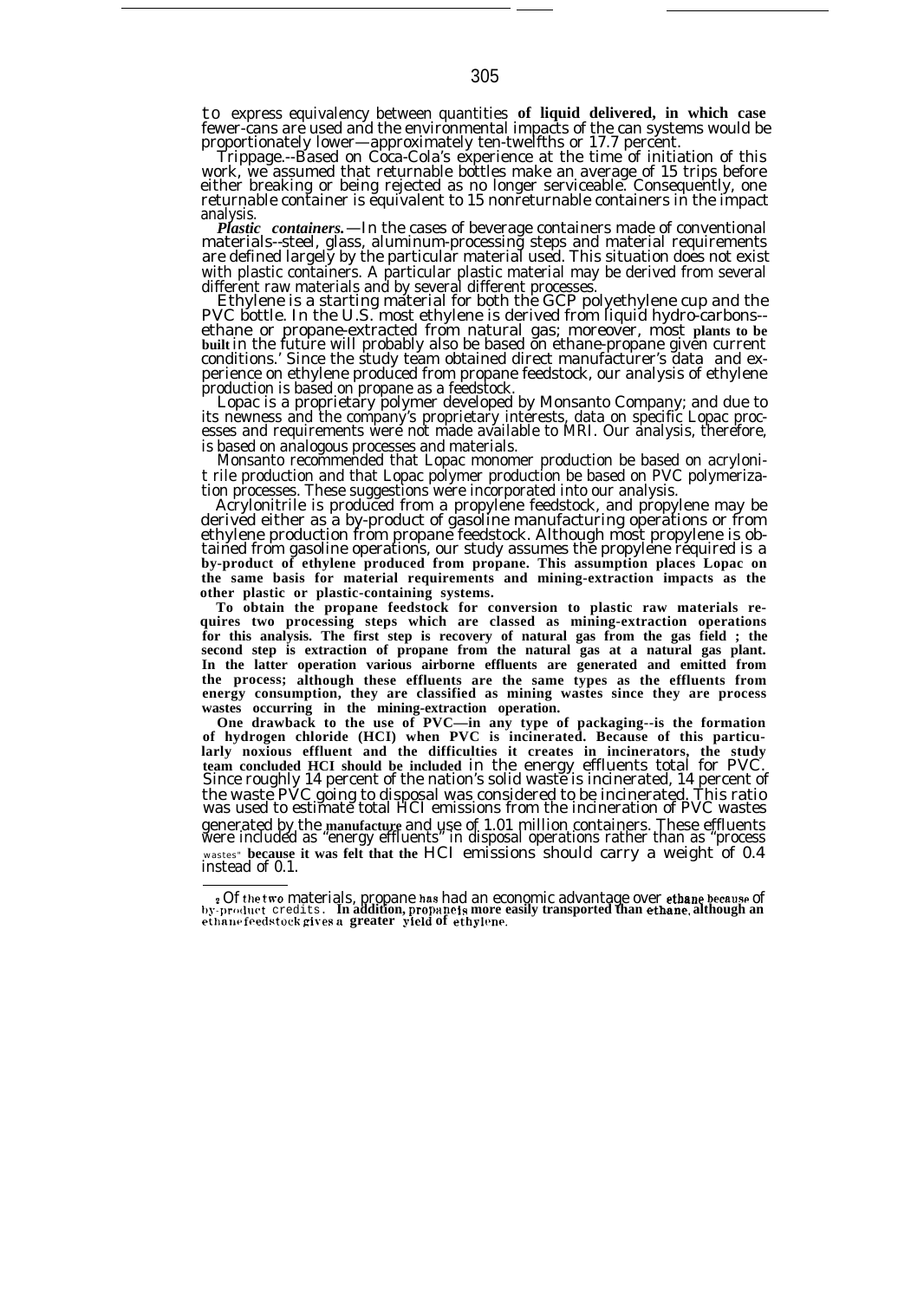to express equivalency between quantities of liquid delivered, in which case fewer-cans are used and the environmental impacts of the can systems would be proportionately lower—approximately ten-twelfths or 17.7 percent.

Trippage.--Based on Coca-Cola's experience at the time of initiation of this work, we assumed that returnable bottles make an average of 15 trips before either breaking or being rejected as no longer serviceable. Consequently, one returnable container is equivalent to 15 nonreturnable containers in the impact analysis.

***Plastic containers.***—In the cases of beverage containers made of conventional materials--steel, glass, aluminum-processing steps and material requirements are defined largely by the particular material used. This situation does not exist with plastic containers. A particular plastic material may be derived from several different raw materials and by several different processes.

Ethylene is a starting material for both the GCP polyethylene cup and the PVC bottle. In the U.S. most ethylene is derived from liquid hydro-carbons--ethane or propane-extracted from natural gas; moreover, most plants to be built in the future will probably also be based on ethane-propane given current conditions.[2] Since the study team obtained direct manufacturer's data and experience on ethylene produced from propane feedstock, our analysis of ethylene production is based on propane as a feedstock.

Lopac is a proprietary polymer developed by Monsanto Company; and due to its newness and the company's proprietary interests, data on specific Lopac processes and requirements were not made available to MRI. Our analysis, therefore, is based on analogous processes and materials.

Monsanto recommended that Lopac monomer production be based on acrylonitrile production and that Lopac polymer production be based on PVC polymerization processes. These suggestions were incorporated into our analysis.

Acrylonitrile is produced from a propylene feedstock, and propylene may be derived either as a by-product of gasoline manufacturing operations or from ethylene production from propane feedstock. Although most propylene is obtained from gasoline operations, our study assumes the propylene required is a by-product of ethylene produced from propane. This assumption places Lopac on the same basis for material requirements and mining-extraction impacts as the other plastic or plastic-containing systems.

To obtain the propane feedstock for conversion to plastic raw materials requires two processing steps which are classed as mining-extraction operations for this analysis. The first step is recovery of natural gas from the gas field ; the second step is extraction of propane from the natural gas at a natural gas plant. In the latter operation various airborne effluents are generated and emitted from the process; although these effluents are the same types as the effluents from energy consumption, they are classified as mining wastes since they are process wastes occurring in the mining-extraction operation.

One drawback to the use of PVC—in any type of packaging--is the formation of hydrogen chloride (HCI) when PVC is incinerated. Because of this particularly noxious effluent and the difficulties it creates in incinerators, the study team concluded HCI should be included in the energy effluents total for PVC. Since roughly 14 percent of the nation's solid waste is incinerated, 14 percent of the waste PVC going to disposal was considered to be incinerated. This ratio was used to estimate total HCI emissions from the incineration of PVC wastes generated by the manufacture and use of 1.01 million containers. These effluents were included as "energy effluents" in disposal operations rather than as "process wastes" because it was felt that the HCI emissions should carry a weight of 0.4 instead of 0.1.

---

[2] Of the two materials, propane has had an economic advantage over ethane because of by-product credits. In addition, propane is more easily transported than ethane, although an ethane feedstock gives a greater yield of ethylene.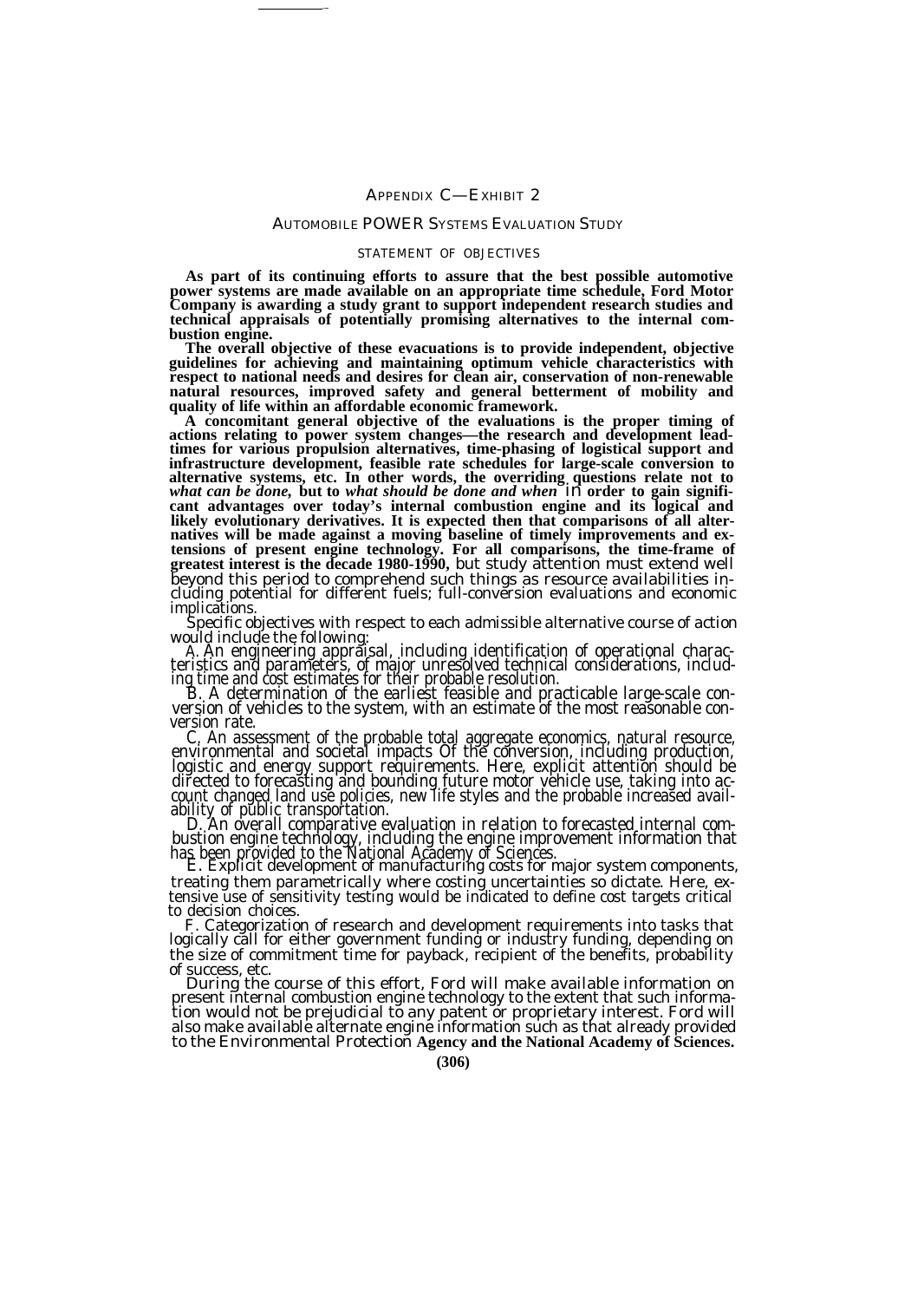## APPENDIX C—EXHIBIT 2

### AUTOMOBILE POWER SYSTEMS EVALUATION STUDY

#### STATEMENT OF OBJECTIVES

**As part of its continuing efforts to assure that the best possible automotive power systems are made available on an appropriate time schedule, Ford Motor Company is awarding a study grant to support independent research studies and technical appraisals of potentially promising alternatives to the internal combustion engine.**

**The overall objective of these evacuations is to provide independent, objective guidelines for achieving and maintaining optimum vehicle characteristics with respect to national needs and desires for clean air, conservation of non-renewable natural resources, improved safety and general betterment of mobility and quality of life within an affordable economic framework.**

**A concomitant general objective of the evaluations is the proper timing of actions relating to power system changes—the research and development lead-times for various propulsion alternatives, time-phasing of logistical support and infrastructure development, feasible rate schedules for large-scale conversion to alternative systems, etc. In other words, the overriding questions relate not to** ***what can be done,*** **but to** ***what should be done and when*** in **order to gain significant advantages over today's internal combustion engine and its logical and likely evolutionary derivatives. It is expected then that comparisons of all alternatives will be made against a moving baseline of timely improvements and extensions of present engine technology. For all comparisons, the time-frame of greatest interest is the decade 1980-1990,** but study attention must extend well beyond this period to comprehend such things as resource availabilities including potential for different fuels; full-conversion evaluations and economic implications.

Specific objectives with respect to each admissible alternative course of action would include the following:

A. An engineering appraisal, including identification of operational characteristics and parameters, of major unresolved technical considerations, including time and cost estimates for their probable resolution.

B. A determination of the earliest feasible and practicable large-scale conversion of vehicles to the system, with an estimate of the most reasonable conversion rate.

C. An assessment of the probable total aggregate economics, natural resource, environmental and societal impacts Of the conversion, including production, logistic and energy support requirements. Here, explicit attention should be directed to forecasting and bounding future motor vehicle use, taking into account changed land use policies, new life styles and the probable increased availability of public transportation.

D. An overall comparative evaluation in relation to forecasted internal combustion engine technology, including the engine improvement information that has been provided to the National Academy of Sciences.

E. Explicit development of manufacturing costs for major system components, treating them parametrically where costing uncertainties so dictate. Here, extensive use of sensitivity testing would be indicated to define cost targets critical to decision choices.

F. Categorization of research and development requirements into tasks that logically call for either government funding or industry funding, depending on the size of commitment time for payback, recipient of the benefits, probability of success, etc.

During the course of this effort, Ford will make available information on present internal combustion engine technology to the extent that such information would not be prejudicial to any patent or proprietary interest. Ford will also make available alternate engine information such as that already provided to the Environmental Protection **Agency and the National Academy of Sciences.**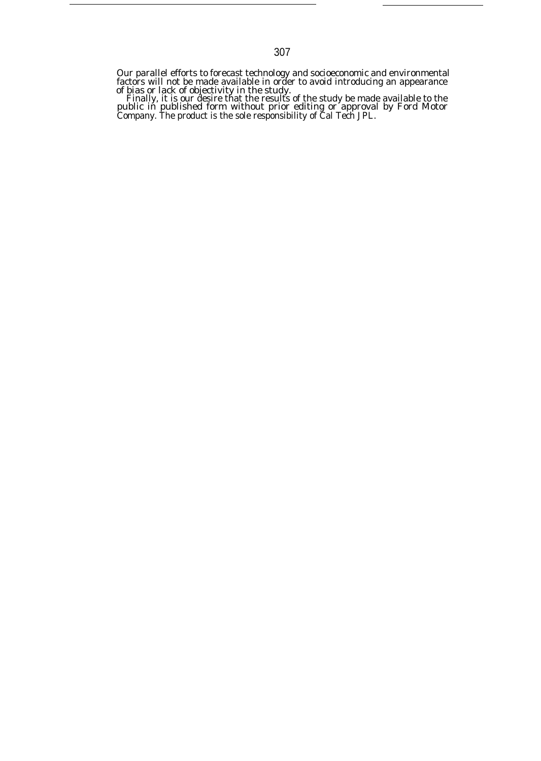Our parallel efforts to forecast technology and socioeconomic and environmental factors will not be made available in order to avoid introducing an appearance of bias or lack of objectivity in the study.

Finally, it is our desire that the results of the study be made available to the public in published form without prior editing or approval by Ford Motor Company. The product is the sole responsibility of Cal Tech JPL.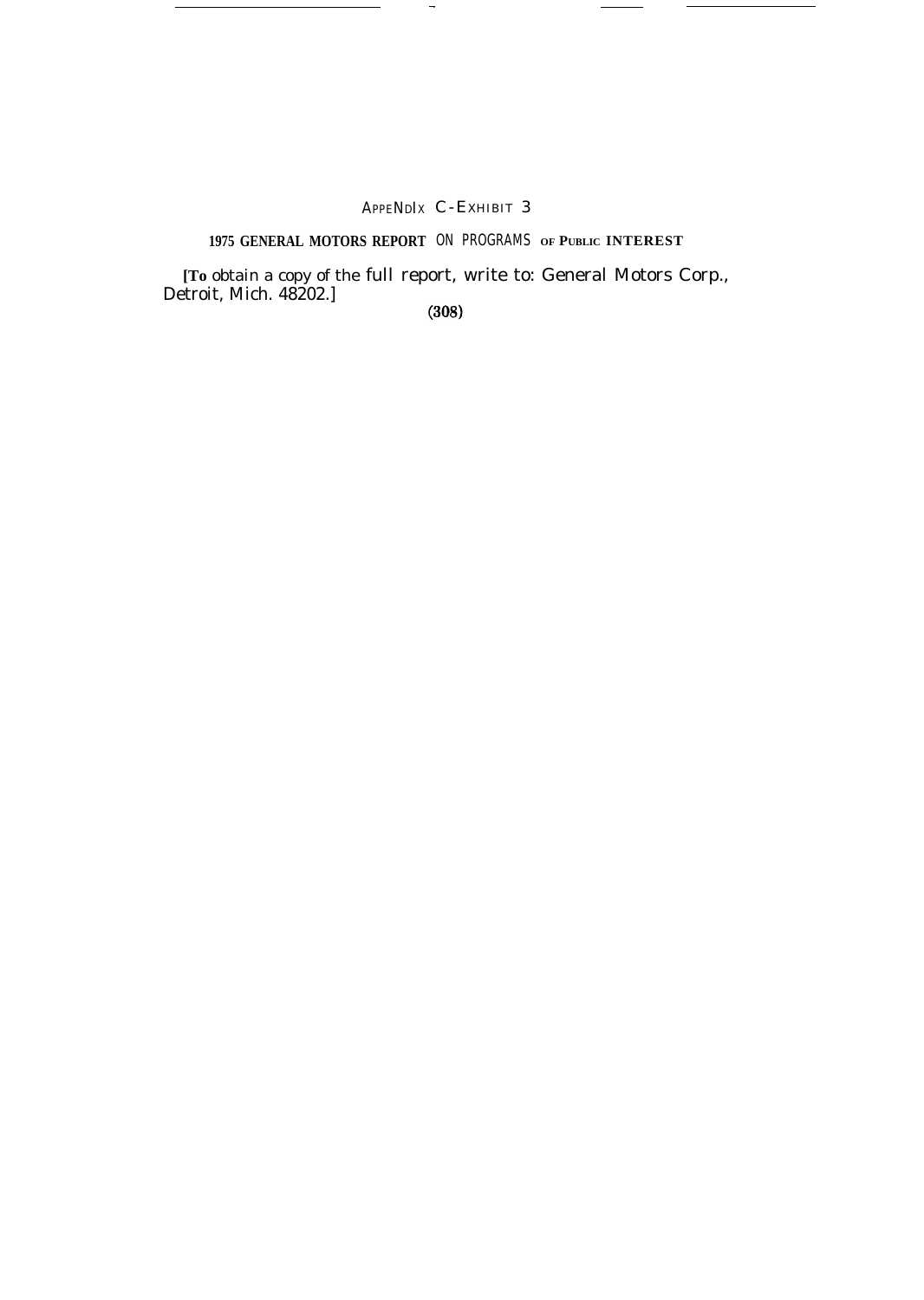## APPENDIX C-EXHIBIT 3

## 1975 GENERAL MOTORS REPORT ON PROGRAMS OF PUBLIC INTEREST

[To obtain a copy of the full report, write to: General Motors Corp., Detroit, Mich. 48202.]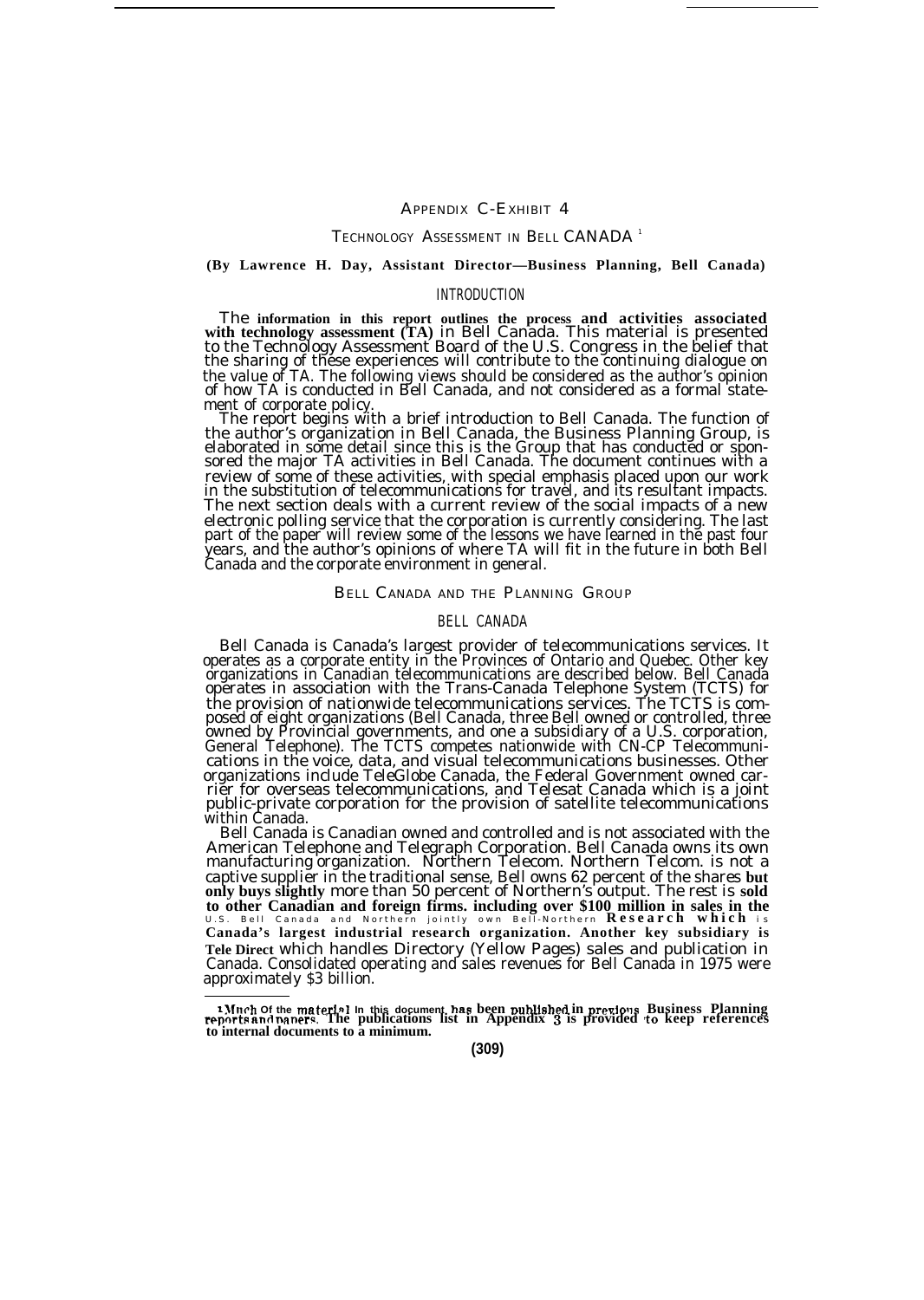## APPENDIX C-EXHIBIT 4

### TECHNOLOGY ASSESSMENT IN BELL CANADA [1]

**(By Lawrence H. Day, Assistant Director—Business Planning, Bell Canada)**

#### INTRODUCTION

The information in this report outlines the process and activities associated with technology assessment (TA) in Bell Canada. This material is presented to the Technology Assessment Board of the U.S. Congress in the belief that the sharing of these experiences will contribute to the continuing dialogue on the value of TA. The following views should be considered as the author's opinion of how TA is conducted in Bell Canada, and not considered as a formal statement of corporate policy.

The report begins with a brief introduction to Bell Canada. The function of the author's organization in Bell Canada, the Business Planning Group, is elaborated in some detail since this is the Group that has conducted or sponsored the major TA activities in Bell Canada. The document continues with a review of some of these activities, with special emphasis placed upon our work in the substitution of telecommunications for travel, and its resultant impacts. The next section deals with a current review of the social impacts of a new electronic polling service that the corporation is currently considering. The last part of the paper will review some of the lessons we have learned in the past four years, and the author's opinions of where TA will fit in the future in both Bell Canada and the corporate environment in general.

### BELL CANADA AND THE PLANNING GROUP

#### BELL CANADA

Bell Canada is Canada's largest provider of telecommunications services. It operates as a corporate entity in the Provinces of Ontario and Quebec. Other key organizations in Canadian telecommunications are described below. Bell Canada operates in association with the Trans-Canada Telephone System (TCTS) for the provision of nationwide telecommunications services. The TCTS is composed of eight organizations (Bell Canada, three Bell owned or controlled, three owned by Provincial governments, and one a subsidiary of a U.S. corporation, General Telephone). The TCTS competes nationwide with CN-CP Telecommunications in the voice, data, and visual telecommunications businesses. Other organizations include TeleGlobe Canada, the Federal Government owned carrier for overseas telecommunications, and Telesat Canada which is a joint public-private corporation for the provision of satellite telecommunications within Canada.

Bell Canada is Canadian owned and controlled and is not associated with the American Telephone and Telegraph Corporation. Bell Canada owns its own manufacturing organization. Northern Telecom. Northern Telcom. is not a captive supplier in the traditional sense, Bell owns 62 percent of the shares but only buys slightly more than 50 percent of Northern's output. The rest is sold to other Canadian and foreign firms. including over $100 million in sales in the U.S. Bell Canada and Northern jointly own Bell-Northern Research which is Canada's largest industrial research organization. Another key subsidiary is Tele Direct which handles Directory (Yellow Pages) sales and publication in Canada. Consolidated operating and sales revenues for Bell Canada in 1975 were approximately $3 billion.

---

[1] Much of the material in this document has been published in previous Business Planning reports and papers. The publications list in Appendix 3 is provided to keep references to internal documents to a minimum.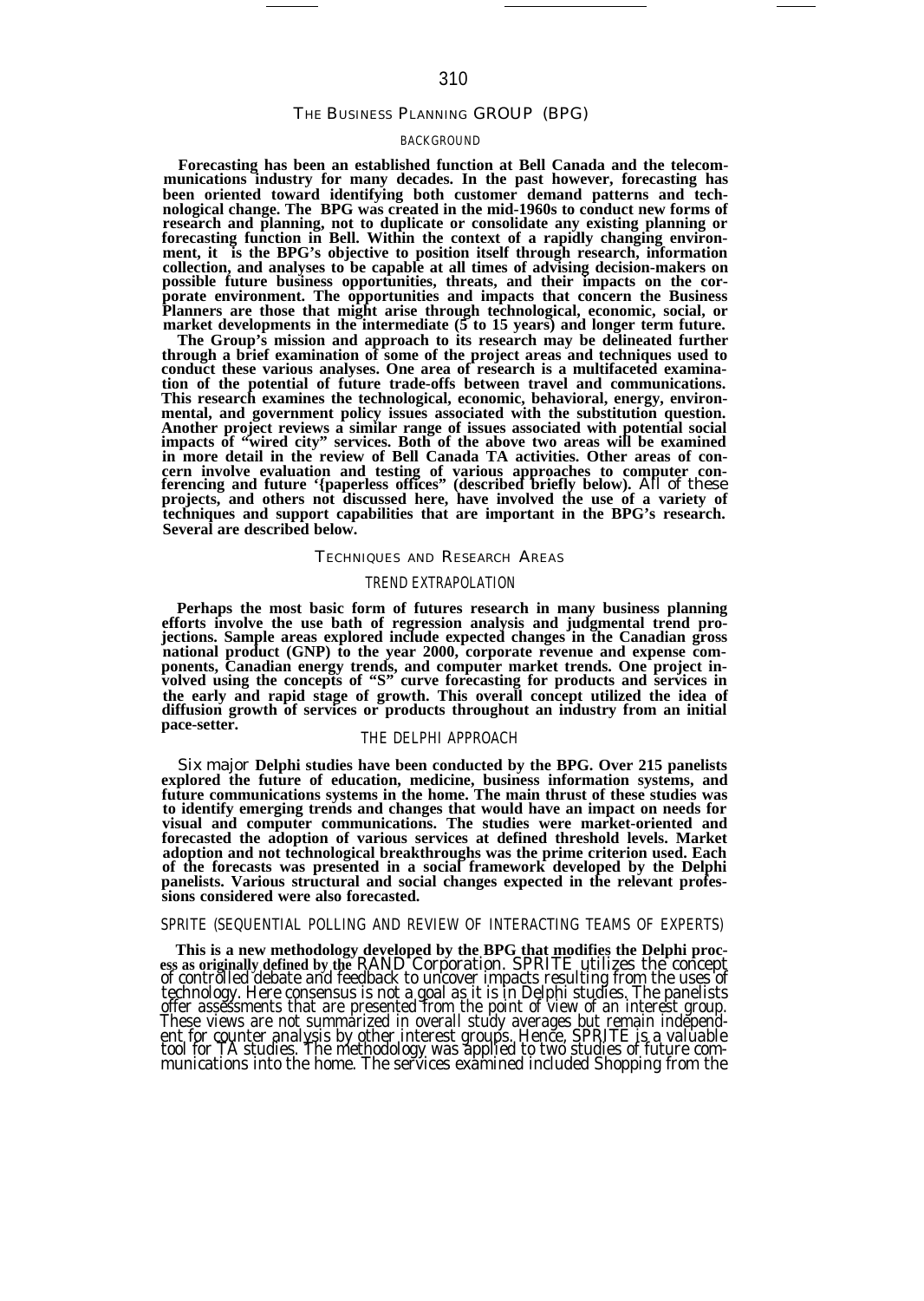## THE BUSINESS PLANNING GROUP (BPG)

### BACKGROUND

Forecasting has been an established function at Bell Canada and the telecommunications industry for many decades. In the past however, forecasting has been oriented toward identifying both customer demand patterns and technological change. The BPG was created in the mid-1960s to conduct new forms of research and planning, not to duplicate or consolidate any existing planning or forecasting function in Bell. Within the context of a rapidly changing environment, it is the BPG's objective to position itself through research, information collection, and analyses to be capable at all times of advising decision-makers on possible future business opportunities, threats, and their impacts on the corporate environment. The opportunities and impacts that concern the Business Planners are those that might arise through technological, economic, social, or market developments in the intermediate (5 to 15 years) and longer term future.

The Group's mission and approach to its research may be delineated further through a brief examination of some of the project areas and techniques used to conduct these various analyses. One area of research is a multifaceted examination of the potential of future trade-offs between travel and communications. This research examines the technological, economic, behavioral, energy, environmental, and government policy issues associated with the substitution question. Another project reviews a similar range of issues associated with potential social impacts of "wired city" services. Both of the above two areas will be examined in more detail in the review of Bell Canada TA activities. Other areas of concern involve evaluation and testing of various approaches to computer conferencing and future '{paperless offices" (described briefly below). All of these projects, and others not discussed here, have involved the use of a variety of techniques and support capabilities that are important in the BPG's research. Several are described below.

## TECHNIQUES AND RESEARCH AREAS

### TREND EXTRAPOLATION

Perhaps the most basic form of futures research in many business planning efforts involve the use bath of regression analysis and judgmental trend projections. Sample areas explored include expected changes in the Canadian gross national product (GNP) to the year 2000, corporate revenue and expense components, Canadian energy trends, and computer market trends. One project involved using the concepts of "S" curve forecasting for products and services in the early and rapid stage of growth. This overall concept utilized the idea of diffusion growth of services or products throughout an industry from an initial pace-setter.

### THE DELPHI APPROACH

Six major Delphi studies have been conducted by the BPG. Over 215 panelists explored the future of education, medicine, business information systems, and future communications systems in the home. The main thrust of these studies was to identify emerging trends and changes that would have an impact on needs for visual and computer communications. The studies were market-oriented and forecasted the adoption of various services at defined threshold levels. Market adoption and not technological breakthroughs was the prime criterion used. Each of the forecasts was presented in a social framework developed by the Delphi panelists. Various structural and social changes expected in the relevant professions considered were also forecasted.

### SPRITE (SEQUENTIAL POLLING AND REVIEW OF INTERACTING TEAMS OF EXPERTS)

This is a new methodology developed by the BPG that modifies the Delphi process as originally defined by the RAND Corporation. SPRITE utilizes the concept of controlled debate and feedback to uncover impacts resulting from the uses of technology. Here consensus is not a goal as it is in Delphi studies. The panelists offer assessments that are presented from the point of view of an interest group. These views are not summarized in overall study averages but remain independent for counter analysis by other interest groups. Hence, SPRITE is a valuable tool for TA studies. The methodology was applied to two studies of future communications into the home. The services examined included Shopping from the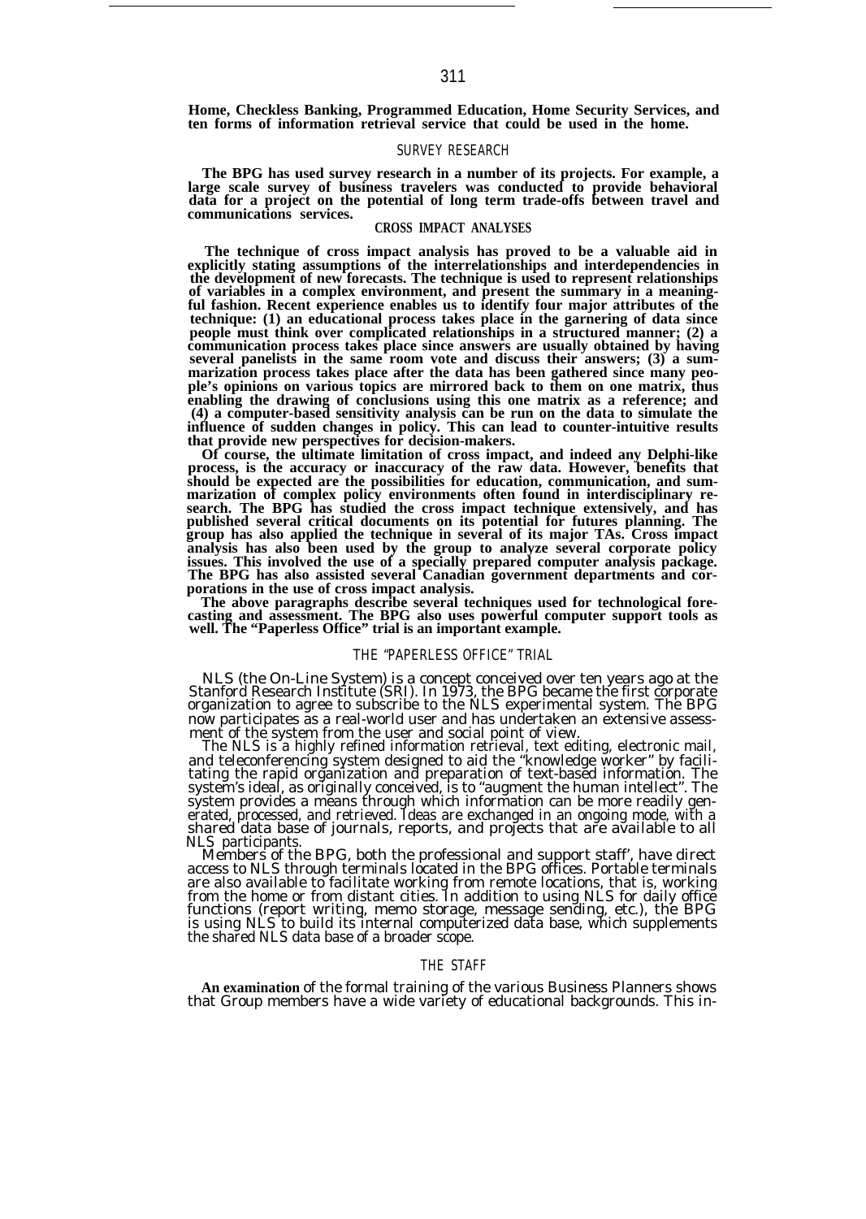Home, Checkless Banking, Programmed Education, Home Security Services, and ten forms of information retrieval service that could be used in the home.

## SURVEY RESEARCH

The BPG has used survey research in a number of its projects. For example, a large scale survey of business travelers was conducted to provide behavioral data for a project on the potential of long term trade-offs between travel and communications services.

## CROSS IMPACT ANALYSES

The technique of cross impact analysis has proved to be a valuable aid in explicitly stating assumptions of the interrelationships and interdependencies in the development of new forecasts. The technique is used to represent relationships of variables in a complex environment, and present the summary in a meaningful fashion. Recent experience enables us to identify four major attributes of the technique: (1) an educational process takes place in the garnering of data since people must think over complicated relationships in a structured manner; (2) a communication process takes place since answers are usually obtained by having several panelists in the same room vote and discuss their answers; (3) a summarization process takes place after the data has been gathered since many people's opinions on various topics are mirrored back to them on one matrix, thus enabling the drawing of conclusions using this one matrix as a reference; and (4) a computer-based sensitivity analysis can be run on the data to simulate the influence of sudden changes in policy. This can lead to counter-intuitive results that provide new perspectives for decision-makers.

Of course, the ultimate limitation of cross impact, and indeed any Delphi-like process, is the accuracy or inaccuracy of the raw data. However, benefits that should be expected are the possibilities for education, communication, and summarization of complex policy environments often found in interdisciplinary research. The BPG has studied the cross impact technique extensively, and has published several critical documents on its potential for futures planning. The group has also applied the technique in several of its major TAs. Cross impact analysis has also been used by the group to analyze several corporate policy issues. This involved the use of a specially prepared computer analysis package. The BPG has also assisted several Canadian government departments and corporations in the use of cross impact analysis.

The above paragraphs describe several techniques used for technological forecasting and assessment. The BPG also uses powerful computer support tools as well. The "Paperless Office" trial is an important example.

## THE "PAPERLESS OFFICE" TRIAL

NLS (the On-Line System) is a concept conceived over ten years ago at the Stanford Research Institute (SRI). In 1973, the BPG became the first corporate organization to agree to subscribe to the NLS experimental system. The BPG now participates as a real-world user and has undertaken an extensive assessment of the system from the user and social point of view.

The NLS is a highly refined information retrieval, text editing, electronic mail, and teleconferencing system designed to aid the "knowledge worker" by facilitating the rapid organization and preparation of text-based information. The system's ideal, as originally conceived, is to "augment the human intellect". The system provides a means through which information can be more readily generated, processed, and retrieved. Ideas are exchanged in an ongoing mode, with a shared data base of journals, reports, and projects that are available to all NLS participants.

Members of the BPG, both the professional and support staff', have direct access to NLS through terminals located in the BPG offices. Portable terminals are also available to facilitate working from remote locations, that is, working from the home or from distant cities. In addition to using NLS for daily office functions (report writing, memo storage, message sending, etc.), the BPG is using NLS to build its internal computerized data base, which supplements the shared NLS data base of a broader scope.

## THE STAFF

An examination of the formal training of the various Business Planners shows that Group members have a wide variety of educational backgrounds. This in-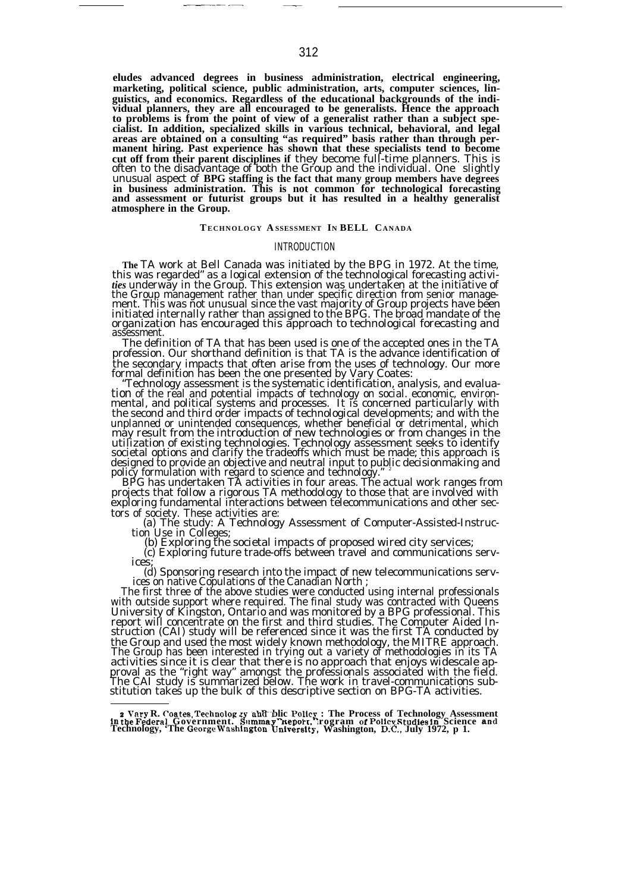eludes advanced degrees in business administration, electrical engineering, marketing, political science, public administration, arts, computer sciences, linguistics, and economics. Regardless of the educational backgrounds of the individual planners, they are all encouraged to be generalists. Hence the approach to problems is from the point of view of a generalist rather than a subject specialist. In addition, specialized skills in various technical, behavioral, and legal areas are obtained on a consulting "as required" basis rather than through permanent hiring. Past experience has shown that these specialists tend to become cut off from their parent disciplines if they become full-time planners. This is often to the disadvantage of both the Group and the individual. One slightly unusual aspect of BPG staffing is the fact that many group members have degrees in business administration. This is not common for technological forecasting and assessment or futurist groups but it has resulted in a healthy generalist atmosphere in the Group.

## TECHNOLOGY ASSESSMENT IN BELL CANADA

### INTRODUCTION

The TA work at Bell Canada was initiated by the BPG in 1972. At the time, this was regarded" as a logical extension of the technological forecasting activities underway in the Group. This extension was undertaken at the initiative of the Group management rather than under specific direction from senior management. This was not unusual since the vast majority of Group projects have been initiated internally rather than assigned to the BPG. The broad mandate of the organization has encouraged this approach to technological forecasting and assessment.

The definition of TA that has been used is one of the accepted ones in the TA profession. Our shorthand definition is that TA is the advance identification of the secondary impacts that often arise from the uses of technology. Our more formal definition has been the one presented by Vary Coates:

"Technology assessment is the systematic identification, analysis, and evaluation of the real and potential impacts of technology on social. economic, environmental, and political systems and processes. It is concerned particularly with the second and third order impacts of technological developments; and with the unplanned or unintended consequences, whether beneficial or detrimental, which may result from the introduction of new technologies or from changes in the utilization of existing technologies. Technology assessment seeks to identify societal options and clarify the tradeoffs which must be made; this approach is designed to provide an objective and neutral input to public decisionmaking and policy formulation with regard to science and technology." [2]

BPG has undertaken TA activities in four areas. The actual work ranges from projects that follow a rigorous TA methodology to those that are involved with exploring fundamental interactions between telecommunications and other sectors of society. These activities are:

(a) The study: A Technology Assessment of Computer-Assisted-Instruction Use in Colleges;

(b) Exploring the societal impacts of proposed wired city services;

(c) Exploring future trade-offs between travel and communications services;

(d) Sponsoring research into the impact of new telecommunications services on native Copulations of the Canadian North ;

The first three of the above studies were conducted using internal professionals with outside support where required. The final study was contracted with Queens University of Kingston, Ontario and was monitored by a BPG professional. This report will concentrate on the first and third studies. The Computer Aided Instruction (CAI) study will be referenced since it was the first TA conducted by the Group and used the most widely known methodology, the MITRE approach. The Group has been interested in trying out a variety of methodologies in its TA activities since it is clear that there is no approach that enjoys widescale approval as the "right way" amongst the professionals associated with the field. The CAI study is summarized below. The work in travel-communications substitution takes up the bulk of this descriptive section on BPG-TA activities.

---

[2] Vary R. Coates, Technology and Public Policy: The Process of Technology Assessment in the Federal Government. Summary Report, Program of Policy Studies in Science and Technology, The George Washington University, Washington, D.C., July 1972, p 1.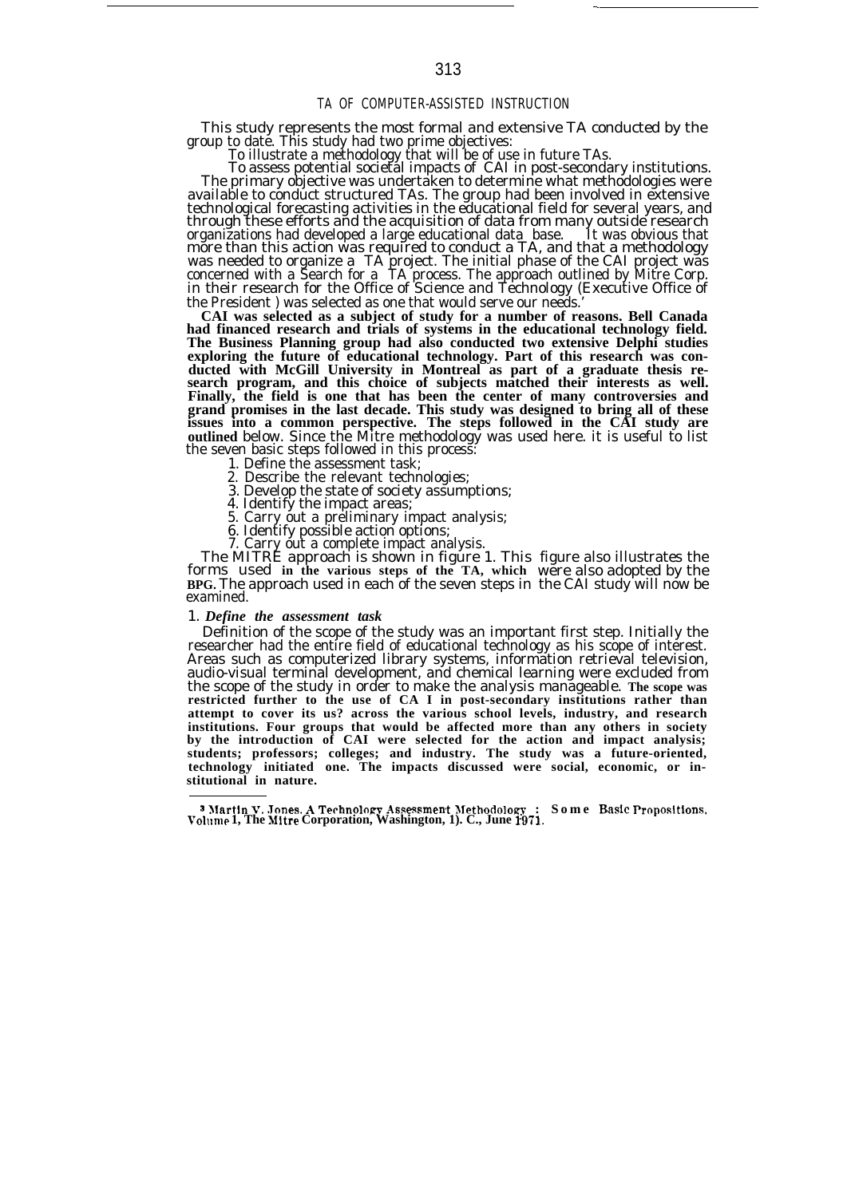## TA OF COMPUTER-ASSISTED INSTRUCTION

This study represents the most formal and extensive TA conducted by the group to date. This study had two prime objectives:

To illustrate a methodology that will be of use in future TAs.

To assess potential societal impacts of CAI in post-secondary institutions.

The primary objective was undertaken to determine what methodologies were available to conduct structured TAs. The group had been involved in extensive technological forecasting activities in the educational field for several years, and through these efforts and the acquisition of data from many outside research organizations had developed a large educational data base. It was obvious that more than this action was required to conduct a TA, and that a methodology was needed to organize a TA project. The initial phase of the CAI project was concerned with a Search for a TA process. The approach outlined by Mitre Corp. in their research for the Office of Science and Technology (Executive Office of the President ) was selected as one that would serve our needs.[3]

**CAI was selected as a subject of study for a number of reasons. Bell Canada had financed research and trials of systems in the educational technology field. The Business Planning group had also conducted two extensive Delphi studies exploring the future of educational technology. Part of this research was conducted with McGill University in Montreal as part of a graduate thesis research program, and this choice of subjects matched their interests as well. Finally, the field is one that has been the center of many controversies and grand promises in the last decade. This study was designed to bring all of these issues into a common perspective. The steps followed in the CAI study are outlined** below. Since the Mitre methodology was used here. it is useful to list the seven basic steps followed in this process:

1. Define the assessment task;
2. Describe the relevant technologies;
3. Develop the state of society assumptions;
4. Identify the impact areas;
5. Carry out a preliminary impact analysis;
6. Identify possible action options;
7. Carry out a complete impact analysis.

The MITRE approach is shown in figure 1. This figure also illustrates the forms used **in the various steps of the TA, which** were also adopted by the **BPG.** The approach used in each of the seven steps in the CAI study will now be examined.

### 1. *Define the assessment task*

Definition of the scope of the study was an important first step. Initially the researcher had the entire field of educational technology as his scope of interest. Areas such as computerized library systems, information retrieval television, audio-visual terminal development, and chemical learning were excluded from the scope of the study in order to make the analysis manageable. **The scope was restricted further to the use of CA I in post-secondary institutions rather than attempt to cover its us? across the various school levels, industry, and research institutions. Four groups that would be affected more than any others in society by the introduction of CAI were selected for the action and impact analysis; students; professors; colleges; and industry. The study was a future-oriented, technology initiated one. The impacts discussed were social, economic, or institutional in nature.**

---

[3] **Martin V. Jones. A Technology Assessment Methodology : Some Basic Propositions, Volume 1, The Mitre Corporation, Washington, 1). C., June 1971.**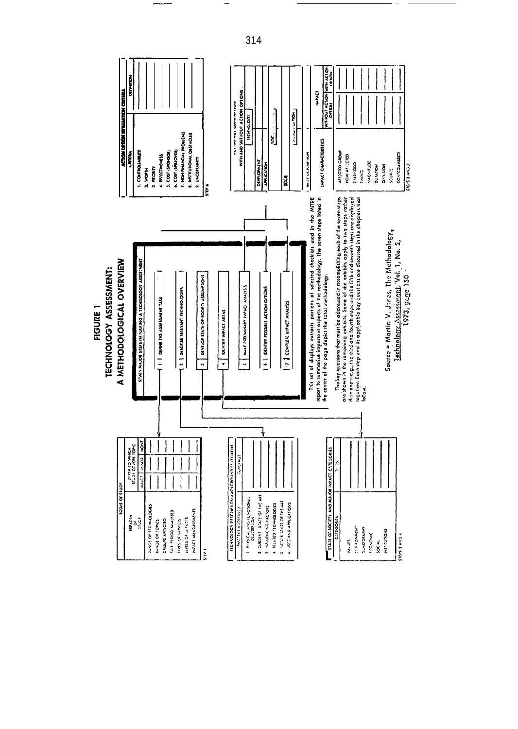# FIGURE 1

## TECHNOLOGY ASSESSMENT: A METHODOLOGICAL OVERVIEW

**SEVEN MAJOR STEPS IN MAKING A TECHNOLOGY ASSESSMENT**

1. DEFINE THE ASSESSMENT TASK
2. DESCRIBE RELEVANT TECHNOLOGIES
3. DEVELOP STATE-OF-SOCIETY ASSUMPTIONS
4. IDENTIFY IMPACT AREAS
5. MAKE PRELIMINARY IMPACT ANALYSIS
6. IDENTIFY POSSIBLE ACTION OPTIONS
7. COMPLETE IMPACT ANALYSIS

**SCOPE OF STUDY**

| BREADTH OF STUDY | DEPTH TO WHICH STUDY COVERS TOPIC | | |
|---|---|---|---|
| | MAJOR | MINOR | NONE |
| RANGE OF TECHNOLOGIES | | | |
| RANGE OF TOPICS | | | |
| GROUPS AFFECTED | | | |
| TIME PERIOD ANALYZED | | | |
| TYPES OF IMPACTS | | | |
| LEVELS OF IMPACTS | | | |
| IMPACT MEASUREMENTS | | | |

STEP 1

**TECHNOLOGY DESCRIPTION BACKGROUND OF LITERATURE**

| MATTERS ADDRESSED | COVERAGE |
|---|---|
| 1. PHYSICAL AND FUNCTIONAL DESCRIPTION | |
| 2. CURRENT STATE OF THE ART | |
| 3. INFLUENCING FACTORS | |
| 4. RELATED TECHNOLOGIES | |
| 5. FUTURE STATE OF THE ART | |
| 6. USES AND APPLICATIONS | |

**STATE OF SOCIETY AND MAJOR IMPACT CATEGORIES**

| CATEGORIES | TRENDS |
|---|---|
| VALUES | |
| ENVIRONMENT | |
| DEMOGRAPHY | |
| ECONOMIC | |
| SOCIAL | |
| INSTITUTIONS | |

STEPS 3 AND 4

**ACTION OPTION EVALUATION CRITERIA**

| CRITERIA | DEFINITION |
|---|---|
| 1. CONTROLLABILITY | |
| 2. WORTH | |
| 3. PRIORITY | |
| 4. EFFECTIVENESS | |
| 5. COST (SPONSOR) | |
| 6. COST (SPILLOVER) | |
| 7. NON-FINANCIAL PROBLEMS | |
| 8. INSTITUTIONAL OBSTACLES | |
| 9. UNCERTAINTY | |

STEP 6

**WITH AND WITHOUT ACTION OPTIONS**

| | TECHNOLOGY |
|---|---|
| DEVELOPMENT | |
| APPLICATION | |
| SOC. | |
| SOCIE | |

| IMPACT CHARACTERISTICS | IMPACT | |
|---|---|---|
| | WITHOUT ACTION OPTION | WITH ACTION OPTION |
| AFFECTED GROUP | | |
| HOW AFFECTED | | |
| LIKELIHOOD | | |
| TIMING | | |
| MAGNITUDE | | |
| DURATION | | |
| DIFFUSION | | |
| SOURCE | | |
| CONTROLLABILITY | | |

STEPS 5 AND 7

This set of displays extracts portions of selected checklists used in the MITRE report to summarize important aspects of the methodology. The seven steps listed in the center of the page depict the total methodology.

The key questions that must be addressed in accomplishing each of the seven steps are shown in the remaining exhibits. Some of the exhibits apply to two steps rather than one—e.g., the third and fourth steps and the fifth and seventh steps are displayed together. Each step and its applicable key questions are discussed in the chapters that follow.

Source = Martin V. Jones, The Methodology, Technology Assessment, Vol. 1, No. 2, 1973, page 150.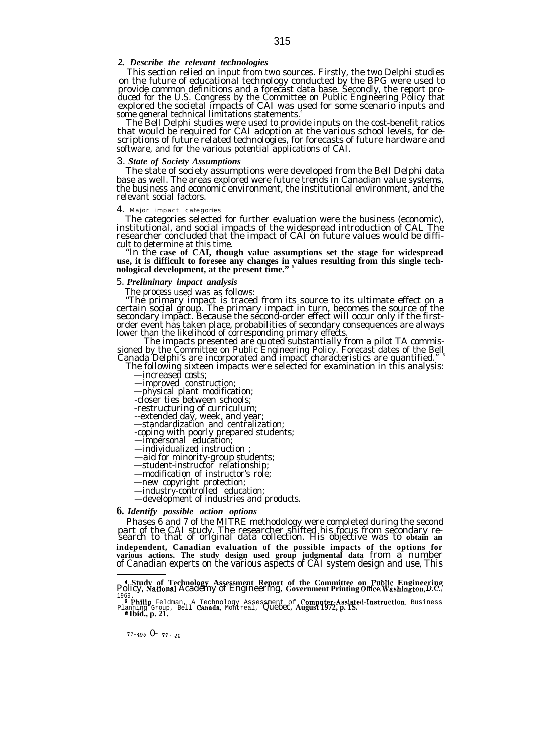### *2. Describe the relevant technologies*

This section relied on input from two sources. Firstly, the two Delphi studies on the future of educational technology conducted by the BPG were used to provide common definitions and a forecast data base. Secondly, the report produced for the U.S. Congress by the Committee on Public Engineering Policy that explored the societal impacts of CAI was used for some scenario inputs and some general technical limitations statements.[4]

The Bell Delphi studies were used to provide inputs on the cost-benefit ratios that would be required for CAI adoption at the various school levels, for descriptions of future related technologies, for forecasts of future hardware and software, and for the various potential applications of CAI.

### 3. *State of Society Assumptions*

The state of society assumptions were developed from the Bell Delphi data base as well. The areas explored were future trends in Canadian value systems, the business and economic environment, the institutional environment, and the relevant social factors.

### 4. Major impact categories

The categories selected for further evaluation were the business (economic), institutional, and social impacts of the widespread introduction of CAL The researcher concluded that the impact of CAI on future values would be difficult to determine at this time.

"In the **case of CAI, though value assumptions set the stage for widespread use, it is difficult to foresee any changes in values resulting from this single technological development, at the present time."** [5]

### 5. *Preliminary impact analysis*

The process used was as follows:

"The primary impact is traced from its source to its ultimate effect on a certain social group. The primary impact in turn, becomes the source of the secondary impact. Because the second-order effect will occur only if the first-order event has taken place, probabilities of secondary consequences are always lower than the likelihood of corresponding primary effects.

The impacts presented are quoted substantially from a pilot TA commissioned by the Committee on Public Engineering Policy. Forecast dates of the Bell Canada Delphi's are incorporated and impact characteristics are quantified." [6]

The following sixteen impacts were selected for examination in this analysis:

- —increased costs;
- —improved construction;
- —physical plant modification;
- -closer ties between schools;
- -restructuring of curriculum;
- --extended day, week, and year;
- —standardization and centralization;
- -coping with poorly prepared students;
- —impersonal education;
- —individualized instruction ;
- —aid for minority-group students;
- —student-instructor relationship;
- —modification of instructor's role;
- —new copyright protection;
- —industry-controlled education;
- —development of industries and products.

### **6.** *Identify possible action options*

Phases 6 and 7 of the MITRE methodology were completed during the second part of the CAI study. The researcher shifted his focus from secondary research to that of original data collection. His objective was to **obtain an independent, Canadian evaluation of the possible impacts of the options for various actions. The study design used group judgmental data** from a number of Canadian experts on the various aspects of CAI system design and use, This

---

[4] **Study of Technology Assessment Report of the Committee on Public Engineering** Policy, National Academy of Engineering, **Government Printing Office, Washington, D.C.,** 1969.

[5] **Philip** Feldman, A Technology Assessment of **Computer-Assisted-Instruction**, Business Planning Group, Bell **Canada**, Montreal, Quebec, **August 1972, p. 1S.**

[6] **Ibid., p. 21.**

77-495 O- 77 - 20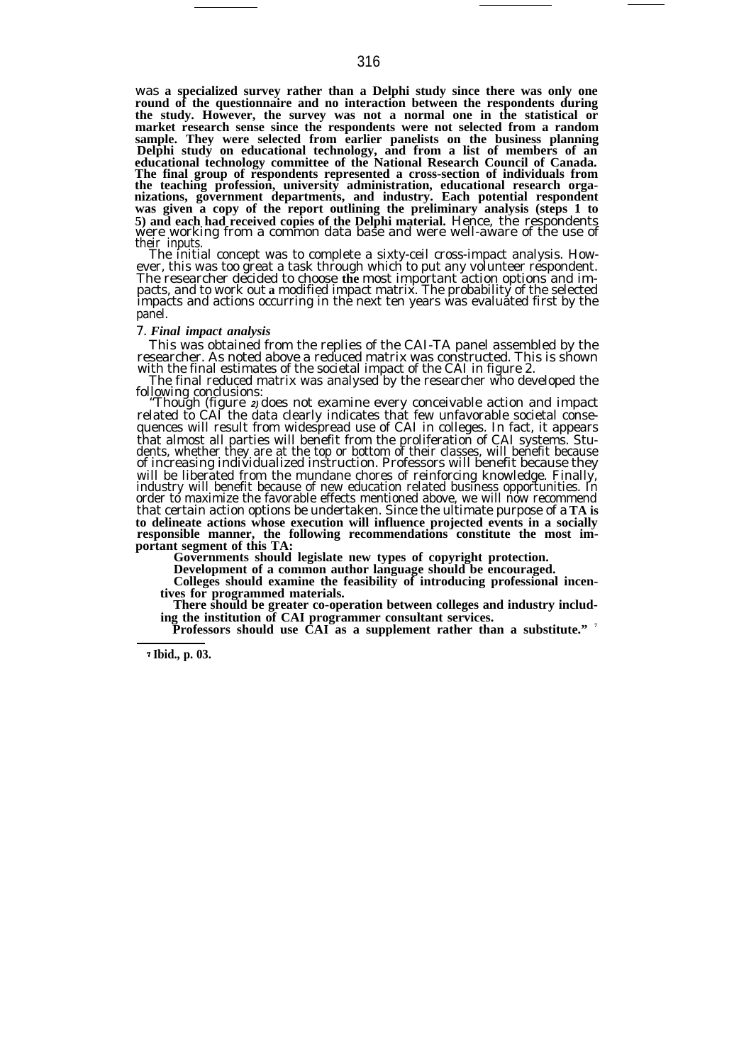was a specialized survey rather than a Delphi study since there was only one round of the questionnaire and no interaction between the respondents during the study. However, the survey was not a normal one in the statistical or market research sense since the respondents were not selected from a random sample. They were selected from earlier panelists on the business planning Delphi study on educational technology, and from a list of members of an educational technology committee of the National Research Council of Canada. The final group of respondents represented a cross-section of individuals from the teaching profession, university administration, educational research organizations, government departments, and industry. Each potential respondent was given a copy of the report outlining the preliminary analysis (steps 1 to 5) and each had received copies of the Delphi material. Hence, the respondents were working from a common data base and were well-aware of the use of their inputs.

The initial concept was to complete a sixty-ceil cross-impact analysis. However, this was too great a task through which to put any volunteer respondent. The researcher decided to choose the most important action options and impacts, and to work out a modified impact matrix. The probability of the selected impacts and actions occurring in the next ten years was evaluated first by the panel.

7. ***Final impact analysis***

This was obtained from the replies of the CAI-TA panel assembled by the researcher. As noted above a reduced matrix was constructed. This is shown with the final estimates of the societal impact of the CAI in figure 2.

The final reduced matrix was analysed by the researcher who developed the following conclusions:

"Though (figure 2) does not examine every conceivable action and impact related to CAI the data clearly indicates that few unfavorable societal consequences will result from widespread use of CAI in colleges. In fact, it appears that almost all parties will benefit from the proliferation of CAI systems. Students, whether they are at the top or bottom of their classes, will benefit because of increasing individualized instruction. Professors will benefit because they will be liberated from the mundane chores of reinforcing knowledge. Finally, industry will benefit because of new education related business opportunities. In order to maximize the favorable effects mentioned above, we will now recommend that certain action options be undertaken. Since the ultimate purpose of a TA is to delineate actions whose execution will influence projected events in a socially responsible manner, the following recommendations constitute the most important segment of this TA:

Governments should legislate new types of copyright protection.

Development of a common author language should be encouraged.

Colleges should examine the feasibility of introducing professional incentives for programmed materials.

There should be greater co-operation between colleges and industry including the institution of CAI programmer consultant services.

Professors should use CAI as a supplement rather than a substitute." [7]

---

[7] Ibid., p. 03.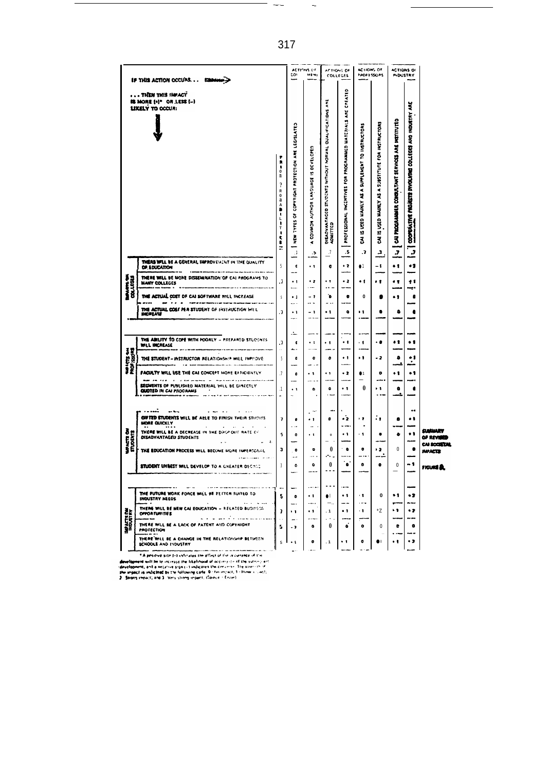| IF THIS ACTION OCCURS . . . ⟹ . . . THEN THIS IMPACT IS MORE (+)* OR LESS (–) LIKELY TO OCCUR: | | PROBABILITY | ACTIONS OF GOVERNMENT | | ACTIONS OF COLLEGES | | ACTIONS OF PROFESSORS | | ACTIONS OF INDUSTRY | |
|---|---|---|---|---|---|---|---|---|---|---|
| | | | NEW TYPES OF COPYRIGHT PROTECTION ARE LEGISLATED | A COMMON AUTHOR LANGUAGE IS DEVELOPED | DISADVANTAGED STUDENTS WITHOUT NORMAL QUALIFICATIONS ARE ADMITTED | PROFESSIONAL INCENTIVES FOR PROGRAMMED MATERIALS ARE CREATED | CAI IS USED MAINLY AS A SUPPLEMENT TO INSTRUCTORS | CAI IS USED MAINLY AS A SUBSTITUTE FOR INSTRUCTORS | CAI PROGRAMMER CONSULTANT SERVICES ARE INSTITUTED | COOPERATIVE PROJECTS INVOLVING COLLEGES AND INDUSTRY ARE |
| | | | .3 | .5 | .7 | .5 | .7 | .3 | .7 | .7 |
| IMPACTS ON COLLEGES | THERE WILL BE A GENERAL IMPROVEMENT IN THE QUALITY OF EDUCATION | .5 | 0 | +1 | 0 | +2 | +1 | –1 | +1 | +2 |
| | THERE WILL BE MORE DISSEMINATION OF CAI PROGRAMS TO MANY COLLEGES | .7 | +1 | +2 | +1 | +2 | +1 | +1 | +1 | +1 |
| | THE ACTUAL COST OF CAI SOFTWARE WILL INCREASE | .5 | +1 | –1 | 0 | 0 | 0 | 0 | +1 | 0 |
| | THE ACTUAL COST PER STUDENT OF INSTRUCTION WILL INCREASE | .7 | +1 | –1 | +1 | 0 | +1 | 0 | 0 | 0 |
| IMPACTS ON PROFESSORS | THE ABILITY TO COPE WITH POORLY – PREPARED STUDENTS WILL INCREASE | .7 | 0 | +1 | +1 | +1 | +1 | +0 | +1 | +1 |
| | THE STUDENT – INSTRUCTOR RELATIONSHIP WILL IMPROVE | .5 | 0 | 0 | 0 | +1 | +1 | –2 | 0 | +1 |
| | FACULTY WILL USE THE CAI CONCEPT MORE EFFICIENTLY | .7 | 0 | +1 | +1 | +2 | +1 | 0 | +1 | +1 |
| | SEGMENTS OF PUBLISHED MATERIAL WILL BE DIRECTLY QUOTED IN CAI PROGRAMS | .1 | +1 | 0 | 0 | +1 | 0 | +1 | 0 | 0 |
| IMPACTS ON STUDENTS | GIFTED STUDENTS WILL BE ABLE TO FINISH THEIR STUDIES MORE QUICKLY | .7 | 0 | +1 | 0 | +2 | +1 | +1 | 0 | +1 |
| | THERE WILL BE A DECREASE IN THE DROP OUT RATE OF DISADVANTAGED STUDENTS | .5 | 0 | +1 | 0 | +1 | +1 | 0 | 0 | +1 |
| | THE EDUCATION PROCESS WILL BECOME MORE IMPERSONAL | .3 | 0 | 0 | 0 | 0 | 0 | +2 | 0 | 0 |
| | STUDENT UNREST WILL DEVELOP TO A GREATER DEGREE | .1 | 0 | 0 | 0 | 0 | 0 | 0 | 0 | –1 |
| IMPACTS ON INDUSTRY | THE FUTURE WORK FORCE WILL BE BETTER SUITED TO INDUSTRY NEEDS | .5 | 0 | +1 | 0 | +1 | +1 | 0 | +1 | +2 |
| | THERE WILL BE NEW CAI EDUCATION – RELATED BUSINESS OPPORTUNITIES | .7 | +1 | +1 | +1 | +1 | +1 | +2 | +1 | +2 |
| | THERE WILL BE A LACK OF PATENT AND COPYRIGHT PROTECTION | .5 | –2 | 0 | 0 | 0 | 0 | 0 | 0 | 0 |
| | THERE WILL BE A CHANGE IN THE RELATIONSHIP BETWEEN SCHOOLS AND INDUSTRY | .5 | +1 | 0 | +1 | +1 | 0 | 0 | +1 | +2 |

* A positive sign (+) indicates the effect of the occurrence of the development will be to increase the likelihood of occurrence of the subject development, and a negative sign (–) indicates the converse. The strength of the impact is indicated by the following code: 0 – No impact; 1 – Minor impact; 2 – Strong impact; and 3 – Very strong impact. (Source: Enzer)

SUMMARY OF REVISED CAI SOCIETAL IMPACTS

FIGURE 8.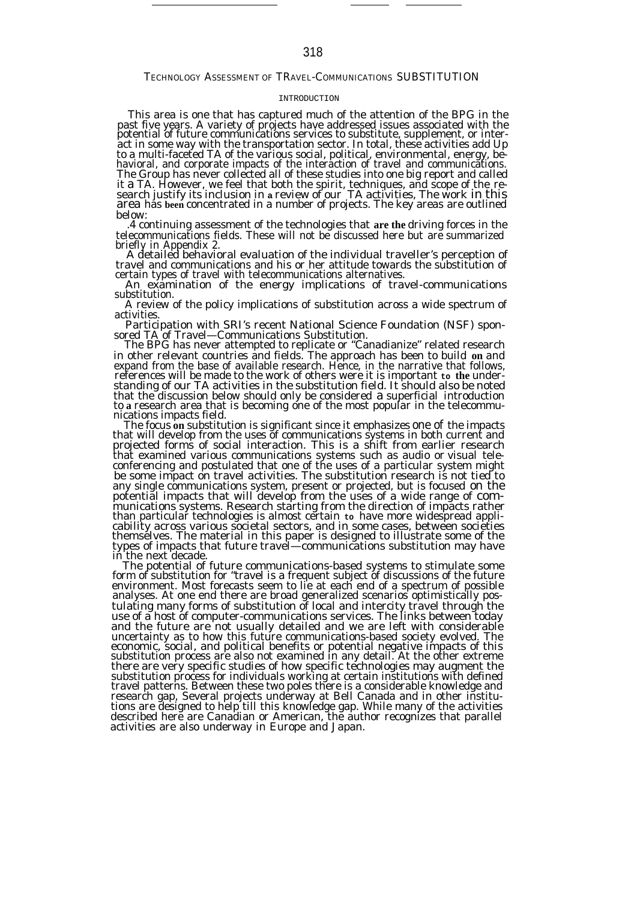# TECHNOLOGY ASSESSMENT OF TRAVEL-COMMUNICATIONS SUBSTITUTION

## INTRODUCTION

This area is one that has captured much of the attention of the BPG in the past five years. A variety of projects have addressed issues associated with the potential of future communications services to substitute, supplement, or interact in some way with the transportation sector. In total, these activities add Up to a multi-faceted TA of the various social, political, environmental, energy, behavioral, and corporate impacts of the interaction of travel and communications. The Group has never collected all of these studies into one big report and called it a TA. However, we feel that both the spirit, techniques, and scope of the research justify its inclusion in a review of our TA activities, The work in this area has been concentrated in a number of projects. The key areas are outlined below:

.4 continuing assessment of the technologies that are the driving forces in the telecommunications fields. These will not be discussed here but are summarized briefly in Appendix 2.

A detailed behavioral evaluation of the individual traveller's perception of travel and communications and his or her attitude towards the substitution of certain types of travel with telecommunications alternatives.

An examination of the energy implications of travel-communications substitution.

A review of the policy implications of substitution across a wide spectrum of activities.

Participation with SRI's recent National Science Foundation (NSF) sponsored TA of Travel—Communications Substitution.

The BPG has never attempted to replicate or "Canadianize" related research in other relevant countries and fields. The approach has been to build on and expand from the base of available research. Hence, in the narrative that follows, references will be made to the work of others were it is important to the understanding of our TA activities in the substitution field. It should also be noted that the discussion below should only be considered a superficial introduction to a research area that is becoming one of the most popular in the telecommunications impacts field.

The focus on substitution is significant since it emphasizes one of the impacts that will develop from the uses of communications systems in both current and projected forms of social interaction. This is a shift from earlier research that examined various communications systems such as audio or visual teleconferencing and postulated that one of the uses of a particular system might be some impact on travel activities. The substitution research is not tied to any single communications system, present or projected, but is focused on the potential impacts that will develop from the uses of a wide range of communications systems. Research starting from the direction of impacts rather than particular technologies is almost certain to have more widespread applicability across various societal sectors, and in some cases, between societies themselves. The material in this paper is designed to illustrate some of the types of impacts that future travel—communications substitution may have in the next decade.

The potential of future communications-based systems to stimulate some form of substitution for "travel is a frequent subject of discussions of the future environment. Most forecasts seem to lie at each end of a spectrum of possible analyses. At one end there are broad generalized scenarios optimistically postulating many forms of substitution of local and intercity travel through the use of a host of computer-communications services. The links between today and the future are not usually detailed and we are left with considerable uncertainty as to how this future communications-based society evolved. The economic, social, and political benefits or potential negative impacts of this substitution process are also not examined in any detail. At the other extreme there are very specific studies of how specific technologies may augment the substitution process for individuals working at certain institutions with defined travel patterns. Between these two poles there is a considerable knowledge and research gap, Several projects underway at Bell Canada and in other institutions are designed to help till this knowledge gap. While many of the activities described here are Canadian or American, the author recognizes that parallel activities are also underway in Europe and Japan.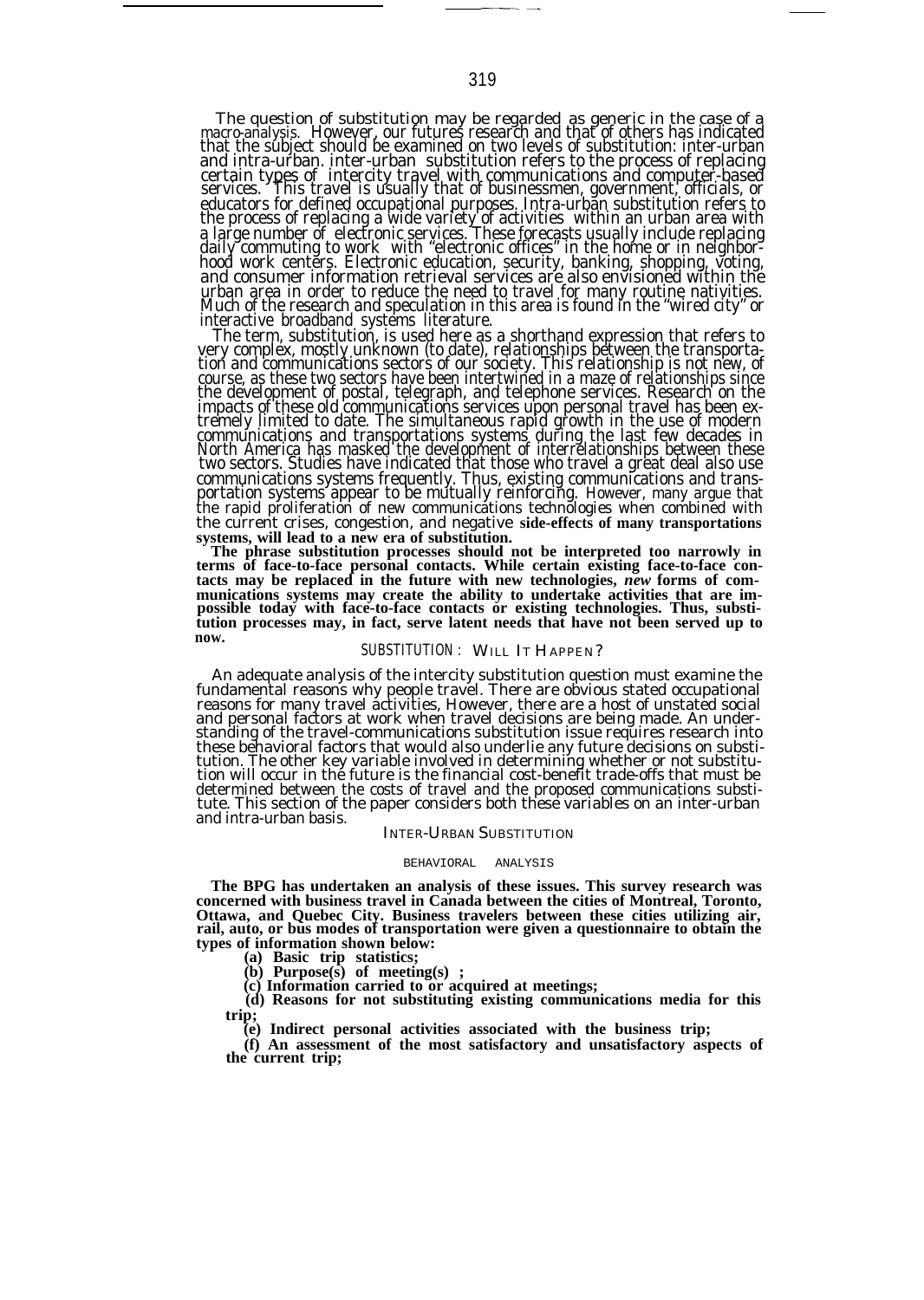The question of substitution may be regarded as generic in the case of a macro-analysis. However, our futures research and that of others has indicated that the subject should be examined on two levels of substitution: inter-urban and intra-urban. inter-urban substitution refers to the process of replacing certain types of intercity travel with communications and computer-based services. This travel is usually that of businessmen, government, officials, or educators for defined occupational purposes. Intra-urban substitution refers to the process of replacing a wide variety of activities within an urban area with a large number of electronic services. These forecasts usually include replacing daily commuting to work with "electronic offices" in the home or in neighborhood work centers. Electronic education, security, banking, shopping, voting, and consumer information retrieval services are also envisioned within the urban area in order to reduce the need to travel for many routine nativities. Much of the research and speculation in this area is found in the "wired city" or interactive broadband systems literature.

The term, substitution, is used here as a shorthand expression that refers to very complex, mostly unknown (to date), relationships between the transportation and communications sectors of our society. This relationship is not new, of course, as these two sectors have been intertwined in a maze of relationships since the development of postal, telegraph, and telephone services. Research on the impacts of these old communications services upon personal travel has been extremely limited to date. The simultaneous rapid growth in the use of modern communications and transportations systems during the last few decades in North America has masked the development of interrelationships between these two sectors. Studies have indicated that those who travel a great deal also use communications systems frequently. Thus, existing communications and transportation systems appear to be mutually reinforcing. However, many argue that the rapid proliferation of new communications technologies when combined with the current crises, congestion, and negative **side-effects of many transportations systems, will lead to a new era of substitution.**

**The phrase substitution processes should not be interpreted too narrowly in terms of face-to-face personal contacts. While certain existing face-to-face contacts may be replaced in the future with new technologies, *new* forms of communications systems may create the ability to undertake activities that are impossible today with face-to-face contacts or existing technologies. Thus, substitution processes may, in fact, serve latent needs that have not been served up to now.**

## SUBSTITUTION: WILL IT HAPPEN?

An adequate analysis of the intercity substitution question must examine the fundamental reasons why people travel. There are obvious stated occupational reasons for many travel activities, However, there are a host of unstated social and personal factors at work when travel decisions are being made. An understanding of the travel-communications substitution issue requires research into these behavioral factors that would also underlie any future decisions on substitution. The other key variable involved in determining whether or not substitution will occur in the future is the financial cost-benefit trade-offs that must be determined between the costs of travel and the proposed communications substitute. This section of the paper considers both these variables on an inter-urban and intra-urban basis.

### INTER-URBAN SUBSTITUTION

#### BEHAVIORAL ANALYSIS

**The BPG has undertaken an analysis of these issues. This survey research was concerned with business travel in Canada between the cities of Montreal, Toronto, Ottawa, and Quebec City. Business travelers between these cities utilizing air, rail, auto, or bus modes of transportation were given a questionnaire to obtain the types of information shown below:**

**(a) Basic trip statistics;**

**(b) Purpose(s) of meeting(s) ;**

**(c) Information carried to or acquired at meetings;**

**(d) Reasons for not substituting existing communications media for this trip;**

**(e) Indirect personal activities associated with the business trip;**

**(f) An assessment of the most satisfactory and unsatisfactory aspects of the current trip;**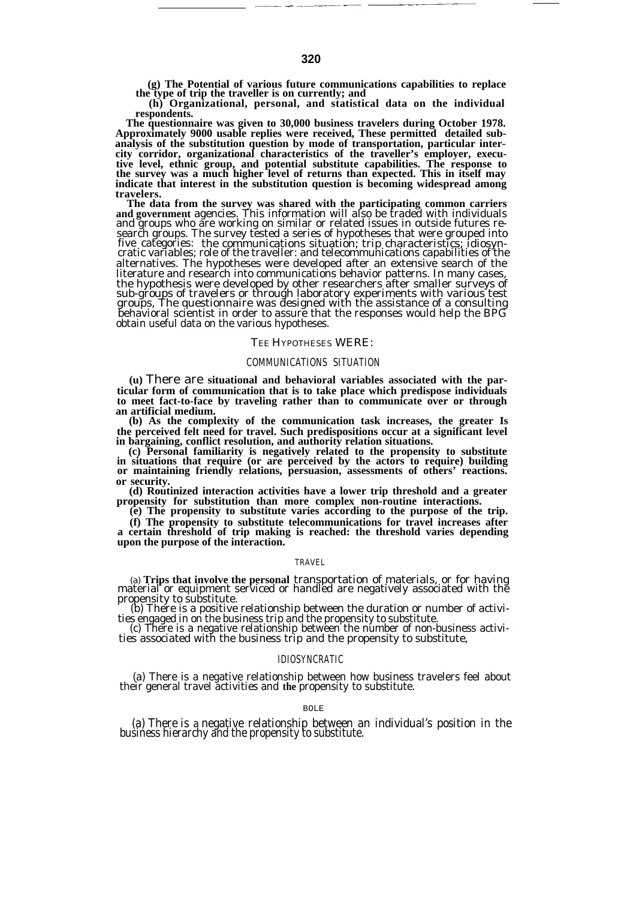(g) The Potential of various future communications capabilities to replace the type of trip the traveller is on currently; and

(h) Organizational, personal, and statistical data on the individual respondents.

The questionnaire was given to 30,000 business travelers during October 1978. Approximately 9000 usable replies were received, These permitted detailed sub-analysis of the substitution question by mode of transportation, particular inter-city corridor, organizational characteristics of the traveller's employer, executive level, ethnic group, and potential substitute capabilities. The response to the survey was a much higher level of returns than expected. This in itself may indicate that interest in the substitution question is becoming widespread among travelers.

The data from the survey was shared with the participating common carriers and government agencies. This information will also be traded with individuals and groups who are working on similar or related issues in outside futures research groups. The survey tested a series of hypotheses that were grouped into five categories: the communications situation; trip characteristics; idiosyncratic variables; role of the traveller: and telecommunications capabilities of the alternatives. The hypotheses were developed after an extensive search of the literature and research into communications behavior patterns. In many cases, the hypothesis were developed by other researchers after smaller surveys of sub-groups of travelers or through laboratory experiments with various test groups, The questionnaire was designed with the assistance of a consulting behavioral scientist in order to assure that the responses would help the BPG obtain useful data on the various hypotheses.

## TEE HYPOTHESES WERE:

### COMMUNICATIONS SITUATION

(u) There are situational and behavioral variables associated with the particular form of communication that is to take place which predispose individuals to meet fact-to-face by traveling rather than to communicate over or through an artificial medium.

(b) As the complexity of the communication task increases, the greater Is the perceived felt need for travel. Such predispositions occur at a significant level in bargaining, conflict resolution, and authority relation situations.

(c) Personal familiarity is negatively related to the propensity to substitute in situations that require (or are perceived by the actors to require) building or maintaining friendly relations, persuasion, assessments of others' reactions. or security.

(d) Routinized interaction activities have a lower trip threshold and a greater propensity for substitution than more complex non-routine interactions.

(e) The propensity to substitute varies according to the purpose of the trip.

(f) The propensity to substitute telecommunications for travel increases after a certain threshold of trip making is reached: the threshold varies depending upon the purpose of the interaction.

### TRAVEL

(a) Trips that involve the personal transportation of materials, or for having material or equipment serviced or handled are negatively associated with the propensity to substitute.

(b) There is a positive relationship between the duration or number of activities engaged in on the business trip and the propensity to substitute.

(c) There is a negative relationship between the number of non-business activities associated with the business trip and the propensity to substitute,

### IDIOSYNCRATIC

(a) There is a negative relationship between how business travelers feel about their general travel activities and the propensity to substitute.

### BOLE

(a) There is a negative relationship between an individual's position in the business hierarchy and the propensity to substitute.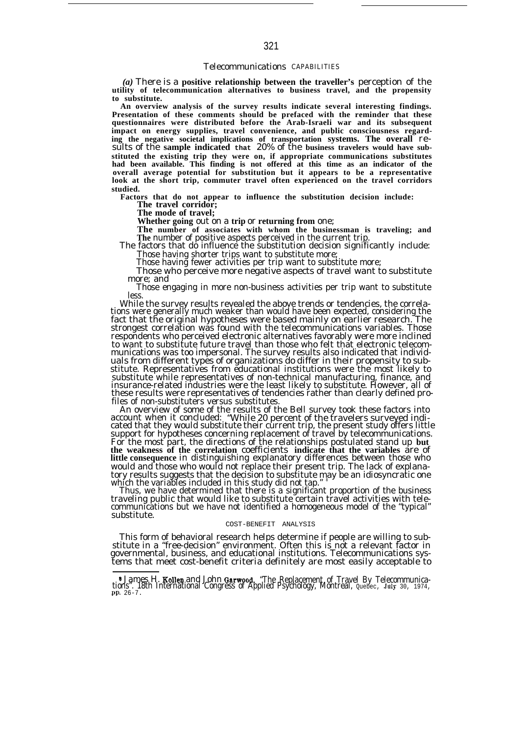## Telecommunications CAPABILITIES

*(a)* **There is a positive relationship between the traveller's perception of the utility of telecommunication alternatives to business travel, and the propensity to substitute.**

An overview analysis of the survey results indicate several interesting findings. Presentation of these comments should be prefaced with the reminder that these questionnaires were distributed before the Arab-Israeli war and its subsequent impact on energy supplies, travel convenience, and public consciousness regarding the negative societal implications of transportation systems. The overall results of the sample indicated that 20% of the business travelers would have substituted the existing trip they were on, if appropriate communications substitutes had been available. This finding is not offered at this time as an indicator of the overall average potential for substitution but it appears to be a representative look at the short trip, commuter travel often experienced on the travel corridors studied.

Factors that do not appear to influence the substitution decision include:

- The travel corridor;
- The mode of travel;
- Whether going out on a trip or returning from one;
- The number of associates with whom the businessman is traveling; and
- The number of positive aspects perceived in the current trip.

The factors that do influence the substitution decision significantly include:

- Those having shorter trips want to substitute more;
- Those having fewer activities per trip want to substitute more;
- Those who perceive more negative aspects of travel want to substitute more; and
- Those engaging in more non-business activities per trip want to substitute less.

While the survey results revealed the above trends or tendencies, the correlations were generally much weaker than would have been expected, considering the fact that the original hypotheses were based mainly on earlier research. The strongest correlation was found with the telecommunications variables. Those respondents who perceived electronic alternatives favorably were more inclined to want to substitute future travel than those who felt that electronic telecommunications was too impersonal. The survey results also indicated that individuals from different types of organizations do differ in their propensity to substitute. Representatives from educational institutions were the most likely to substitute while representatives of non-technical manufacturing, finance, and insurance-related industries were the least likely to substitute. However, all of these results were representatives of tendencies rather than clearly defined profiles of non-substituters versus substitutes.

An overview of some of the results of the Bell survey took these factors into account when it concluded: "While 20 percent of the travelers surveyed indicated that they would substitute their current trip, the present study offers little support for hypotheses concerning replacement of travel by telecommunications. For the most part, the directions of the relationships postulated stand up but the weakness of the correlation coefficients indicate that the variables are of little consequence in distinguishing explanatory differences between those who would and those who would not replace their present trip. The lack of explanatory results suggests that the decision to substitute may be an idiosyncratic one which the variables included in this study did not tap." [8]

Thus, we have determined that there is a significant proportion of the business traveling public that would like to substitute certain travel activities with telecommunications but we have not identified a homogeneous model of the "typical" substitute.

### COST-BENEFIT ANALYSIS

This form of behavioral research helps determine if people are willing to substitute in a "free-decision" environment. Often this is not a relevant factor in governmental, business, and educational institutions. Telecommunications systems that meet cost-benefit criteria definitely are most easily acceptable to

---

[8] James H. Kollen and John Garwood, "The Replacement of Travel By Telecommunications". 18th International Congress of Applied Psychology, Montreal, Quebec, July 30, 1974, pp. 26-7.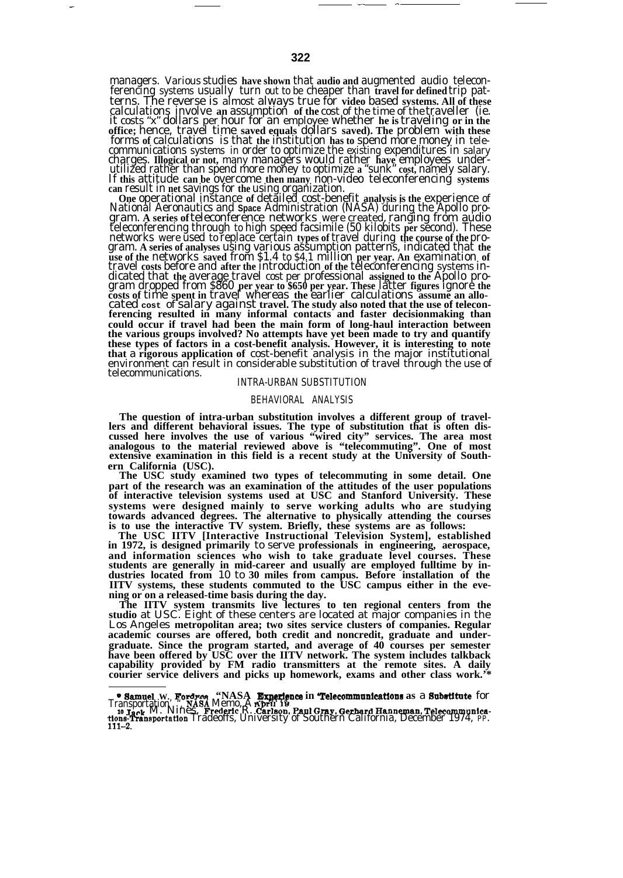managers. Various studies have shown that audio and augmented audio teleconferencing systems usually turn out to be cheaper than travel for defined trip patterns. The reverse is almost always true for video based systems. All of these calculations involve an assumption of the cost of the time of the traveller (ie. it costs "x" dollars per hour for an employee whether he is traveling or in the office; hence, travel time saved equals dollars saved). The problem with these forms of calculations is that the institution has to spend more money in telecommunications systems in order to optimize the existing expenditures in salary charges. Illogical or not, many managers would rather have employees underutilized rather than spend more money to optimize a "sunk" cost, namely salary. If this attitude can be overcome then many non-video teleconferencing systems can result in net savings for the using organization.

One operational instance of detailed cost-benefit analysis is the experience of National Aeronautics and Space Administration (NASA) during the Apollo program. A series of teleconference networks were created, ranging from audio teleconferencing through to high speed facsimile (50 kilobits per second). These networks were used to replace certain types of travel during the course of the program. A series of analyses using various assumption patterns, indicated that the use of the networks saved from $1.4 to $4.1 million per year. An examination of travel costs before and after the introduction of the teleconferencing systems indicated that the average travel cost per professional assigned to the Apollo program dropped from $860 per year to $650 per year. These latter figures ignore the costs of time spent in travel whereas the earlier calculations assume an allocated cost of salary against travel. The study also noted that the use of teleconferencing resulted in many informal contacts and faster decisionmaking than could occur if travel had been the main form of long-haul interaction between the various groups involved? No attempts have yet been made to try and quantify these types of factors in a cost-benefit analysis. However, it is interesting to note that a rigorous application of cost-benefit analysis in the major institutional environment can result in considerable substitution of travel through the use of telecommunications.

## INTRA-URBAN SUBSTITUTION

### BEHAVIORAL ANALYSIS

The question of intra-urban substitution involves a different group of travellers and different behavioral issues. The type of substitution that is often discussed here involves the use of various "wired city" services. The area most analogous to the material reviewed above is "telecommuting". One of most extensive examination in this field is a recent study at the University of Southern California (USC).

The USC study examined two types of telecommuting in some detail. One part of the research was an examination of the attitudes of the user populations of interactive television systems used at USC and Stanford University. These systems were designed mainly to serve working adults who are studying towards advanced degrees. The alternative to physically attending the courses is to use the interactive TV system. Briefly, these systems are as follows:

The USC IITV [Interactive Instructional Television System], established in 1972, is designed primarily to serve professionals in engineering, aerospace, and information sciences who wish to take graduate level courses. These students are generally in mid-career and usually are employed fulltime by industries located from 10 to 30 miles from campus. Before installation of the IITV systems, these students commuted to the USC campus either in the evening or on a released-time basis during the day.

The IITV system transmits live lectures to ten regional centers from the studio at USC. Eight of these centers are located at major companies in the Los Angeles metropolitan area; two sites service clusters of companies. Regular academic courses are offered, both credit and noncredit, graduate and undergraduate. Since the program started, and average of 40 courses per semester have been offered by USC over the IITV network. The system includes talkback capability provided by FM radio transmitters at the remote sites. A daily courier service delivers and picks up homework, exams and other class work.'*

---

[9] Samuel W. Fordyce "NASA Experience in 'Telecommunications as a Substitute for Transportation'", NASA Memo, April 19

[10] Jack M. Nilles, Frederic R. Carlson, Paul Gray, Gerhard Hanneman, Telecommunications-Transportation Tradeoffs, University of Southern California, December 1974, pp. 111–2.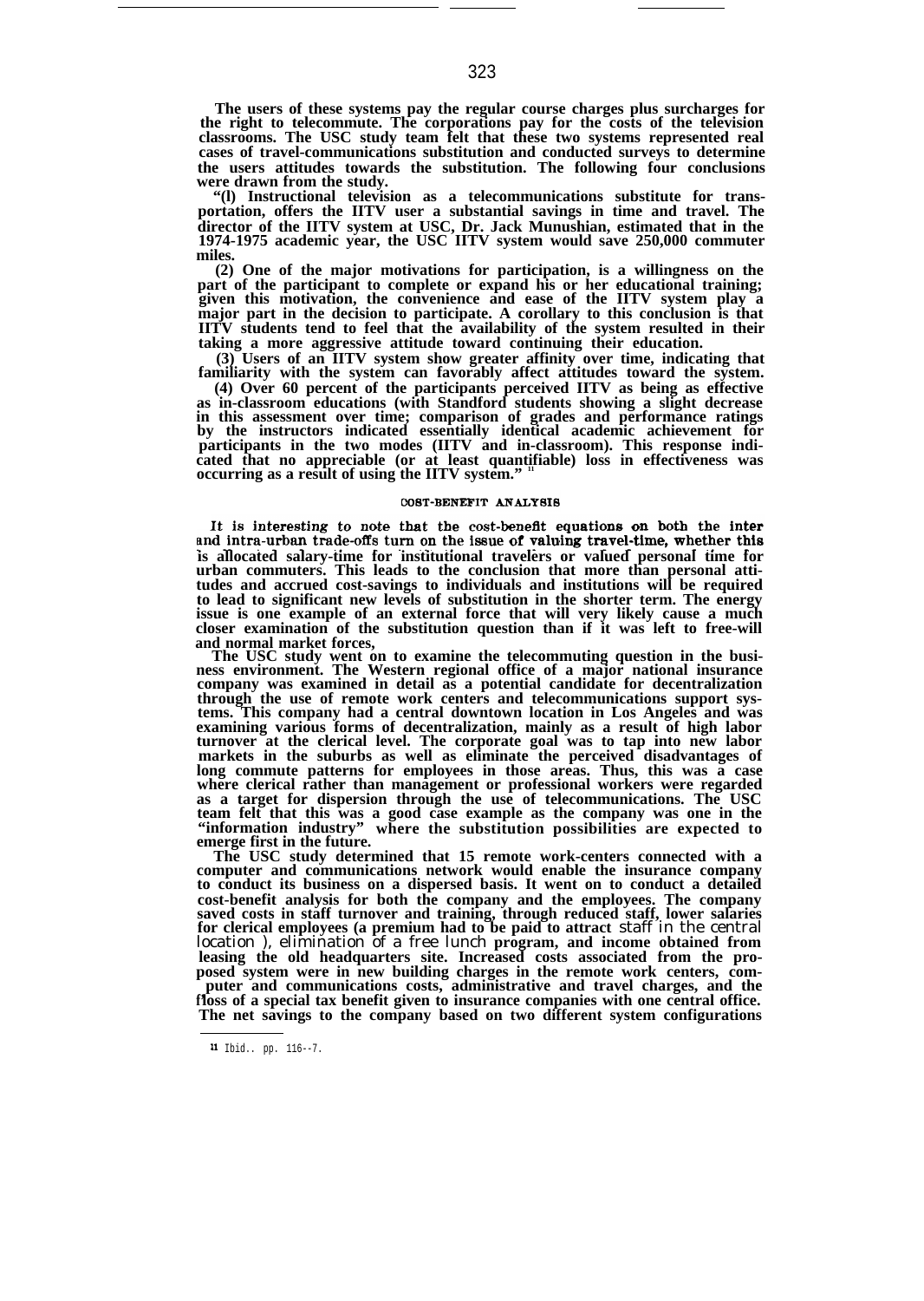The users of these systems pay the regular course charges plus surcharges for the right to telecommute. The corporations pay for the costs of the television classrooms. The USC study team felt that these two systems represented real cases of travel-communications substitution and conducted surveys to determine the users attitudes towards the substitution. The following four conclusions were drawn from the study.

"(l) Instructional television as a telecommunications substitute for transportation, offers the IITV user a substantial savings in time and travel. The director of the IITV system at USC, Dr. Jack Munushian, estimated that in the 1974-1975 academic year, the USC IITV system would save 250,000 commuter miles.

(2) One of the major motivations for participation, is a willingness on the part of the participant to complete or expand his or her educational training; given this motivation, the convenience and ease of the IITV system play a major part in the decision to participate. A corollary to this conclusion is that IITV students tend to feel that the availability of the system resulted in their taking a more aggressive attitude toward continuing their education.

(3) Users of an IITV system show greater affinity over time, indicating that familiarity with the system can favorably affect attitudes toward the system.

(4) Over 60 percent of the participants perceived IITV as being as effective as in-classroom educations (with Standford students showing a slight decrease in this assessment over time; comparison of grades and performance ratings by the instructors indicated essentially identical academic achievement for participants in the two modes (IITV and in-classroom). This response indicated that no appreciable (or at least quantifiable) loss in effectiveness was occurring as a result of using the IITV system." [11]

### COST-BENEFIT ANALYSIS

It is interesting to note that the cost-benefit equations on both the inter and intra-urban trade-offs turn on the issue of valuing travel-time, whether this is allocated salary-time for institutional travelers or valued personal time for urban commuters. This leads to the conclusion that more than personal attitudes and accrued cost-savings to individuals and institutions will be required to lead to significant new levels of substitution in the shorter term. The energy issue is one example of an external force that will very likely cause a much closer examination of the substitution question than if it was left to free-will and normal market forces,

The USC study went on to examine the telecommuting question in the business environment. The Western regional office of a major national insurance company was examined in detail as a potential candidate for decentralization through the use of remote work centers and telecommunications support systems. This company had a central downtown location in Los Angeles and was examining various forms of decentralization, mainly as a result of high labor turnover at the clerical level. The corporate goal was to tap into new labor markets in the suburbs as well as eliminate the perceived disadvantages of long commute patterns for employees in those areas. Thus, this was a case where clerical rather than management or professional workers were regarded as a target for dispersion through the use of telecommunications. The USC team felt that this was a good case example as the company was one in the "information industry" where the substitution possibilities are expected to emerge first in the future.

The USC study determined that 15 remote work-centers connected with a computer and communications network would enable the insurance company to conduct its business on a dispersed basis. It went on to conduct a detailed cost-benefit analysis for both the company and the employees. The company saved costs in staff turnover and training, through reduced staff, lower salaries for clerical employees (a premium had to be paid to attract staff in the central location ), elimination of a free lunch program, and income obtained from leasing the old headquarters site. Increased costs associated from the proposed system were in new building charges in the remote work centers, computer and communications costs, administrative and travel charges, and the loss of a special tax benefit given to insurance companies with one central office. The net savings to the company based on two different system configurations

[11] Ibid.. pp. 116--7.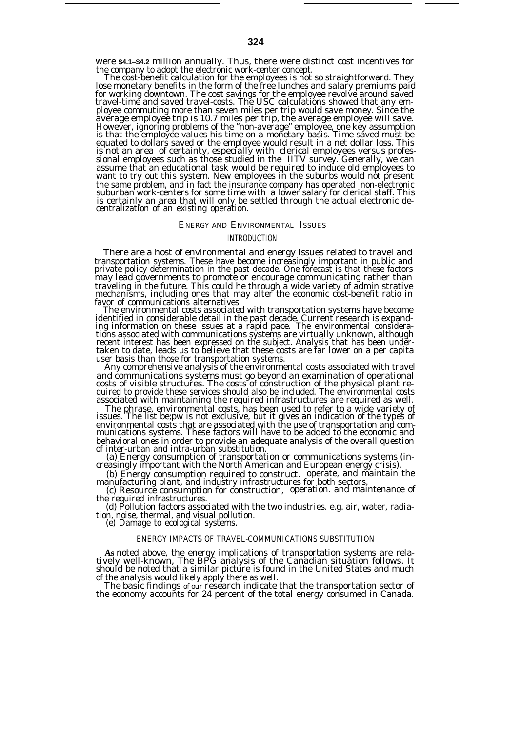were $4.1–$4.2 million annually. Thus, there were distinct cost incentives for the company to adopt the electronic work-center concept.

The cost-benefit calculation for the employees is not so straightforward. They lose monetary benefits in the form of the free lunches and salary premiums paid for working downtown. The cost savings for the employee revolve around saved travel-time and saved travel-costs. The USC calculations showed that any employee commuting more than seven miles per trip would save money. Since the average employee trip is 10.7 miles per trip, the average employee will save. However, ignoring problems of the "non-average" employee, one key assumption is that the employee values his time on a monetary basis. Time saved must be equated to dollars saved or the employee would result in a net dollar loss. This is not an area of certainty, especially with clerical employees versus professional employees such as those studied in the IITV survey. Generally, we can assume that an educational task would be required to induce old employees to want to try out this system. New employees in the suburbs would not present the same problem, and in fact the insurance company has operated non-electronic suburban work-centers for some time with a lower salary for clerical staff. This is certainly an area that will only be settled through the actual electronic decentralization of an existing operation.

## ENERGY AND ENVIRONMENTAL ISSUES

### INTRODUCTION

There are a host of environmental and energy issues related to travel and transportation systems. These have become increasingly important in public and private policy determination in the past decade. One forecast is that these factors may lead governments to promote or encourage communicating rather than traveling in the future. This could he through a wide variety of administrative mechanisms, including ones that may alter the economic cost-benefit ratio in favor of communications alternatives.

The environmental costs associated with transportation systems have become identified in considerable detail in the past decade. Current research is expanding information on these issues at a rapid pace. The environmental considerations associated with communications systems are virtually unknown, although recent interest has been expressed on the subject. Analysis that has been undertaken to date, leads us to believe that these costs are far lower on a per capita user basis than those for transportation systems.

Any comprehensive analysis of the environmental costs associated with travel and communications systems must go beyond an examination of operational costs of visible structures. The costs of construction of the physical plant required to provide these services should also be included. The environmental costs associated with maintaining the required infrastructures are required as well.

The phrase, environmental costs, has been used to refer to a wide variety of issues. The list be;pw is not exclusive, but it gives an indication of the types of environmental costs that are associated with the use of transportation and communications systems. These factors will have to be added to the economic and behavioral ones in order to provide an adequate analysis of the overall question of inter-urban and intra-urban substitution.

(a) Energy consumption of transportation or communications systems (increasingly important with the North American and European energy crisis).

(b) Energy consumption required to construct. operate, and maintain the manufacturing plant, and industry infrastructures for both sectors.

(c) Resource consumption for construction, operation. and maintenance of the required infrastructures.

(d) Pollution factors associated with the two industries. e.g. air, water, radiation, noise, thermal, and visual pollution.

(e) Damage to ecological systems.

### ENERGY IMPACTS OF TRAVEL-COMMUNICATIONS SUBSTITUTION

As noted above, the energy implications of transportation systems are relatively well-known, The BPG analysis of the Canadian situation follows. It should be noted that a similar picture is found in the United States and much of the analysis would likely apply there as well.

The basic findings of our research indicate that the transportation sector of the economy accounts for 24 percent of the total energy consumed in Canada.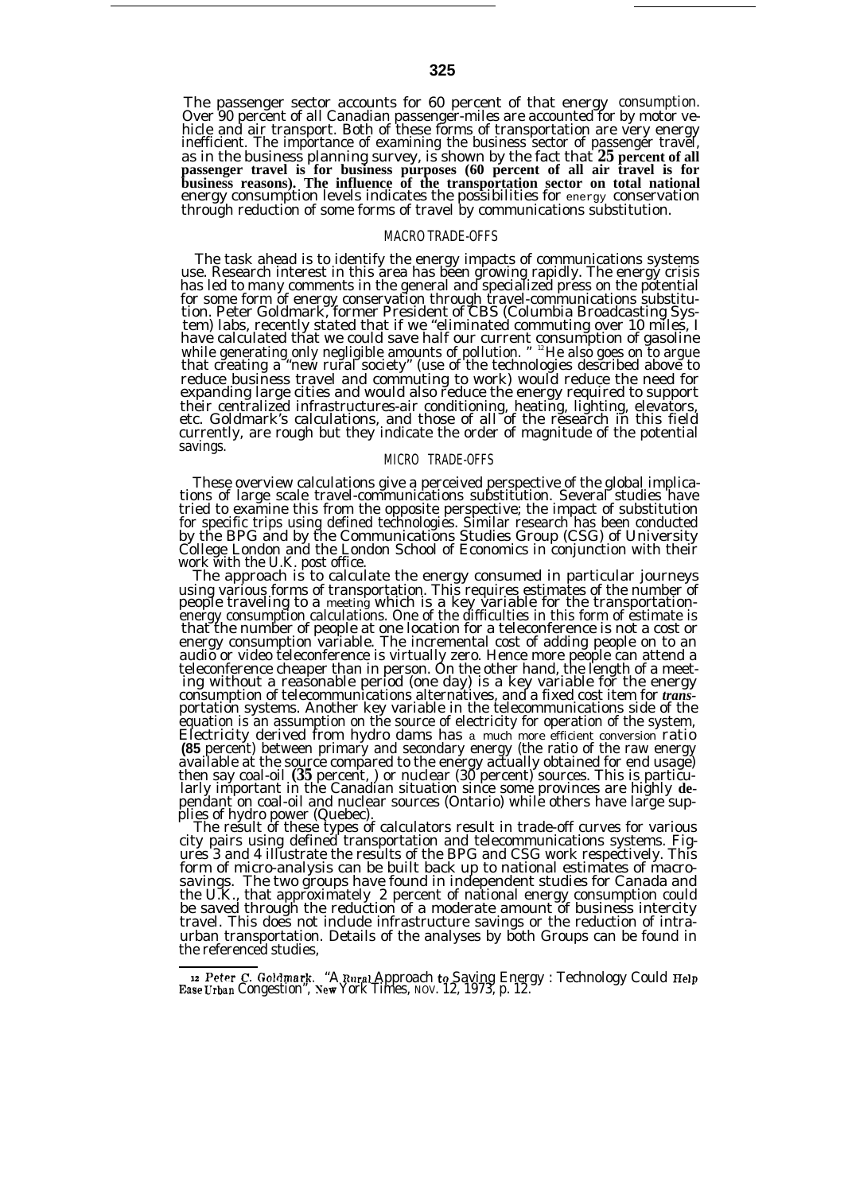The passenger sector accounts for 60 percent of that energy consumption. Over 90 percent of all Canadian passenger-miles are accounted for by motor vehicle and air transport. Both of these forms of transportation are very energy inefficient. The importance of examining the business sector of passenger travel, as in the business planning survey, is shown by the fact that **25 percent of all passenger travel is for business purposes (60 percent of all air travel is for business reasons). The influence of the transportation sector on total national** energy consumption levels indicates the possibilities for energy conservation through reduction of some forms of travel by communications substitution.

### MACRO TRADE-OFFS

The task ahead is to identify the energy impacts of communications systems use. Research interest in this area has been growing rapidly. The energy crisis has led to many comments in the general and specialized press on the potential for some form of energy conservation through travel-communications substitution. Peter Goldmark, former President of CBS (Columbia Broadcasting System) labs, recently stated that if we "eliminated commuting over 10 miles, I have calculated that we could save half our current consumption of gasoline while generating only negligible amounts of pollution. "[12] He also goes on to argue that creating a "new rural society" (use of the technologies described above to reduce business travel and commuting to work) would reduce the need for expanding large cities and would also reduce the energy required to support their centralized infrastructures-air conditioning, heating, lighting, elevators, etc. Goldmark's calculations, and those of all of the research in this field currently, are rough but they indicate the order of magnitude of the potential savings.

### MICRO TRADE-OFFS

These overview calculations give a perceived perspective of the global implications of large scale travel-communications substitution. Several studies have tried to examine this from the opposite perspective; the impact of substitution for specific trips using defined technologies. Similar research has been conducted by the BPG and by the Communications Studies Group (CSG) of University College London and the London School of Economics in conjunction with their work with the U.K. post office.

The approach is to calculate the energy consumed in particular journeys using various forms of transportation. This requires estimates of the number of people traveling to a meeting which is a key variable for the transportation-energy consumption calculations. One of the difficulties in this form of estimate is that the number of people at one location for a teleconference is not a cost or energy consumption variable. The incremental cost of adding people on to an audio or video teleconference is virtually zero. Hence more people can attend a teleconference cheaper than in person. On the other hand, the length of a meeting without a reasonable period (one day) is a key variable for the energy consumption of telecommunications alternatives, and a fixed cost item for *transportation* systems. Another key variable in the telecommunications side of the equation is an assumption on the source of electricity for operation of the system, Electricity derived from hydro dams has a much more efficient conversion ratio **(85** percent) between primary and secondary energy (the ratio of the raw energy available at the source compared to the energy actually obtained for end usage) then say coal-oil **(35** percent, ) or nuclear (30 percent) sources. This is particularly important in the Canadian situation since some provinces are highly dependant on coal-oil and nuclear sources (Ontario) while others have large supplies of hydro power (Quebec).

The result of these types of calculators result in trade-off curves for various city pairs using defined transportation and telecommunications systems. Figures 3 and 4 illustrate the results of the BPG and CSG work respectively. This form of micro-analysis can be built back up to national estimates of macro-savings. The two groups have found in independent studies for Canada and the U.K., that approximately 2 percent of national energy consumption could be saved through the reduction of a moderate amount of business intercity travel. This does not include infrastructure savings or the reduction of intra-urban transportation. Details of the analyses by both Groups can be found in the referenced studies,

---

[12] Peter C. Goldmark. "A Rural Approach to Saving Energy : Technology Could Help Ease Urban Congestion", New York Times, NOV. 12, 1973, p. 12.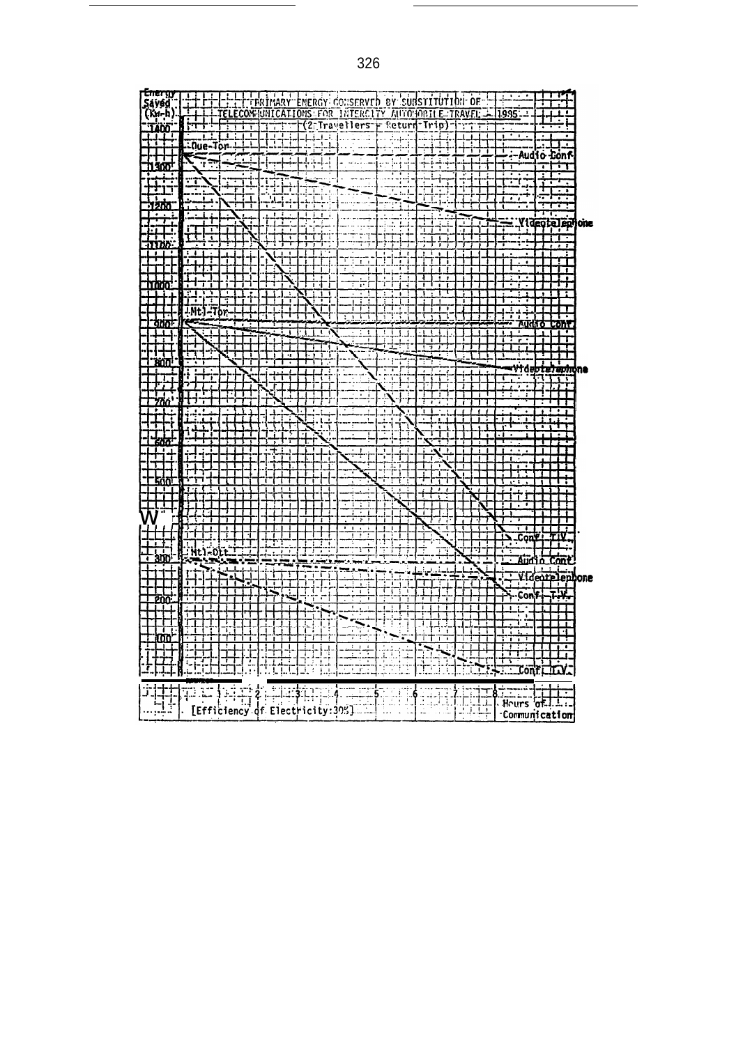PRIMARY ENERGY CONSERVED BY SUBSTITUTION OF TELECOMMUNICATIONS FOR INTERCITY AUTOMOBILE TRAVEL - 1995
(2 Travellers - Return Trip)

Energy Saved (Kw-h)

1400
1300
1200
1100
1000
900
800
700
600
500
400
300
200
100

Que-Tor
Audio Conf.
Videotelephone
Mtl-Tor
Audio Conf.
Videotelephone
Conf. T.V.
Mtl-Ott
Audio Conf.
Videotelephone
Conf. T.V.
Conf. T.V.

1 2 3 4 5 6 7 8
Hours of Communication

[Efficiency of Electricity:30%]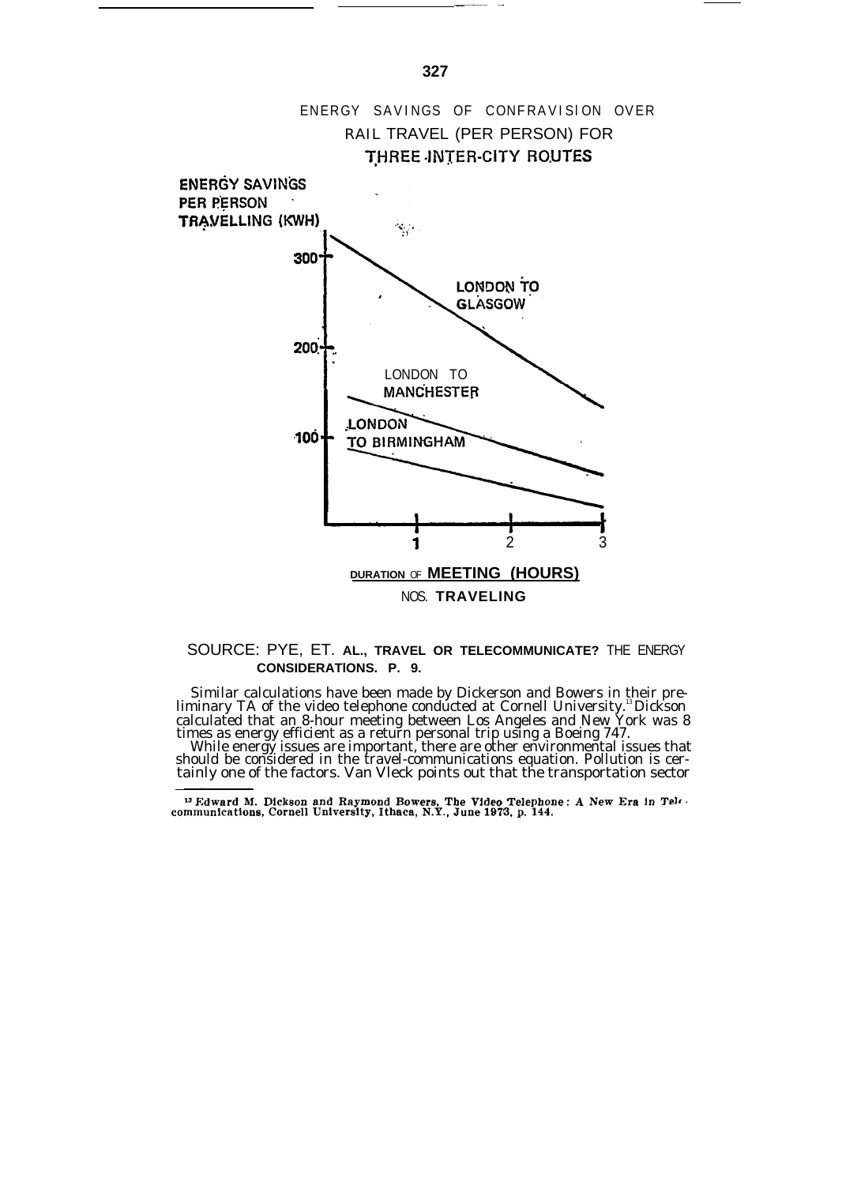ENERGY SAVINGS OF CONFRAVISION OVER RAIL TRAVEL (PER PERSON) FOR THREE INTER-CITY ROUTES

ENERGY SAVINGS PER PERSON TRAVELLING (KWH)

300

200

100

LONDON TO GLASGOW

LONDON TO MANCHESTER

LONDON TO BIRMINGHAM

1 2 3

DURATION OF MEETING (HOURS)

NOS. TRAVELING

SOURCE: PYE, ET. AL., TRAVEL OR TELECOMMUNICATE? THE ENERGY CONSIDERATIONS. P. 9.

Similar calculations have been made by Dickerson and Bowers in their preliminary TA of the video telephone conducted at Cornell University.[13] Dickson calculated that an 8-hour meeting between Los Angeles and New York was 8 times as energy efficient as a return personal trip using a Boeing 747.

While energy issues are important, there are other environmental issues that should be considered in the travel-communications equation. Pollution is certainly one of the factors. Van Vleck points out that the transportation sector

---

[13] Edward M. Dickson and Raymond Bowers, The Video Telephone: A New Era in Telecommunications, Cornell University, Ithaca, N.Y., June 1973, p. 144.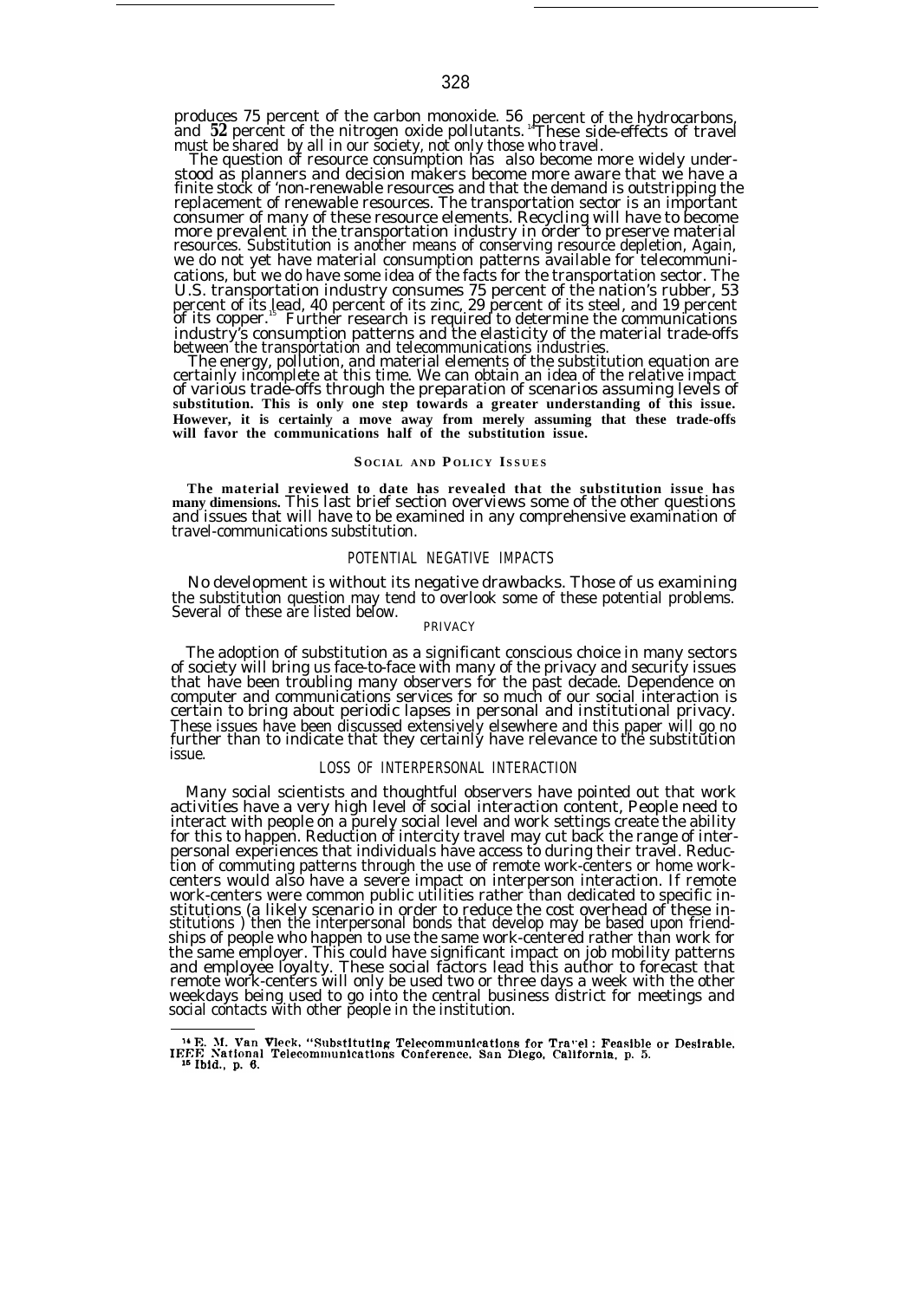produces 75 percent of the carbon monoxide. 56 percent of the hydrocarbons, and 52 percent of the nitrogen oxide pollutants.[14] These side-effects of travel must be shared by all in our society, not only those who travel.

The question of resource consumption has also become more widely understood as planners and decision makers become more aware that we have a finite stock of 'non-renewable resources and that the demand is outstripping the replacement of renewable resources. The transportation sector is an important consumer of many of these resource elements. Recycling will have to become more prevalent in the transportation industry in order to preserve material resources. Substitution is another means of conserving resource depletion, Again, we do not yet have material consumption patterns available for telecommunications, but we do have some idea of the facts for the transportation sector. The U.S. transportation industry consumes 75 percent of the nation's rubber, 53 percent of its lead, 40 percent of its zinc, 29 percent of its steel, and 19 percent of its copper.[15] Further research is required to determine the communications industry's consumption patterns and the elasticity of the material trade-offs between the transportation and telecommunications industries.

The energy, pollution, and material elements of the substitution equation are certainly incomplete at this time. We can obtain an idea of the relative impact of various trade-offs through the preparation of scenarios assuming levels of substitution. This is only one step towards a greater understanding of this issue. However, it is certainly a move away from merely assuming that these trade-offs will favor the communications half of the substitution issue.

## SOCIAL AND POLICY ISSUES

The material reviewed to date has revealed that the substitution issue has many dimensions. This last brief section overviews some of the other questions and issues that will have to be examined in any comprehensive examination of travel-communications substitution.

### POTENTIAL NEGATIVE IMPACTS

No development is without its negative drawbacks. Those of us examining the substitution question may tend to overlook some of these potential problems. Several of these are listed below.

#### PRIVACY

The adoption of substitution as a significant conscious choice in many sectors of society will bring us face-to-face with many of the privacy and security issues that have been troubling many observers for the past decade. Dependence on computer and communications services for so much of our social interaction is certain to bring about periodic lapses in personal and institutional privacy. These issues have been discussed extensively elsewhere and this paper will go no further than to indicate that they certainly have relevance to the substitution issue.

#### LOSS OF INTERPERSONAL INTERACTION

Many social scientists and thoughtful observers have pointed out that work activities have a very high level of social interaction content, People need to interact with people on a purely social level and work settings create the ability for this to happen. Reduction of intercity travel may cut back the range of interpersonal experiences that individuals have access to during their travel. Reduction of commuting patterns through the use of remote work-centers or home work-centers would also have a severe impact on interperson interaction. If remote work-centers were common public utilities rather than dedicated to specific institutions (a likely scenario in order to reduce the cost overhead of these institutions ) then the interpersonal bonds that develop may be based upon friendships of people who happen to use the same work-centered rather than work for the same employer. This could have significant impact on job mobility patterns and employee loyalty. These social factors lead this author to forecast that remote work-centers will only be used two or three days a week with the other weekdays being used to go into the central business district for meetings and social contacts with other people in the institution.

---

[14] E. M. Van Vleck, "Substituting Telecommunications for Travel: Feasible or Desirable, IEEE National Telecommunications Conference, San Diego, California, p. 5.

[15] Ibid., p. 6.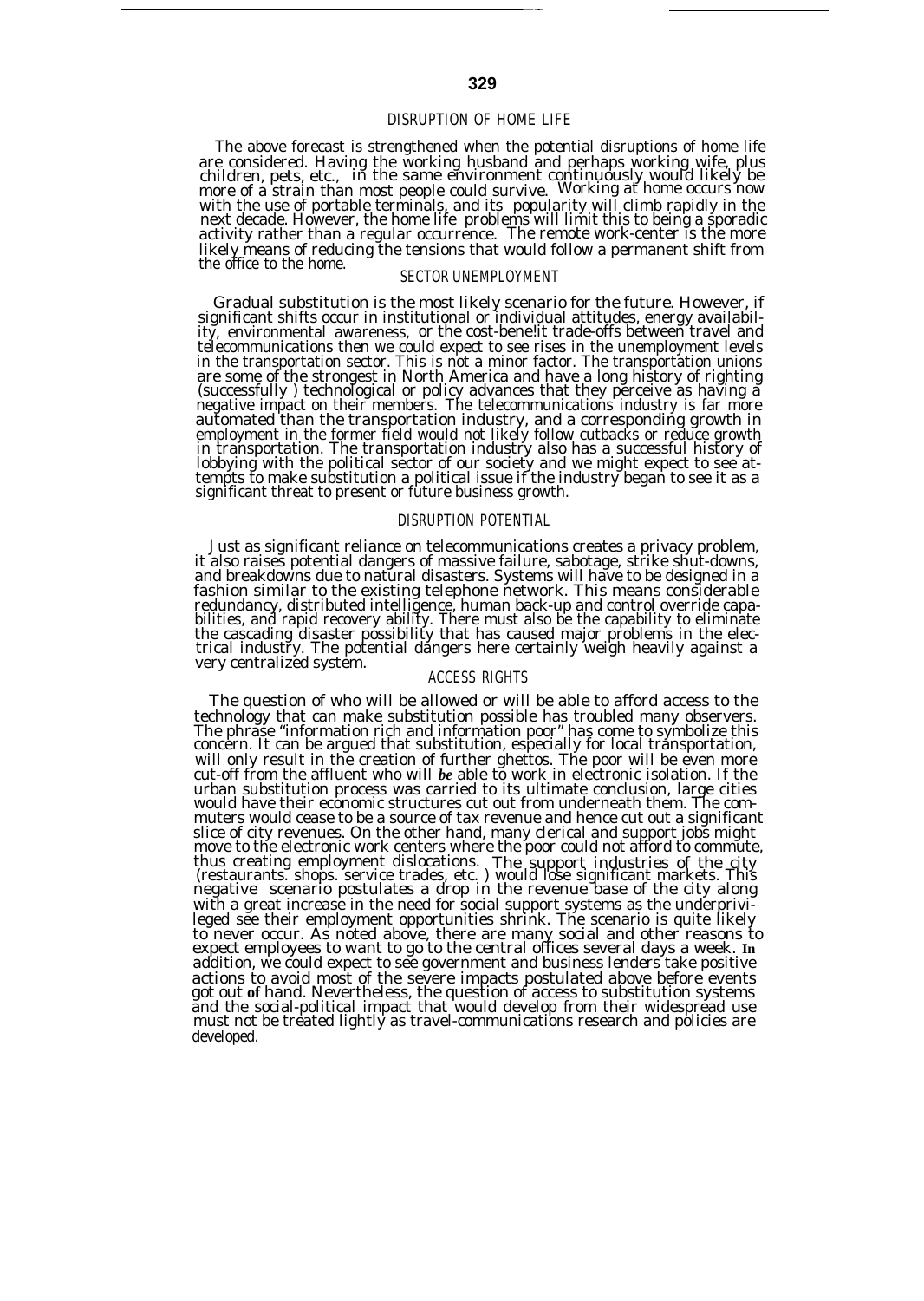## DISRUPTION OF HOME LIFE

The above forecast is strengthened when the potential disruptions of home life are considered. Having the working husband and perhaps working wife, plus children, pets, etc., in the same environment continuously would likely be more of a strain than most people could survive. Working at home occurs now with the use of portable terminals, and its popularity will climb rapidly in the next decade. However, the home life problems will limit this to being a sporadic activity rather than a regular occurrence. The remote work-center is the more likely means of reducing the tensions that would follow a permanent shift from the office to the home.

## SECTOR UNEMPLOYMENT

Gradual substitution is the most likely scenario for the future. However, if significant shifts occur in institutional or individual attitudes, energy availability, environmental awareness, or the cost-bene!it trade-offs between travel and telecommunications then we could expect to see rises in the unemployment levels in the transportation sector. This is not a minor factor. The transportation unions are some of the strongest in North America and have a long history of righting (successfully ) technological or policy advances that they perceive as having a negative impact on their members. The telecommunications industry is far more automated than the transportation industry, and a corresponding growth in employment in the former field would not likely follow cutbacks or reduce growth in transportation. The transportation industry also has a successful history of lobbying with the political sector of our society and we might expect to see attempts to make substitution a political issue if the industry began to see it as a significant threat to present or future business growth.

## DISRUPTION POTENTIAL

Just as significant reliance on telecommunications creates a privacy problem, it also raises potential dangers of massive failure, sabotage, strike shut-downs, and breakdowns due to natural disasters. Systems will have to be designed in a fashion similar to the existing telephone network. This means considerable redundancy, distributed intelligence, human back-up and control override capabilities, and rapid recovery ability. There must also be the capability to eliminate the cascading disaster possibility that has caused major problems in the electrical industry. The potential dangers here certainly weigh heavily against a very centralized system.

## ACCESS RIGHTS

The question of who will be allowed or will be able to afford access to the technology that can make substitution possible has troubled many observers. The phrase "information rich and information poor" has come to symbolize this concern. It can be argued that substitution, especially for local transportation, will only result in the creation of further ghettos. The poor will be even more cut-off from the affluent who will *be* able to work in electronic isolation. If the urban substitution process was carried to its ultimate conclusion, large cities would have their economic structures cut out from underneath them. The commuters would cease to be a source of tax revenue and hence cut out a significant slice of city revenues. On the other hand, many clerical and support jobs might move to the electronic work centers where the poor could not afford to commute, thus creating employment dislocations. The support industries of the city (restaurants. shops. service trades, etc. ) would lose significant markets. This negative scenario postulates a drop in the revenue base of the city along with a great increase in the need for social support systems as the underprivileged see their employment opportunities shrink. The scenario is quite likely to never occur. As noted above, there are many social and other reasons to expect employees to want to go to the central offices several days a week. In addition, we could expect to see government and business lenders take positive actions to avoid most of the severe impacts postulated above before events got out of hand. Nevertheless, the question of access to substitution systems and the social-political impact that would develop from their widespread use must not be treated lightly as travel-communications research and policies are developed.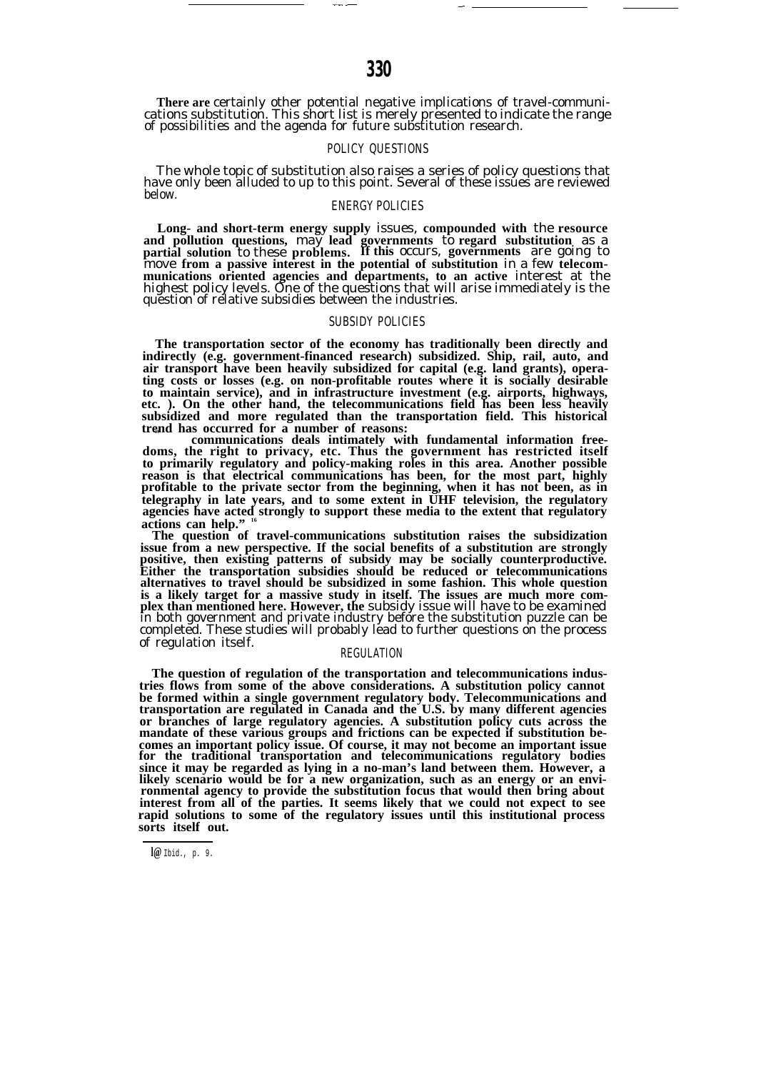There are certainly other potential negative implications of travel-communications substitution. This short list is merely presented to indicate the range of possibilities and the agenda for future substitution research.

## POLICY QUESTIONS

The whole topic of substitution also raises a series of policy questions that have only been alluded to up to this point. Several of these issues are reviewed below.

### ENERGY POLICIES

Long- and short-term energy supply issues, compounded with the resource and pollution questions, may lead governments to regard substitution as a partial solution to these problems. If this occurs, governments are going to move from a passive interest in the potential of substitution in a few telecommunications oriented agencies and departments, to an active interest at the highest policy levels. One of the questions that will arise immediately is the question of relative subsidies between the industries.

### SUBSIDY POLICIES

The transportation sector of the economy has traditionally been directly and indirectly (e.g. government-financed research) subsidized. Ship, rail, auto, and air transport have been heavily subsidized for capital (e.g. land grants), operating costs or losses (e.g. on non-profitable routes where it is socially desirable to maintain service), and in infrastructure investment (e.g. airports, highways, etc. ). On the other hand, the telecommunications field has been less heavily subsidized and more regulated than the transportation field. This historical trend has occurred for a number of reasons:

"... communications deals intimately with fundamental information freedoms, the right to privacy, etc. Thus the government has restricted itself to primarily regulatory and policy-making roles in this area. Another possible reason is that electrical communications has been, for the most part, highly profitable to the private sector from the beginning, when it has not been, as in telegraphy in late years, and to some extent in UHF television, the regulatory agencies have acted strongly to support these media to the extent that regulatory actions can help." [16]

The question of travel-communications substitution raises the subsidization issue from a new perspective. If the social benefits of a substitution are strongly positive, then existing patterns of subsidy may be socially counterproductive. Either the transportation subsidies should be reduced or telecommunications alternatives to travel should be subsidized in some fashion. This whole question is a likely target for a massive study in itself. The issues are much more complex than mentioned here. However, the subsidy issue will have to be examined in both government and private industry before the substitution puzzle can be completed. These studies will probably lead to further questions on the process of regulation itself.

### REGULATION

The question of regulation of the transportation and telecommunications industries flows from some of the above considerations. A substitution policy cannot be formed within a single government regulatory body. Telecommunications and transportation are regulated in Canada and the U.S. by many different agencies or branches of large regulatory agencies. A substitution policy cuts across the mandate of these various groups and frictions can be expected if substitution becomes an important policy issue. Of course, it may not become an important issue for the traditional transportation and telecommunications regulatory bodies since it may be regarded as lying in a no-man's land between them. However, a likely scenario would be for a new organization, such as an energy or an environmental agency to provide the substitution focus that would then bring about interest from all of the parties. It seems likely that we could not expect to see rapid solutions to some of the regulatory issues until this institutional process sorts itself out.

---

[16] Ibid., p. 9.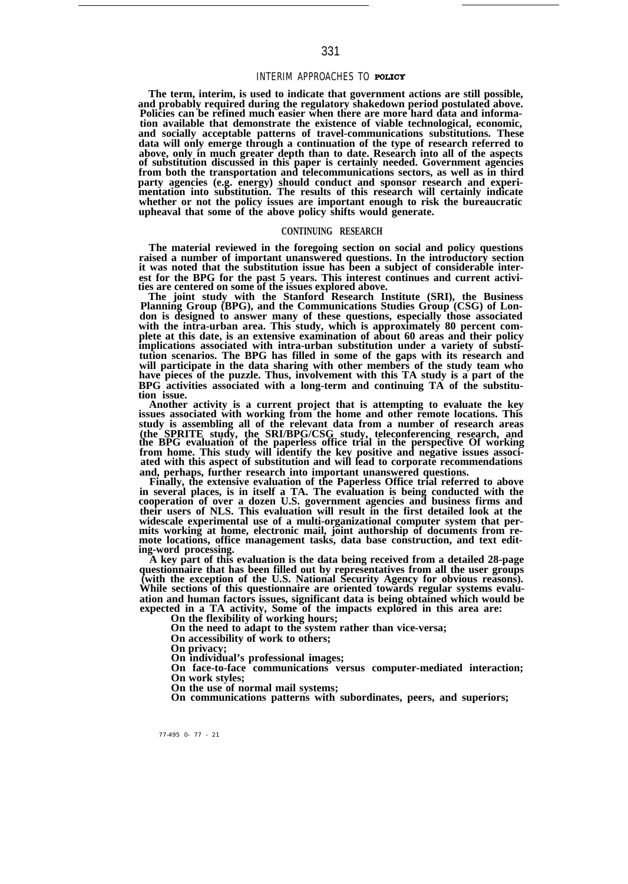## INTERIM APPROACHES TO POLICY

The term, interim, is used to indicate that government actions are still possible, and probably required during the regulatory shakedown period postulated above. Policies can be refined much easier when there are more hard data and information available that demonstrate the existence of viable technological, economic, and socially acceptable patterns of travel-communications substitutions. These data will only emerge through a continuation of the type of research referred to above, only in much greater depth than to date. Research into all of the aspects of substitution discussed in this paper is certainly needed. Government agencies from both the transportation and telecommunications sectors, as well as in third party agencies (e.g. energy) should conduct and sponsor research and experimentation into substitution. The results of this research will certainly indicate whether or not the policy issues are important enough to risk the bureaucratic upheaval that some of the above policy shifts would generate.

## CONTINUING RESEARCH

The material reviewed in the foregoing section on social and policy questions raised a number of important unanswered questions. In the introductory section it was noted that the substitution issue has been a subject of considerable interest for the BPG for the past 5 years. This interest continues and current activities are centered on some of the issues explored above.

The joint study with the Stanford Research Institute (SRI), the Business Planning Group (BPG), and the Communications Studies Group (CSG) of London is designed to answer many of these questions, especially those associated with the intra-urban area. This study, which is approximately 80 percent complete at this date, is an extensive examination of about 60 areas and their policy implications associated with intra-urban substitution under a variety of substitution scenarios. The BPG has filled in some of the gaps with its research and will participate in the data sharing with other members of the study team who have pieces of the puzzle. Thus, involvement with this TA study is a part of the BPG activities associated with a long-term and continuing TA of the substitution issue.

Another activity is a current project that is attempting to evaluate the key issues associated with working from the home and other remote locations. This study is assembling all of the relevant data from a number of research areas (the SPRITE study, the SRI/BPG/CSG study, teleconferencing research, and the BPG evaluation of the paperless office trial in the perspective Of working from home. This study will identify the key positive and negative issues associated with this aspect of substitution and will lead to corporate recommendations and, perhaps, further research into important unanswered questions.

Finally, the extensive evaluation of the Paperless Office trial referred to above in several places, is in itself a TA. The evaluation is being conducted with the cooperation of over a dozen U.S. government agencies and business firms and their users of NLS. This evaluation will result in the first detailed look at the widescale experimental use of a multi-organizational computer system that permits working at home, electronic mail, joint authorship of documents from remote locations, office management tasks, data base construction, and text editing-word processing.

A key part of this evaluation is the data being received from a detailed 28-page questionnaire that has been filled out by representatives from all the user groups (with the exception of the U.S. National Security Agency for obvious reasons). While sections of this questionnaire are oriented towards regular systems evaluation and human factors issues, significant data is being obtained which would be expected in a TA activity, Some of the impacts explored in this area are:

On the flexibility of working hours;
On the need to adapt to the system rather than vice-versa;
On accessibility of work to others;
On privacy;
On individual's professional images;
On face-to-face communications versus computer-mediated interaction;
On work styles;
On the use of normal mail systems;
On communications patterns with subordinates, peers, and superiors;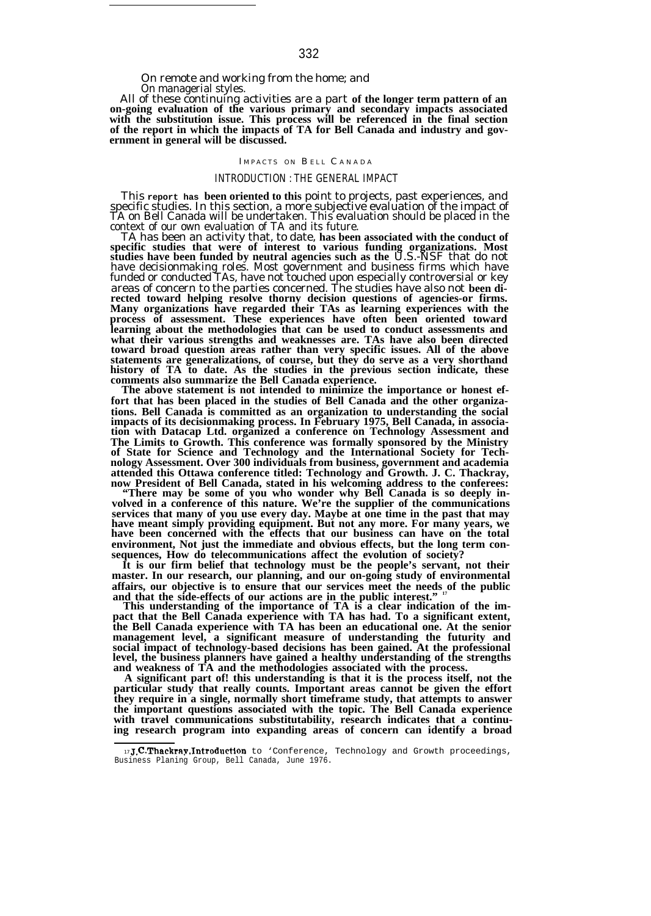On remote and working from the home; and

On managerial styles.

All of these continuing activities are a part of the longer term pattern of an on-going evaluation of the various primary and secondary impacts associated with the substitution issue. This process will be referenced in the final section of the report in which the impacts of TA for Bell Canada and industry and government in general will be discussed.

## IMPACTS ON BELL CANADA

### INTRODUCTION: THE GENERAL IMPACT

This report has been oriented to this point to projects, past experiences, and specific studies. In this section, a more subjective evaluation of the impact of TA on Bell Canada will be undertaken. This evaluation should be placed in the context of our own evaluation of TA and its future.

TA has been an activity that, to date, has been associated with the conduct of specific studies that were of interest to various funding organizations. Most studies have been funded by neutral agencies such as the U.S.-NSF that do not have decisionmaking roles. Most government and business firms which have funded or conducted TAs, have not touched upon especially controversial or key areas of concern to the parties concerned. The studies have also not been directed toward helping resolve thorny decision questions of agencies-or firms. Many organizations have regarded their TAs as learning experiences with the process of assessment. These experiences have often been oriented toward learning about the methodologies that can be used to conduct assessments and what their various strengths and weaknesses are. TAs have also been directed toward broad question areas rather than very specific issues. All of the above statements are generalizations, of course, but they do serve as a very shorthand history of TA to date. As the studies in the previous section indicate, these comments also summarize the Bell Canada experience.

The above statement is not intended to minimize the importance or honest effort that has been placed in the studies of Bell Canada and the other organizations. Bell Canada is committed as an organization to understanding the social impacts of its decisionmaking process. In February 1975, Bell Canada, in association with Datacap Ltd. organized a conference on Technology Assessment and The Limits to Growth. This conference was formally sponsored by the Ministry of State for Science and Technology and the International Society for Technology Assessment. Over 300 individuals from business, government and academia attended this Ottawa conference titled: Technology and Growth. J. C. Thackray, now President of Bell Canada, stated in his welcoming address to the conferees:

"There may be some of you who wonder why Bell Canada is so deeply involved in a conference of this nature. We're the supplier of the communications services that many of you use every day. Maybe at one time in the past that may have meant simply providing equipment. But not any more. For many years, we have been concerned with the effects that our business can have on the total environment, Not just the immediate and obvious effects, but the long term consequences, How do telecommunications affect the evolution of society?

It is our firm belief that technology must be the people's servant, not their master. In our research, our planning, and our on-going study of environmental affairs, our objective is to ensure that our services meet the needs of the public and that the side-effects of our actions are in the public interest." [17]

This understanding of the importance of TA is a clear indication of the impact that the Bell Canada experience with TA has had. To a significant extent, the Bell Canada experience with TA has been an educational one. At the senior management level, a significant measure of understanding the futurity and social impact of technology-based decisions has been gained. At the professional level, the business planners have gained a healthy understanding of the strengths and weakness of TA and the methodologies associated with the process.

A significant part of! this understanding is that it is the process itself, not the particular study that really counts. Important areas cannot be given the effort they require in a single, normally short timeframe study, that attempts to answer the important questions associated with the topic. The Bell Canada experience with travel communications substitutability, research indicates that a continuing research program into expanding areas of concern can identify a broad

---

[17] J.C.Thackray,Introduction to 'Conference, Technology and Growth proceedings, Business Planing Group, Bell Canada, June 1976.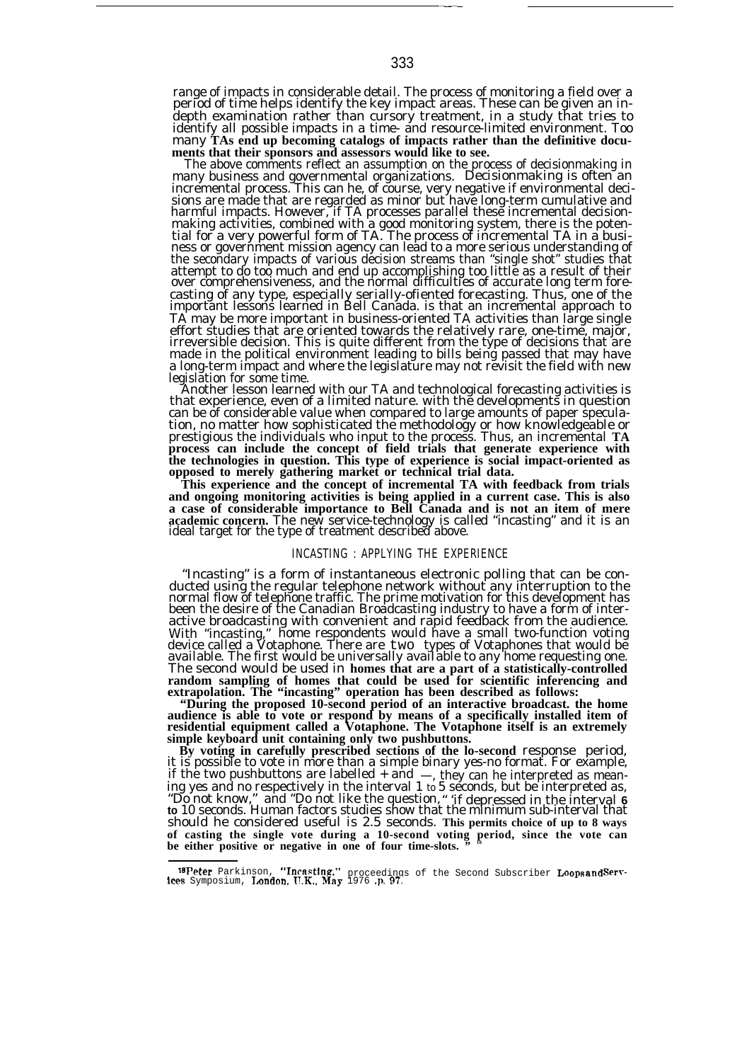range of impacts in considerable detail. The process of monitoring a field over a period of time helps identify the key impact areas. These can be given an in-depth examination rather than cursory treatment, in a study that tries to identify all possible impacts in a time- and resource-limited environment. Too many **TAs end up becoming catalogs of impacts rather than the definitive documents that their sponsors and assessors would like to see.**

The above comments reflect an assumption on the process of decisionmaking in many business and governmental organizations. Decisionmaking is often an incremental process. This can he, of course, very negative if environmental decisions are made that are regarded as minor but have long-term cumulative and harmful impacts. However, if TA processes parallel these incremental decisionmaking activities, combined with a good monitoring system, there is the potential for a very powerful form of TA. The process of incremental TA in a business or government mission agency can lead to a more serious understanding of the secondary impacts of various decision streams than "single shot" studies that attempt to do too much and end up accomplishing too little as a result of their over comprehensiveness, and the normal difficulties of accurate long term forecasting of any type, especially serially-oriented forecasting. Thus, one of the important lessons learned in Bell Canada. is that an incremental approach to TA may be more important in business-oriented TA activities than large single effort studies that are oriented towards the relatively rare, one-time, major, irreversible decision. This is quite different from the type of decisions that are made in the political environment leading to bills being passed that may have a long-term impact and where the legislature may not revisit the field with new legislation for some time.

Another lesson learned with our TA and technological forecasting activities is that experience, even of a limited nature. with the developments in question can be of considerable value when compared to large amounts of paper speculation, no matter how sophisticated the methodology or how knowledgeable or prestigious the individuals who input to the process. Thus, an incremental **TA process can include the concept of field trials that generate experience with the technologies in question. This type of experience is social impact-oriented as opposed to merely gathering market or technical trial data.**

**This experience and the concept of incremental TA with feedback from trials and ongoing monitoring activities is being applied in a current case. This is also a case of considerable importance to Bell Canada and is not an item of mere academic concern.** The new service-technology is called "incasting" and it is an ideal target for the type of treatment described above.

## INCASTING : APPLYING THE EXPERIENCE

"Incasting" is a form of instantaneous electronic polling that can be conducted using the regular telephone network without any interruption to the normal flow of telephone traffic. The prime motivation for this development has been the desire of the Canadian Broadcasting industry to have a form of interactive broadcasting with convenient and rapid feedback from the audience. With "incasting," home respondents would have a small two-function voting device called a Votaphone. There are two types of Votaphones that would be available. The first would be universally available to any home requesting one. The second would be used in **homes that are a part of a statistically-controlled random sampling of homes that could be used for scientific inferencing and extrapolation. The "incasting" operation has been described as follows:**

**"During the proposed 10-second period of an interactive broadcast. the home audience is able to vote or respond by means of a specifically installed item of residential equipment called a Votaphone. The Votaphone itself is an extremely simple keyboard unit containing only two pushbuttons.**

**By voting in carefully prescribed sections of the lo-second** response period, it is possible to vote in more than a simple binary yes-no format. For example, if the two pushbuttons are labelled + and —, they can he interpreted as meaning yes and no respectively in the interval 1 to 5 seconds, but be interpreted as, "Do not know," and "Do not like the question," 'if depressed in the interval **6 to** 10 seconds. Human factors studies show that the minimum sub-interval that should he considered useful is 2.5 seconds. **This permits choice of up to 8 ways of casting the single vote during a 10-second voting period, since the vote can be either positive or negative in one of four time-slots. "** [18]

---

[18] Peter Parkinson, **"Incasting,"** proceedings of the Second Subscriber Loops and Services Symposium, **London, U.K., May** 1976 **.p. 97.**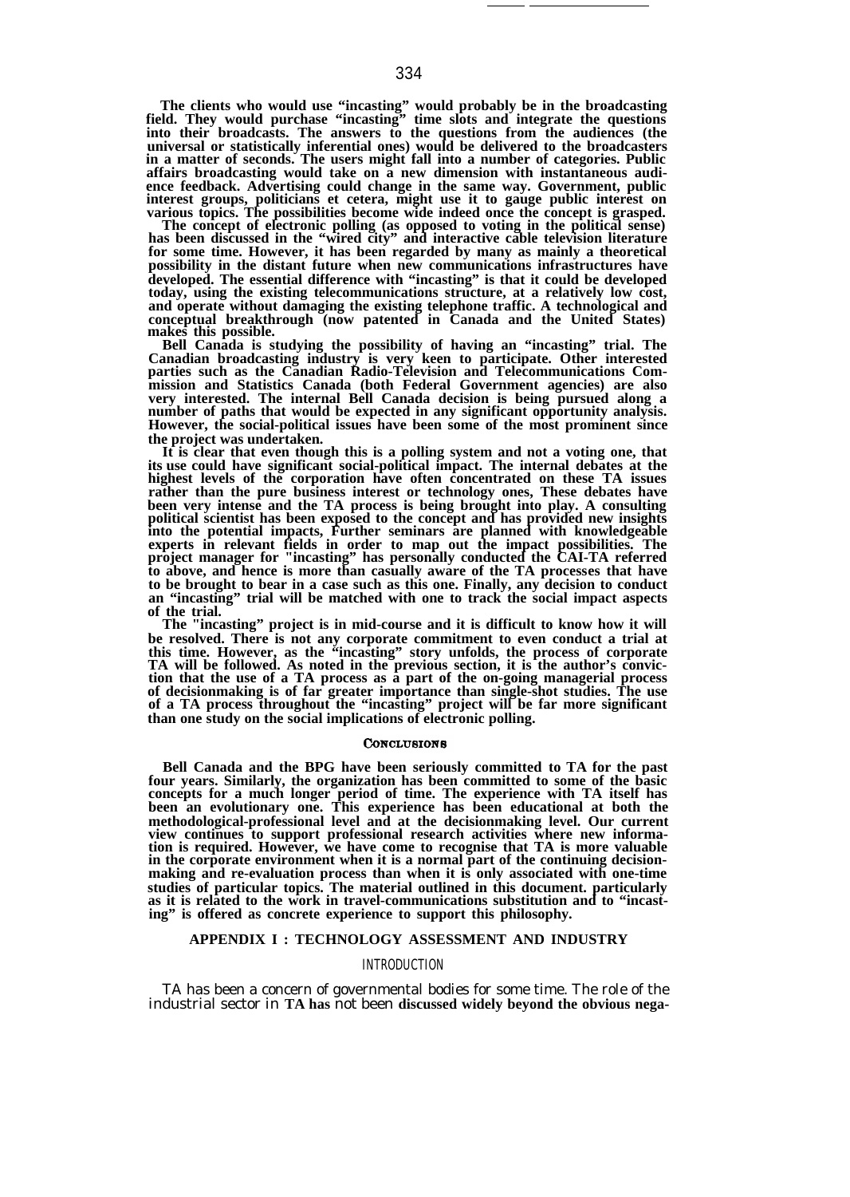The clients who would use "incasting" would probably be in the broadcasting field. They would purchase "incasting" time slots and integrate the questions into their broadcasts. The answers to the questions from the audiences (the universal or statistically inferential ones) would be delivered to the broadcasters in a matter of seconds. The users might fall into a number of categories. Public affairs broadcasting would take on a new dimension with instantaneous audience feedback. Advertising could change in the same way. Government, public interest groups, politicians et cetera, might use it to gauge public interest on various topics. The possibilities become wide indeed once the concept is grasped.

The concept of electronic polling (as opposed to voting in the political sense) has been discussed in the "wired city" and interactive cable television literature for some time. However, it has been regarded by many as mainly a theoretical possibility in the distant future when new communications infrastructures have developed. The essential difference with "incasting" is that it could be developed today, using the existing telecommunications structure, at a relatively low cost, and operate without damaging the existing telephone traffic. A technological and conceptual breakthrough (now patented in Canada and the United States) makes this possible.

Bell Canada is studying the possibility of having an "incasting" trial. The Canadian broadcasting industry is very keen to participate. Other interested parties such as the Canadian Radio-Television and Telecommunications Commission and Statistics Canada (both Federal Government agencies) are also very interested. The internal Bell Canada decision is being pursued along a number of paths that would be expected in any significant opportunity analysis. However, the social-political issues have been some of the most prominent since the project was undertaken.

It is clear that even though this is a polling system and not a voting one, that its use could have significant social-political impact. The internal debates at the highest levels of the corporation have often concentrated on these TA issues rather than the pure business interest or technology ones, These debates have been very intense and the TA process is being brought into play. A consulting political scientist has been exposed to the concept and has provided new insights into the potential impacts, Further seminars are planned with knowledgeable experts in relevant fields in order to map out the impact possibilities. The project manager for "incasting" has personally conducted the CAI-TA referred to above, and hence is more than casually aware of the TA processes that have to be brought to bear in a case such as this one. Finally, any decision to conduct an "incasting" trial will be matched with one to track the social impact aspects of the trial.

The "incasting" project is in mid-course and it is difficult to know how it will be resolved. There is not any corporate commitment to even conduct a trial at this time. However, as the "incasting" story unfolds, the process of corporate TA will be followed. As noted in the previous section, it is the author's conviction that the use of a TA process as a part of the on-going managerial process of decisionmaking is of far greater importance than single-shot studies. The use of a TA process throughout the "incasting" project will be far more significant than one study on the social implications of electronic polling.

## CONCLUSIONS

Bell Canada and the BPG have been seriously committed to TA for the past four years. Similarly, the organization has been committed to some of the basic concepts for a much longer period of time. The experience with TA itself has been an evolutionary one. This experience has been educational at both the methodological-professional level and at the decisionmaking level. Our current view continues to support professional research activities where new information is required. However, we have come to recognise that TA is more valuable in the corporate environment when it is a normal part of the continuing decisionmaking and re-evaluation process than when it is only associated with one-time studies of particular topics. The material outlined in this document. particularly as it is related to the work in travel-communications substitution and to "incasting" is offered as concrete experience to support this philosophy.

## APPENDIX I : TECHNOLOGY ASSESSMENT AND INDUSTRY

### INTRODUCTION

TA has been a concern of governmental bodies for some time. The role of the industrial sector in TA has not been discussed widely beyond the obvious nega-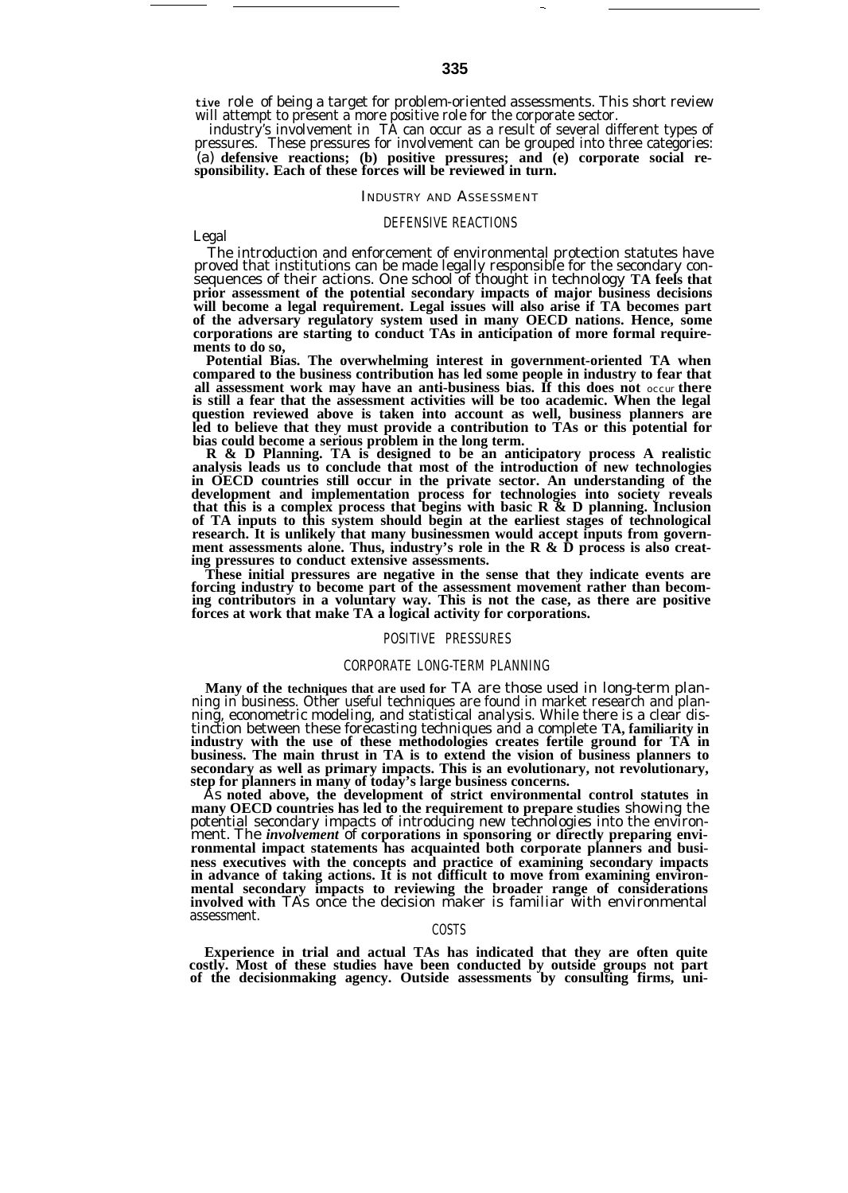tive role of being a target for problem-oriented assessments. This short review will attempt to present a more positive role for the corporate sector.

industry's involvement in TA can occur as a result of several different types of pressures. These pressures for involvement can be grouped into three categories: (a) defensive reactions; (b) positive pressures; and (e) corporate social responsibility. Each of these forces will be reviewed in turn.

## INDUSTRY AND ASSESSMENT

### DEFENSIVE REACTIONS

Legal

The introduction and enforcement of environmental protection statutes have proved that institutions can be made legally responsible for the secondary consequences of their actions. One school of thought in technology TA feels that prior assessment of the potential secondary impacts of major business decisions will become a legal requirement. Legal issues will also arise if TA becomes part of the adversary regulatory system used in many OECD nations. Hence, some corporations are starting to conduct TAs in anticipation of more formal requirements to do so,

**Potential Bias.** The overwhelming interest in government-oriented TA when compared to the business contribution has led some people in industry to fear that all assessment work may have an anti-business bias. If this does not occur there is still a fear that the assessment activities will be too academic. When the legal question reviewed above is taken into account as well, business planners are led to believe that they must provide a contribution to TAs or this potential for bias could become a serious problem in the long term.

**R & D Planning.** TA is designed to be an anticipatory process A realistic analysis leads us to conclude that most of the introduction of new technologies in OECD countries still occur in the private sector. An understanding of the development and implementation process for technologies into society reveals that this is a complex process that begins with basic R & D planning. Inclusion of TA inputs to this system should begin at the earliest stages of technological research. It is unlikely that many businessmen would accept inputs from government assessments alone. Thus, industry's role in the R & D process is also creating pressures to conduct extensive assessments.

These initial pressures are negative in the sense that they indicate events are forcing industry to become part of the assessment movement rather than becoming contributors in a voluntary way. This is not the case, as there are positive forces at work that make TA a logical activity for corporations.

### POSITIVE PRESSURES

#### CORPORATE LONG-TERM PLANNING

Many of the techniques that are used for TA are those used in long-term planning in business. Other useful techniques are found in market research and planning, econometric modeling, and statistical analysis. While there is a clear distinction between these forecasting techniques and a complete TA, familiarity in industry with the use of these methodologies creates fertile ground for TA in business. The main thrust in TA is to extend the vision of business planners to secondary as well as primary impacts. This is an evolutionary, not revolutionary, step for planners in many of today's large business concerns.

As noted above, the development of strict environmental control statutes in many OECD countries has led to the requirement to prepare studies showing the potential secondary impacts of introducing new technologies into the environment. The *involvement* of corporations in sponsoring or directly preparing environmental impact statements has acquainted both corporate planners and business executives with the concepts and practice of examining secondary impacts in advance of taking actions. It is not difficult to move from examining environmental secondary impacts to reviewing the broader range of considerations involved with TAs once the decision maker is familiar with environmental assessment.

#### COSTS

Experience in trial and actual TAs has indicated that they are often quite costly. Most of these studies have been conducted by outside groups not part of the decisionmaking agency. Outside assessments by consulting firms, uni-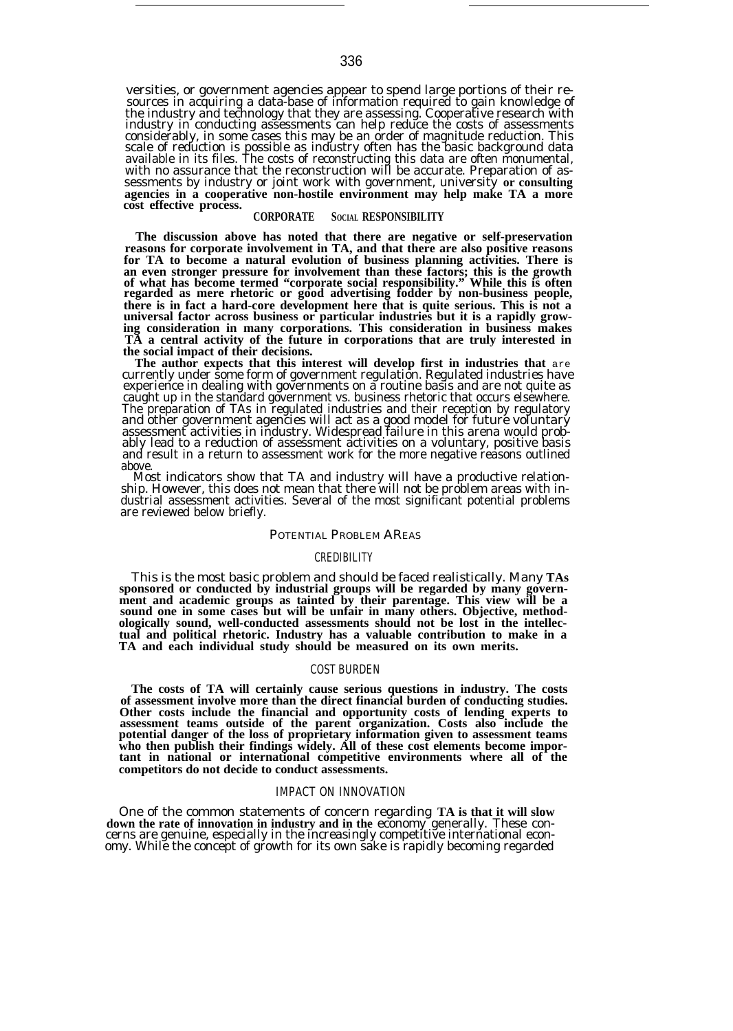versities, or government agencies appear to spend large portions of their resources in acquiring a data-base of information required to gain knowledge of the industry and technology that they are assessing. Cooperative research with industry in conducting assessments can help reduce the costs of assessments considerably, in some cases this may be an order of magnitude reduction. This scale of reduction is possible as industry often has the basic background data available in its files. The costs of reconstructing this data are often monumental, with no assurance that the reconstruction will be accurate. Preparation of assessments by industry or joint work with government, university or consulting agencies in a cooperative non-hostile environment may help make TA a more cost effective process.

## CORPORATE SOCIAL RESPONSIBILITY

The discussion above has noted that there are negative or self-preservation reasons for corporate involvement in TA, and that there are also positive reasons for TA to become a natural evolution of business planning activities. There is an even stronger pressure for involvement than these factors; this is the growth of what has become termed "corporate social responsibility." While this is often regarded as mere rhetoric or good advertising fodder by non-business people, there is in fact a hard-core development here that is quite serious. This is not a universal factor across business or particular industries but it is a rapidly growing consideration in many corporations. This consideration in business makes TA a central activity of the future in corporations that are truly interested in the social impact of their decisions.

The author expects that this interest will develop first in industries that are currently under some form of government regulation. Regulated industries have experience in dealing with governments on a routine basis and are not quite as caught up in the standard government vs. business rhetoric that occurs elsewhere. The preparation of TAs in regulated industries and their reception by regulatory and other government agencies will act as a good model for future voluntary assessment activities in industry. Widespread failure in this arena would probably lead to a reduction of assessment activities on a voluntary, positive basis and result in a return to assessment work for the more negative reasons outlined above.

Most indicators show that TA and industry will have a productive relationship. However, this does not mean that there will not be problem areas with industrial assessment activities. Several of the most significant potential problems are reviewed below briefly.

## POTENTIAL PROBLEM AREAS

### CREDIBILITY

This is the most basic problem and should be faced realistically. Many TAs sponsored or conducted by industrial groups will be regarded by many government and academic groups as tainted by their parentage. This view will be a sound one in some cases but will be unfair in many others. Objective, methodologically sound, well-conducted assessments should not be lost in the intellectual and political rhetoric. Industry has a valuable contribution to make in a TA and each individual study should be measured on its own merits.

### COST BURDEN

The costs of TA will certainly cause serious questions in industry. The costs of assessment involve more than the direct financial burden of conducting studies. Other costs include the financial and opportunity costs of lending experts to assessment teams outside of the parent organization. Costs also include the potential danger of the loss of proprietary information given to assessment teams who then publish their findings widely. All of these cost elements become important in national or international competitive environments where all of the competitors do not decide to conduct assessments.

### IMPACT ON INNOVATION

One of the common statements of concern regarding TA is that it will slow down the rate of innovation in industry and in the economy generally. These concerns are genuine, especially in the increasingly competitive international economy. While the concept of growth for its own sake is rapidly becoming regarded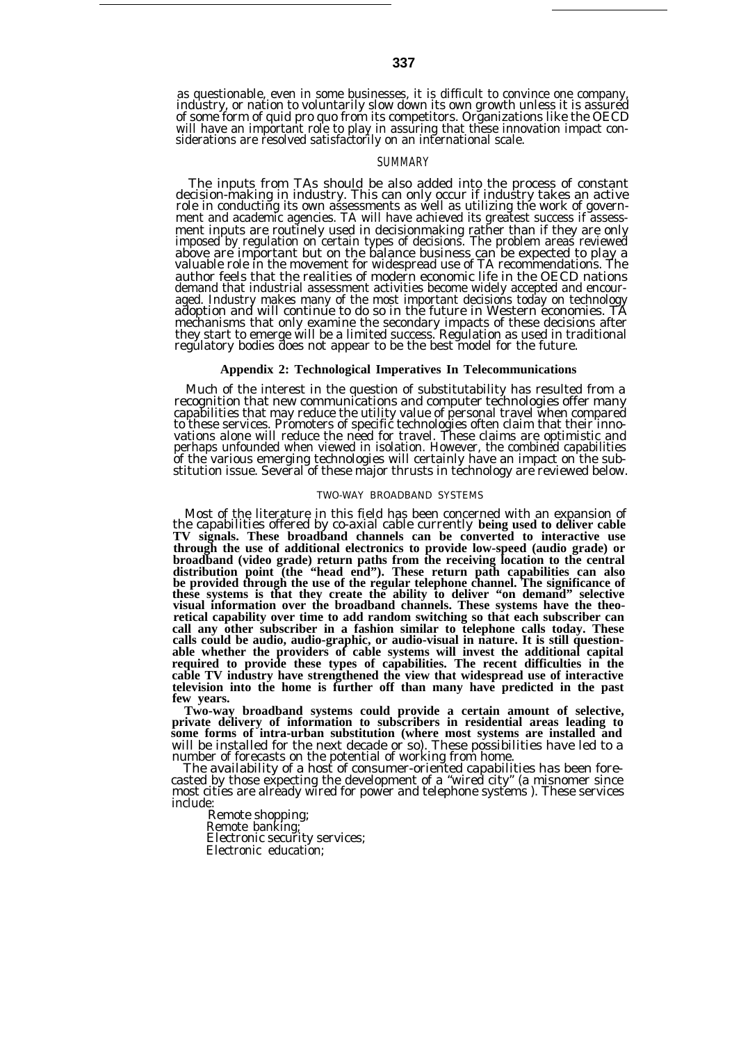as questionable, even in some businesses, it is difficult to convince one company, industry, or nation to voluntarily slow down its own growth unless it is assured of some form of quid pro quo from its competitors. Organizations like the OECD will have an important role to play in assuring that these innovation impact considerations are resolved satisfactorily on an international scale.

### SUMMARY

The inputs from TAs should be also added into the process of constant decision-making in industry. This can only occur if industry takes an active role in conducting its own assessments as well as utilizing the work of government and academic agencies. TA will have achieved its greatest success if assessment inputs are routinely used in decisionmaking rather than if they are only imposed by regulation on certain types of decisions. The problem areas reviewed above are important but on the balance business can be expected to play a valuable role in the movement for widespread use of TA recommendations. The author feels that the realities of modern economic life in the OECD nations demand that industrial assessment activities become widely accepted and encouraged. Industry makes many of the most important decisions today on technology adoption and will continue to do so in the future in Western economies. TA mechanisms that only examine the secondary impacts of these decisions after they start to emerge will be a limited success. Regulation as used in traditional regulatory bodies does not appear to be the best model for the future.

## Appendix 2: Technological Imperatives In Telecommunications

Much of the interest in the question of substitutability has resulted from a recognition that new communications and computer technologies offer many capabilities that may reduce the utility value of personal travel when compared to these services. Promoters of specific technologies often claim that their innovations alone will reduce the need for travel. These claims are optimistic and perhaps unfounded when viewed in isolation. However, the combined capabilities of the various emerging technologies will certainly have an impact on the substitution issue. Several of these major thrusts in technology are reviewed below.

### TWO-WAY BROADBAND SYSTEMS

Most of the literature in this field has been concerned with an expansion of the capabilities offered by co-axial cable currently **being used to deliver cable TV signals. These broadband channels can be converted to interactive use through the use of additional electronics to provide low-speed (audio grade) or broadband (video grade) return paths from the receiving location to the central distribution point (the "head end"). These return path capabilities can also be provided through the use of the regular telephone channel. The significance of these systems is that they create the ability to deliver "on demand" selective visual information over the broadband channels. These systems have the theoretical capability over time to add random switching so that each subscriber can call any other subscriber in a fashion similar to telephone calls today. These calls could be audio, audio-graphic, or audio-visual in nature. It is still questionable whether the providers of cable systems will invest the additional capital required to provide these types of capabilities. The recent difficulties in the cable TV industry have strengthened the view that widespread use of interactive television into the home is further off than many have predicted in the past few years.**

**Two-way broadband systems could provide a certain amount of selective, private delivery of information to subscribers in residential areas leading to some forms of intra-urban substitution (where most systems are installed and** will be installed for the next decade or so). These possibilities have led to a number of forecasts on the potential of working from home.

The availability of a host of consumer-oriented capabilities has been forecasted by those expecting the development of a "wired city" (a misnomer since most cities are already wired for power and telephone systems ). These services include:

- Remote shopping;
- Remote banking;
- Electronic security services;
- Electronic education;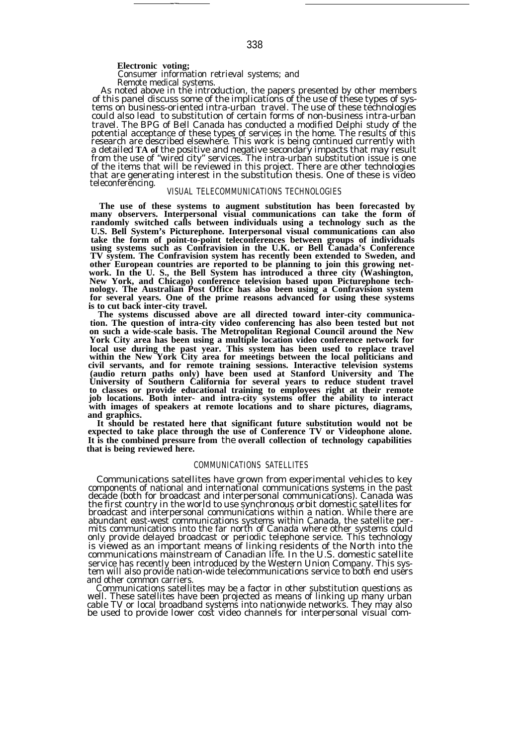**Electronic voting;**

Consumer information retrieval systems; and

Remote medical systems.

As noted above in the introduction, the papers presented by other members of this panel discuss some of the implications of the use of these types of systems on business-oriented intra-urban travel. The use of these technologies could also lead to substitution of certain forms of non-business intra-urban travel. The BPG of Bell Canada has conducted a modified Delphi study of the potential acceptance of these types of services in the home. The results of this research are described elsewhere. This work is being continued currently with a detailed **TA of** the positive and negative secondary impacts that may result from the use of "wired city" services. The intra-urban substitution issue is one of the items that will be reviewed in this project. There are other technologies that are generating interest in the substitution thesis. One of these is video teleconferencing.

## VISUAL TELECOMMUNICATIONS TECHNOLOGIES

**The use of these systems to augment substitution has been forecasted by many observers. Interpersonal visual communications can take the form of randomly switched calls between individuals using a technology such as the U.S. Bell System's Picturephone. Interpersonal visual communications can also take the form of point-to-point teleconferences between groups of individuals using systems such as Confravision in the U.K. or Bell Canada's Conference TV system. The Confravision system has recently been extended to Sweden, and other European countries are reported to be planning to join this growing network. In the U. S., the Bell System has introduced a three city (Washington, New York, and Chicago) conference television based upon Picturephone technology. The Australian Post Office has also been using a Confravision system for several years. One of the prime reasons advanced for using these systems is to cut back inter-city travel.**

**The systems discussed above are all directed toward inter-city communication. The question of intra-city video conferencing has also been tested but not on such a wide-scale basis. The Metropolitan Regional Council around the New York City area has been using a multiple location video conference network for local use during the past year. This system has been used to replace travel within the New York City area for meetings between the local politicians and civil servants, and for remote training sessions. Interactive television systems (audio return paths only) have been used at Stanford University and The University of Southern California for several years to reduce student travel to classes or provide educational training to employees right at their remote job locations. Both inter- and intra-city systems offer the ability to interact with images of speakers at remote locations and to share pictures, diagrams, and graphics.**

**It should be restated here that significant future substitution would not be expected to take place through the use of Conference TV or Videophone alone. It is the combined pressure from** the **overall collection of technology capabilities that is being reviewed here.**

## COMMUNICATIONS SATELLITES

Communications satellites have grown from experimental vehicles to key components of national and international communications systems in the past decade (both for broadcast and interpersonal communications). Canada was the first country in the world to use synchronous orbit domestic satellites for broadcast and interpersonal communications within a nation. While there are abundant east-west communications systems within Canada, the satellite permits communications into the far north of Canada where other systems could only provide delayed broadcast or periodic telephone service. This technology is viewed as an important means of linking residents of the North into the communications mainstream of Canadian life. In the U.S. domestic satellite service has recently been introduced by the Western Union Company. This system will also provide nation-wide telecommunications service to both end users and other common carriers.

Communications satellites may be a factor in other substitution questions as well. These satellites have been projected as means of linking up many urban cable TV or local broadband systems into nationwide networks. They may also be used to provide lower cost video channels for interpersonal visual com-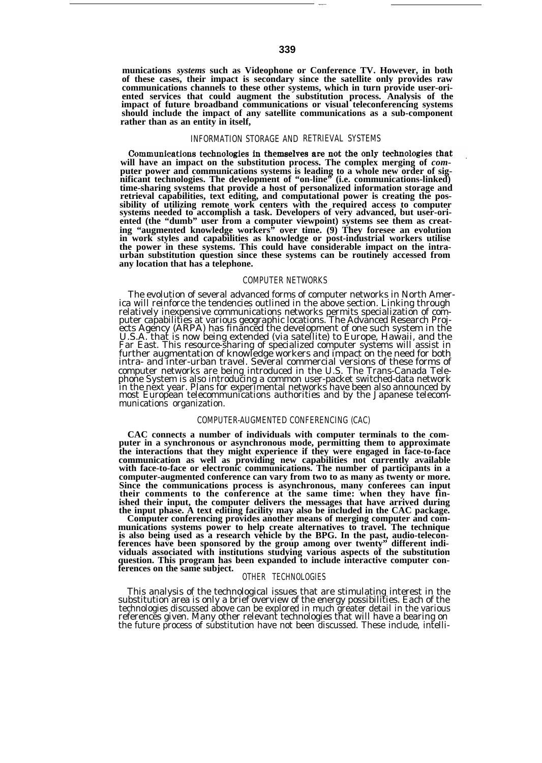**munications *systems* such as Videophone or Conference TV. However, in both of these cases, their impact is secondary since the satellite only provides raw communications channels to these other systems, which in turn provide user-oriented services that could augment the substitution process. Analysis of the impact of future broadband communications or visual teleconferencing systems should include the impact of any satellite communications as a sub-component rather than as an entity in itself,**

## INFORMATION STORAGE AND RETRIEVAL SYSTEMS

**Communications technologies in themselves are not the only technologies that will have an impact on the substitution process. The complex merging of *computer* power and communications systems is leading to a whole new order of significant technologies. The development of "on-line" (i.e. communications-linked) time-sharing systems that provide a host of personalized information storage and retrieval capabilities, text editing, and computational power is creating the possibility of utilizing remote work centers with the required access to computer systems needed to accomplish a task. Developers of very advanced, but user-oriented (the "dumb" user from a computer viewpoint) systems see them as creating "augmented knowledge workers" over time. (9) They foresee an evolution in work styles and capabilities as knowledge or post-industrial workers utilise the power in these systems. This could have considerable impact on the intra-urban substitution question since these systems can be routinely accessed from any location that has a telephone.**

## COMPUTER NETWORKS

The evolution of several advanced forms of computer networks in North America will reinforce the tendencies outlined in the above section. Linking through relatively inexpensive communications networks permits specialization of computer capabilities at various geographic locations. The Advanced Research Projects Agency (ARPA) has financed the development of one such system in the U.S.A. that is now being extended (via satellite) to Europe, Hawaii, and the Far East. This resource-sharing of specialized computer systems will assist in further augmentation of knowledge workers and impact on the need for both intra- and inter-urban travel. Several commercial versions of these forms of computer networks are being introduced in the U.S. The Trans-Canada Telephone System is also introducing a common user-packet switched-data network in the next year. Plans for experimental networks have been also announced by most European telecommunications authorities and by the Japanese telecommunications organization.

## COMPUTER-AUGMENTED CONFERENCING (CAC)

**CAC connects a number of individuals with computer terminals to the computer in a synchronous or asynchronous mode, permitting them to approximate the interactions that they might experience if they were engaged in face-to-face communication as well as providing new capabilities not currently available with face-to-face or electronic communications. The number of participants in a computer-augmented conference can vary from two to as many as twenty or more. Since the communications process is asynchronous, many conferees can input their comments to the conference at the same time: when they have finished their input, the computer delivers the messages that have arrived during the input phase. A text editing facility may also be included in the CAC package.**

**Computer conferencing provides another means of merging computer and communications systems power to help create alternatives to travel. The technique is also being used as a research vehicle by the BPG. In the past, audio-teleconferences have been sponsored by the group among over twenty" different individuals associated with institutions studying various aspects of the substitution question. This program has been expanded to include interactive computer conferences on the same subject.**

## OTHER TECHNOLOGIES

This analysis of the technological issues that are stimulating interest in the substitution area is only a brief overview of the energy possibilities. Each of the technologies discussed above can be explored in much greater detail in the various references given. Many other relevant technologies that will have a bearing on the future process of substitution have not been discussed. These include, intelli-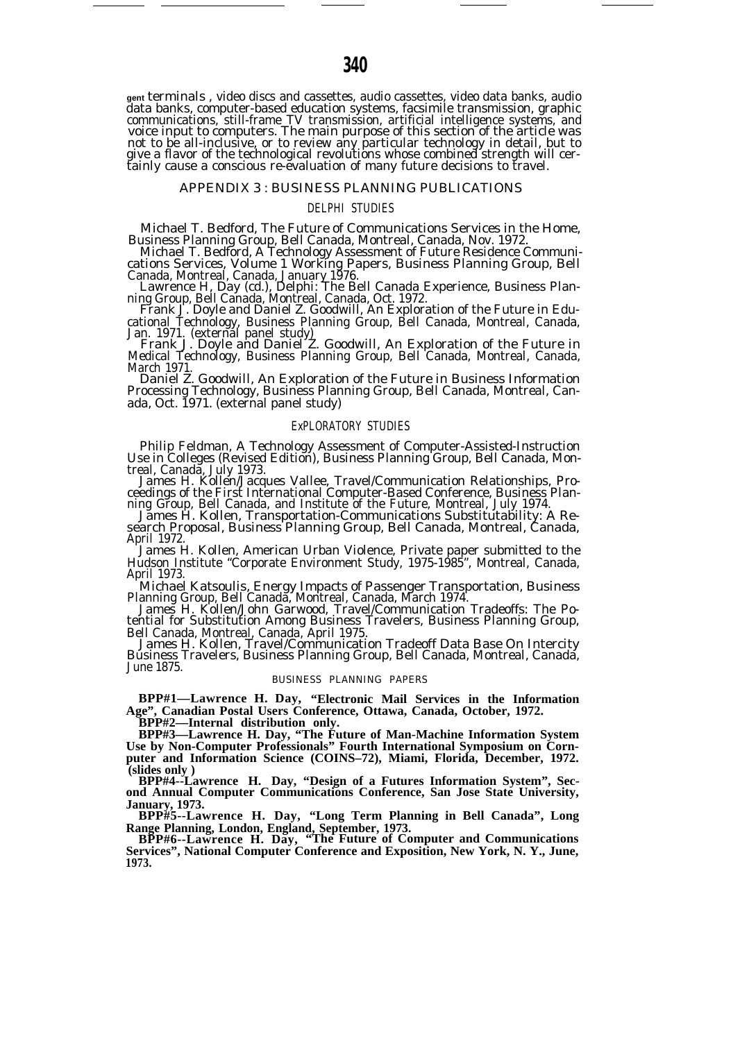gent terminals , video discs and cassettes, audio cassettes, video data banks, audio data banks, computer-based education systems, facsimile transmission, graphic communications, still-frame TV transmission, artificial intelligence systems, and voice input to computers. The main purpose of this section of the article was not to be all-inclusive, or to review any particular technology in detail, but to give a flavor of the technological revolutions whose combined strength will certainly cause a conscious re-evaluation of many future decisions to travel.

## APPENDIX 3 : BUSINESS PLANNING PUBLICATIONS

### DELPHI STUDIES

Michael T. Bedford, The Future of Communications Services in the Home, Business Planning Group, Bell Canada, Montreal, Canada, Nov. 1972.

Michael T. Bedford, A Technology Assessment of Future Residence Communications Services, Volume 1 Working Papers, Business Planning Group, Bell Canada, Montreal, Canada, January 1976.

Lawrence H, Day (cd.), Delphi: The Bell Canada Experience, Business Planning Group, Bell Canada, Montreal, Canada, Oct. 1972.

Frank J. Doyle and Daniel Z. Goodwill, An Exploration of the Future in Educational Technology, Business Planning Group, Bell Canada, Montreal, Canada, Jan. 1971. (external panel study)

Frank J. Doyle and Daniel Z. Goodwill, An Exploration of the Future in Medical Technology, Business Planning Group, Bell Canada, Montreal, Canada, March 1971.

Daniel Z. Goodwill, An Exploration of the Future in Business Information Processing Technology, Business Planning Group, Bell Canada, Montreal, Canada, Oct. 1971. (external panel study)

### ExPLORATORY STUDIES

Philip Feldman, A Technology Assessment of Computer-Assisted-Instruction Use in Colleges (Revised Edition), Business Planning Group, Bell Canada, Montreal, Canada, July 1973.

James H. Kollen/Jacques Vallee, Travel/Communication Relationships, Proceedings of the First International Computer-Based Conference, Business Planning Group, Bell Canada, and Institute of the Future, Montreal, July 1974.

James H. Kollen, Transportation-Communications Substitutability: A Research Proposal, Business Planning Group, Bell Canada, Montreal, Canada, April 1972.

James H. Kollen, American Urban Violence, Private paper submitted to the Hudson Institute "Corporate Environment Study, 1975-1985", Montreal, Canada, April 1973.

Michael Katsoulis, Energy Impacts of Passenger Transportation, Business Planning Group, Bell Canada, Montreal, Canada, March 1974.

James H. Kollen/John Garwood, Travel/Communication Tradeoffs: The Potential for Substitution Among Business Travelers, Business Planning Group, Bell Canada, Montreal, Canada, April 1975.

James H. Kollen, Travel/Communication Tradeoff Data Base On Intercity Business Travelers, Business Planning Group, Bell Canada, Montreal, Canada, June 1875.

### BUSINESS PLANNING PAPERS

**BPP#1—Lawrence H. Day, "Electronic Mail Services in the Information Age", Canadian Postal Users Conference, Ottawa, Canada, October, 1972.**

**BPP#2—Internal distribution only.**

**BPP#3—Lawrence H. Day, "The Future of Man-Machine Information System Use by Non-Computer Professionals" Fourth International Symposium on Cornputer and Information Science (COINS–72), Miami, Florida, December, 1972. (slides only )**

**BPP#4--Lawrence H. Day, "Design of a Futures Information System", Second Annual Computer Communications Conference, San Jose State University, January, 1973.**

**BPP#5--Lawrence H. Day, "Long Term Planning in Bell Canada", Long Range Planning, London, England, September, 1973.**

**BPP#6--Lawrence H. Day, "The Future of Computer and Communications Services", National Computer Conference and Exposition, New York, N. Y., June, 1973.**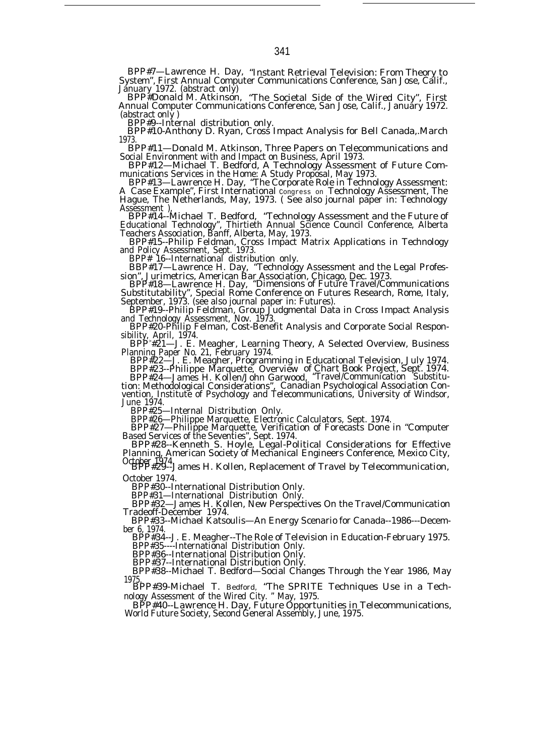BPP#7—Lawrence H. Day, "Instant Retrieval Television: From Theory to System", First Annual Computer Communications Conference, San Jose, Calif., January 1972. (abstract only)

BPP#Donald M. Atkinson, "The Societal Side of the Wired City", First Annual Computer Communications Conference, San Jose, Calif., January 1972. (abstract only )

BPP#9--Internal distribution only.

BPP#10-Anthony D. Ryan, Cross Impact Analysis for Bell Canada,.March 1973.

BPP#11—Donald M. Atkinson, Three Papers on Telecommunications and Social Environment with and Impact on Business, April 1973.

BPP#12—Michael T. Bedford, A Technology Assessment of Future Communications Services in the Home: A Study Proposal, May 1973.

BPP#13—Lawrence H. Day, "The Corporate Role in Technology Assessment: A Case Example", First International congress on Technology Assessment, The Hague, The Netherlands, May, 1973. ( See also journal paper in: Technology Assessment ),

BPP#14--Michael T. Bedford, "Technology Assessment and the Future of Educational Technology", Thirtieth Annual Science Council Conference, Alberta Teachers Association, Banff, Alberta, May, 1973.

BPP#15--Philip Feldman, Cross Impact Matrix Applications in Technology and Policy Assessment, Sept. 1973.

BPP# 16--International distribution only.

BBP#17—Lawrence H. Day, "Technology Assessment and the Legal Profession", Jurimetrics, American Bar Association, Chicago, Dec. 1973.

BPP#18—Lawrence H. Day, "Dimensions of Future Travel/Communications Substitutability", Special Rome Conference on Futures Research, Rome, Italy, September, 1973. (see also journal paper in: Futures).

BPP#19--Philip Feldman, Group Judgmental Data in Cross Impact Analysis and Technology Assessment, Nov. 1973.

BPP#20-Philip Felman, Cost-Benefit Analysis and Corporate Social Responsibility, April, 1974.

BPP#21—J. E. Meagher, Learning Theory, A Selected Overview, Business Planning Paper No. 21, February 1974.

BPP#22—J. E. Meagher, Programming in Educational Television, July 1974.

BPP#23--Philippe Marquette, Overview of Chart Book Project, Sept. 1974.

BPP#24—James H. Kollen/John Garwood, "Travel/Communication Substitution: Methodological Considerations", Canadian Psychological Association Convention, Institute of Psychology and Telecommunications, University of Windsor, June 1974.

BPP#25—Internal Distribution Only.

BPP#26—Philippe Marquette, Electronic Calculators, Sept. 1974.

BPP#27—Philippe Marquette, Verification of Forecasts Done in "Computer Based Services of the Seventies", Sept. 1974.

BPP#28--Kenneth S. Hoyle, Legal-Political Considerations for Effective Planning, American Society of Mechanical Engineers Conference, Mexico City, October 1974.

BPP#29--James H. Kollen, Replacement of Travel by Telecommunication, October 1974.

BPP#30--International Distribution Only.

BPP#31—International Distribution Only.

BPP#32—James H. Kollen, New Perspectives On the Travel/Communication Tradeoff-December 1974.

BPP#33--Michael Katsoulis—An Energy Scenario for Canada--1986---December 6, 1974.

BPP#34--J. E. Meagher--The Role of Television in Education-February 1975.

BPP#35----International Distribution Only.

BPP#36--International Distribution Only.

BPP#37--International Distribution Only.

BPP#38--Michael T. Bedford—Social Changes Through the Year 1986, May 1975.

BPP#39-Michael T. Bedford, "The SPRITE Techniques Use in a Technology Assessment of the Wired City. " May, 1975.

BPP#40--Lawrence H. Day, Future Opportunities in Telecommunications, World Future Society, Second General Assembly, June, 1975.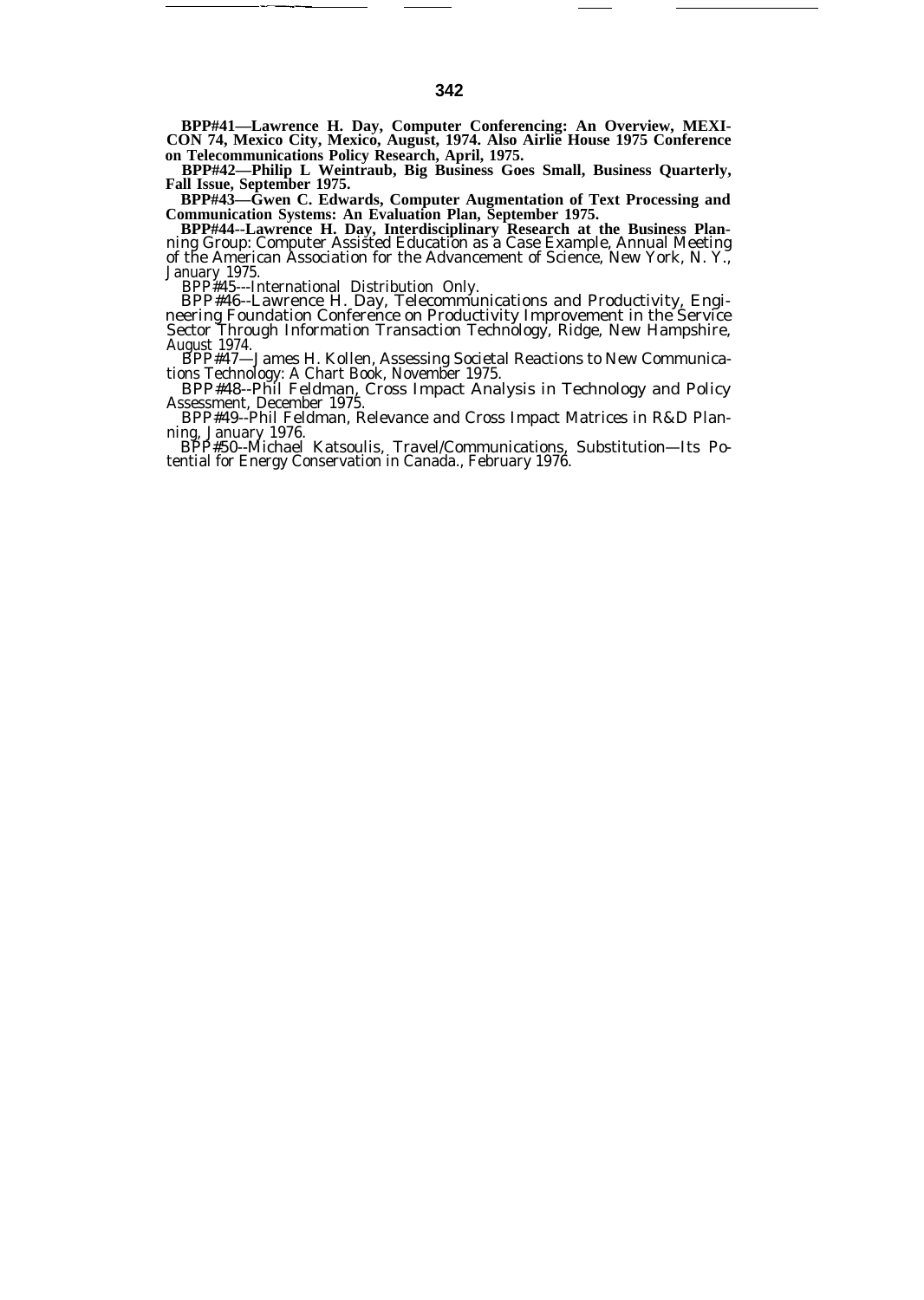**BPP#41—Lawrence H. Day, Computer Conferencing: An Overview, MEXI-CON 74, Mexico City, Mexico, August, 1974. Also Airlie House 1975 Conference on Telecommunications Policy Research, April, 1975.**

**BPP#42—Philip L Weintraub, Big Business Goes Small, Business Quarterly, Fall Issue, September 1975.**

**BPP#43—Gwen C. Edwards, Computer Augmentation of Text Processing and Communication Systems: An Evaluation Plan, September 1975.**

**BPP#44--Lawrence H. Day, Interdisciplinary Research at the Business Plan-**ning Group: Computer Assisted Education as a Case Example, Annual Meeting of the American Association for the Advancement of Science, New York, N. Y., January 1975.

BPP#45---International Distribution Only.

BPP#46--Lawrence H. Day, Telecommunications and Productivity, Engineering Foundation Conference on Productivity Improvement in the Service Sector Through Information Transaction Technology, Ridge, New Hampshire, August 1974.

BPP#47—James H. Kollen, Assessing Societal Reactions to New Communications Technology: A Chart Book, November 1975.

BPP#48--Phil Feldman, Cross Impact Analysis in Technology and Policy Assessment, December 1975.

BPP#49--Phil Feldman, Relevance and Cross Impact Matrices in R&D Planning, January 1976.

BPP#50--Michael Katsoulis, Travel/Communications, Substitution—Its Potential for Energy Conservation in Canada., February 1976.